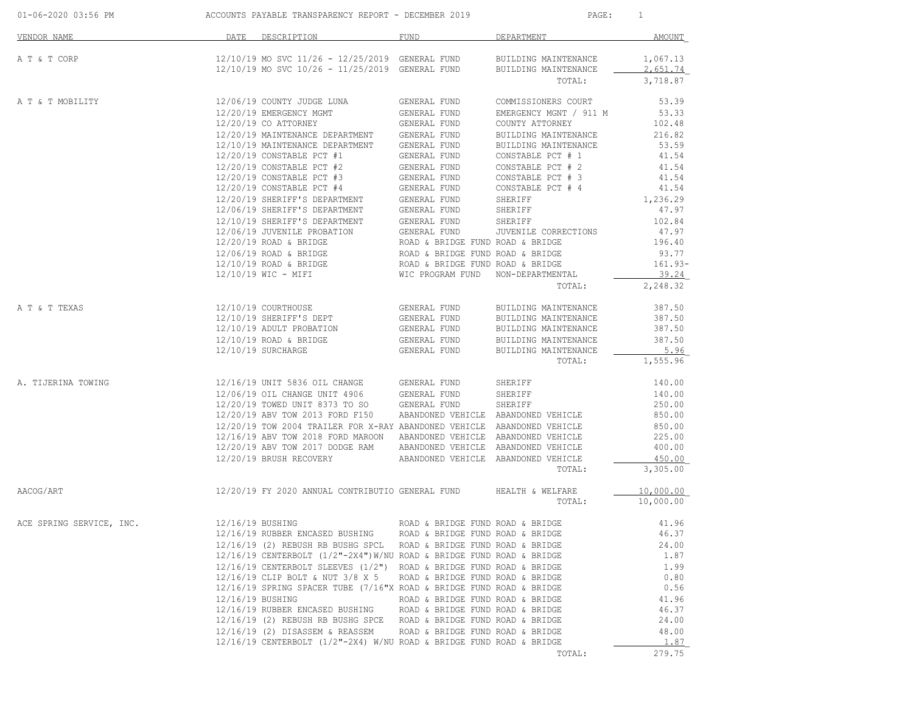# ACCOUNTS PAYABLE TRANSPARENCY REPORT - DECEMBER 2019

01-06-2020 03:56 PM

| VENDOR NAME | DATE | DESCRIPTION | FUND | DEPARTMENT | AMOUNT |
|---|---|---|---|---|---|
| A T & T CORP | 12/10/19 | MO SVC 11/26 - 12/25/2019 | GENERAL FUND | BUILDING MAINTENANCE | 1,067.13 |
| | 12/10/19 | MO SVC 10/26 - 11/25/2019 | GENERAL FUND | BUILDING MAINTENANCE | 2,651.74 |
| | | | | TOTAL: | 3,718.87 |
| A T & T MOBILITY | 12/06/19 | COUNTY JUDGE LUNA | GENERAL FUND | COMMISSIONERS COURT | 53.39 |
| | 12/20/19 | EMERGENCY MGMT | GENERAL FUND | EMERGENCY MGNT / 911 M | 53.33 |
| | 12/20/19 | CO ATTORNEY | GENERAL FUND | COUNTY ATTORNEY | 102.48 |
| | 12/20/19 | MAINTENANCE DEPARTMENT | GENERAL FUND | BUILDING MAINTENANCE | 216.82 |
| | 12/10/19 | MAINTENANCE DEPARTMENT | GENERAL FUND | BUILDING MAINTENANCE | 53.59 |
| | 12/20/19 | CONSTABLE PCT #1 | GENERAL FUND | CONSTABLE PCT # 1 | 41.54 |
| | 12/20/19 | CONSTABLE PCT #2 | GENERAL FUND | CONSTABLE PCT # 2 | 41.54 |
| | 12/20/19 | CONSTABLE PCT #3 | GENERAL FUND | CONSTABLE PCT # 3 | 41.54 |
| | 12/20/19 | CONSTABLE PCT #4 | GENERAL FUND | CONSTABLE PCT # 4 | 41.54 |
| | 12/20/19 | SHERIFF'S DEPARTMENT | GENERAL FUND | SHERIFF | 1,236.29 |
| | 12/06/19 | SHERIFF'S DEPARTMENT | GENERAL FUND | SHERIFF | 47.97 |
| | 12/10/19 | SHERIFF'S DEPARTMENT | GENERAL FUND | SHERIFF | 102.84 |
| | 12/06/19 | JUVENILE PROBATION | GENERAL FUND | JUVENILE CORRECTIONS | 47.97 |
| | 12/20/19 | ROAD & BRIDGE | ROAD & BRIDGE FUND | ROAD & BRIDGE | 196.40 |
| | 12/06/19 | ROAD & BRIDGE | ROAD & BRIDGE FUND | ROAD & BRIDGE | 93.77 |
| | 12/10/19 | ROAD & BRIDGE | ROAD & BRIDGE FUND | ROAD & BRIDGE | 161.93- |
| | 12/10/19 | WIC - MIFI | WIC PROGRAM FUND | NON-DEPARTMENTAL | 39.24 |
| | | | | TOTAL: | 2,248.32 |
| A T & T TEXAS | 12/10/19 | COURTHOUSE | GENERAL FUND | BUILDING MAINTENANCE | 387.50 |
| | 12/10/19 | SHERIFF'S DEPT | GENERAL FUND | BUILDING MAINTENANCE | 387.50 |
| | 12/10/19 | ADULT PROBATION | GENERAL FUND | BUILDING MAINTENANCE | 387.50 |
| | 12/10/19 | ROAD & BRIDGE | GENERAL FUND | BUILDING MAINTENANCE | 387.50 |
| | 12/10/19 | SURCHARGE | GENERAL FUND | BUILDING MAINTENANCE | 5.96 |
| | | | | TOTAL: | 1,555.96 |
| A. TIJERINA TOWING | 12/16/19 | UNIT 5836 OIL CHANGE | GENERAL FUND | SHERIFF | 140.00 |
| | 12/06/19 | OIL CHANGE UNIT 4906 | GENERAL FUND | SHERIFF | 140.00 |
| | 12/20/19 | TOWED UNIT 8373 TO SO | GENERAL FUND | SHERIFF | 250.00 |
| | 12/20/19 | ABV TOW 2013 FORD F150 | ABANDONED VEHICLE | ABANDONED VEHICLE | 850.00 |
| | 12/20/19 | TOW 2004 TRAILER FOR X-RAY | ABANDONED VEHICLE | ABANDONED VEHICLE | 850.00 |
| | 12/16/19 | ABV TOW 2018 FORD MAROON | ABANDONED VEHICLE | ABANDONED VEHICLE | 225.00 |
| | 12/20/19 | ABV TOW 2017 DODGE RAM | ABANDONED VEHICLE | ABANDONED VEHICLE | 400.00 |
| | 12/20/19 | BRUSH RECOVERY | ABANDONED VEHICLE | ABANDONED VEHICLE | 450.00 |
| | | | | TOTAL: | 3,305.00 |
| AACOG/ART | 12/20/19 | FY 2020 ANNUAL CONTRIBUTIO | GENERAL FUND | HEALTH & WELFARE | 10,000.00 |
| | | | | TOTAL: | 10,000.00 |
| ACE SPRING SERVICE, INC. | 12/16/19 | BUSHING | ROAD & BRIDGE FUND | ROAD & BRIDGE | 41.96 |
| | 12/16/19 | RUBBER ENCASED BUSHING | ROAD & BRIDGE FUND | ROAD & BRIDGE | 46.37 |
| | 12/16/19 | (2) REBUSH RB BUSHG SPCL | ROAD & BRIDGE FUND | ROAD & BRIDGE | 24.00 |
| | 12/16/19 | CENTERBOLT (1/2"-2X4")W/NU | ROAD & BRIDGE FUND | ROAD & BRIDGE | 1.87 |
| | 12/16/19 | CENTERBOLT SLEEVES (1/2") | ROAD & BRIDGE FUND | ROAD & BRIDGE | 1.99 |
| | 12/16/19 | CLIP BOLT & NUT 3/8 X 5 | ROAD & BRIDGE FUND | ROAD & BRIDGE | 0.80 |
| | 12/16/19 | SPRING SPACER TUBE (7/16"X | ROAD & BRIDGE FUND | ROAD & BRIDGE | 0.56 |
| | 12/16/19 | BUSHING | ROAD & BRIDGE FUND | ROAD & BRIDGE | 41.96 |
| | 12/16/19 | RUBBER ENCASED BUSHING | ROAD & BRIDGE FUND | ROAD & BRIDGE | 46.37 |
| | 12/16/19 | (2) REBUSH RB BUSHG SPCE | ROAD & BRIDGE FUND | ROAD & BRIDGE | 24.00 |
| | 12/16/19 | (2) DISASSEM & REASSEM | ROAD & BRIDGE FUND | ROAD & BRIDGE | 48.00 |
| | 12/16/19 | CENTERBOLT (1/2"-2X4) W/NU | ROAD & BRIDGE FUND | ROAD & BRIDGE | 1.87 |
| | | | | TOTAL: | 279.75 |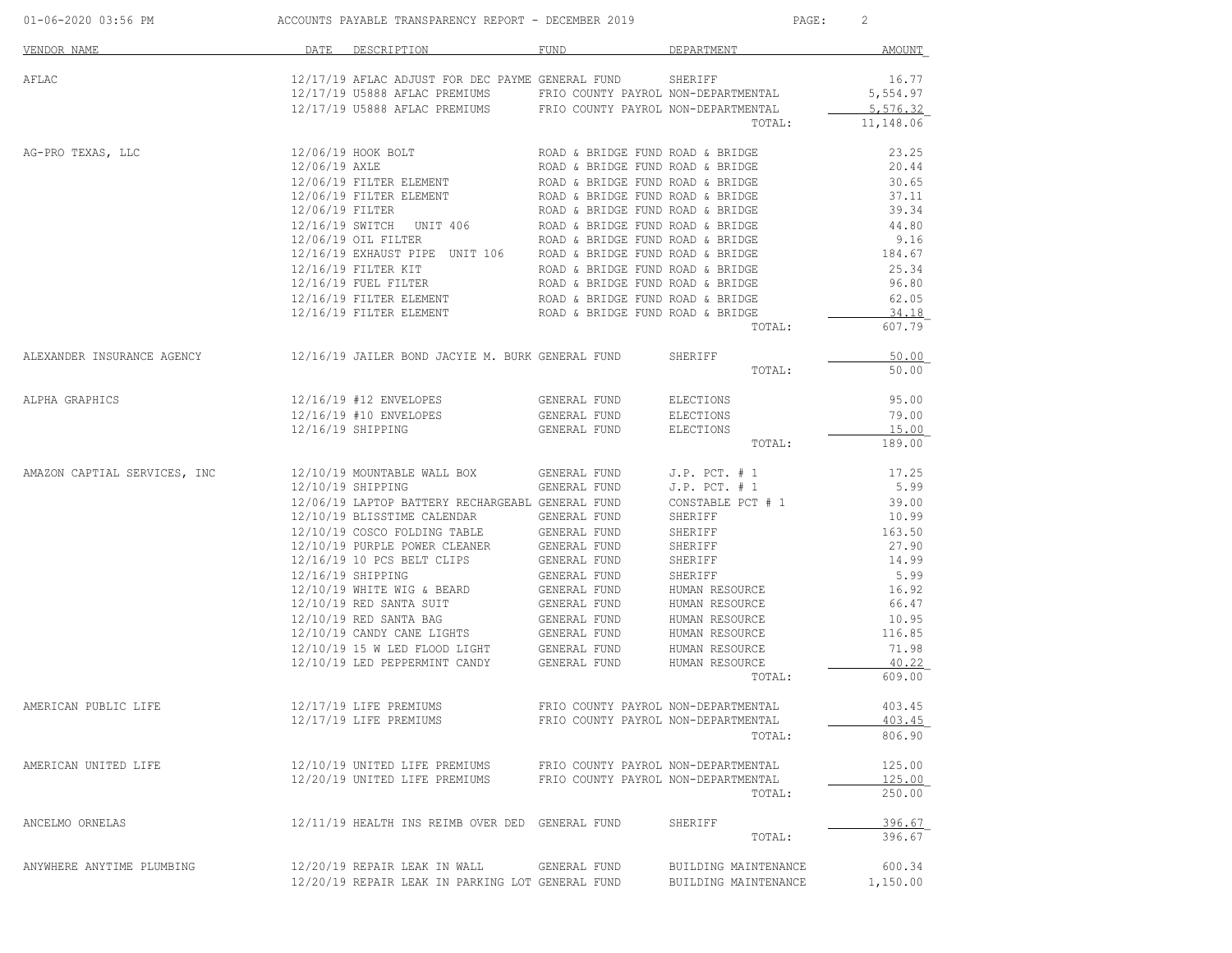ACCOUNTS PAYABLE TRANSPARENCY REPORT - DECEMBER 2019

| VENDOR NAME | DATE | DESCRIPTION | FUND | DEPARTMENT | AMOUNT |
|---|---|---|---|---|---|
| AFLAC | 12/17/19 | AFLAC ADJUST FOR DEC PAYME | GENERAL FUND | SHERIFF | 16.77 |
| | 12/17/19 | U5888 AFLAC PREMIUMS | FRIO COUNTY PAYROL | NON-DEPARTMENTAL | 5,554.97 |
| | 12/17/19 | U5888 AFLAC PREMIUMS | FRIO COUNTY PAYROL | NON-DEPARTMENTAL | 5,576.32 |
| | | | | TOTAL: | 11,148.06 |
| AG-PRO TEXAS, LLC | 12/06/19 | HOOK BOLT | ROAD & BRIDGE FUND | ROAD & BRIDGE | 23.25 |
| | 12/06/19 | AXLE | ROAD & BRIDGE FUND | ROAD & BRIDGE | 20.44 |
| | 12/06/19 | FILTER ELEMENT | ROAD & BRIDGE FUND | ROAD & BRIDGE | 30.65 |
| | 12/06/19 | FILTER ELEMENT | ROAD & BRIDGE FUND | ROAD & BRIDGE | 37.11 |
| | 12/06/19 | FILTER | ROAD & BRIDGE FUND | ROAD & BRIDGE | 39.34 |
| | 12/16/19 | SWITCH UNIT 406 | ROAD & BRIDGE FUND | ROAD & BRIDGE | 44.80 |
| | 12/06/19 | OIL FILTER | ROAD & BRIDGE FUND | ROAD & BRIDGE | 9.16 |
| | 12/16/19 | EXHAUST PIPE UNIT 106 | ROAD & BRIDGE FUND | ROAD & BRIDGE | 184.67 |
| | 12/16/19 | FILTER KIT | ROAD & BRIDGE FUND | ROAD & BRIDGE | 25.34 |
| | 12/16/19 | FUEL FILTER | ROAD & BRIDGE FUND | ROAD & BRIDGE | 96.80 |
| | 12/16/19 | FILTER ELEMENT | ROAD & BRIDGE FUND | ROAD & BRIDGE | 62.05 |
| | 12/16/19 | FILTER ELEMENT | ROAD & BRIDGE FUND | ROAD & BRIDGE | 34.18 |
| | | | | TOTAL: | 607.79 |
| ALEXANDER INSURANCE AGENCY | 12/16/19 | JAILER BOND JACYIE M. BURK | GENERAL FUND | SHERIFF | 50.00 |
| | | | | TOTAL: | 50.00 |
| ALPHA GRAPHICS | 12/16/19 | #12 ENVELOPES | GENERAL FUND | ELECTIONS | 95.00 |
| | 12/16/19 | #10 ENVELOPES | GENERAL FUND | ELECTIONS | 79.00 |
| | 12/16/19 | SHIPPING | GENERAL FUND | ELECTIONS | 15.00 |
| | | | | TOTAL: | 189.00 |
| AMAZON CAPTIAL SERVICES, INC | 12/10/19 | MOUNTABLE WALL BOX | GENERAL FUND | J.P. PCT. # 1 | 17.25 |
| | 12/10/19 | SHIPPING | GENERAL FUND | J.P. PCT. # 1 | 5.99 |
| | 12/06/19 | LAPTOP BATTERY RECHARGEABL | GENERAL FUND | CONSTABLE PCT # 1 | 39.00 |
| | 12/10/19 | BLISSTIME CALENDAR | GENERAL FUND | SHERIFF | 10.99 |
| | 12/10/19 | COSCO FOLDING TABLE | GENERAL FUND | SHERIFF | 163.50 |
| | 12/10/19 | PURPLE POWER CLEANER | GENERAL FUND | SHERIFF | 27.90 |
| | 12/16/19 | 10 PCS BELT CLIPS | GENERAL FUND | SHERIFF | 14.99 |
| | 12/16/19 | SHIPPING | GENERAL FUND | SHERIFF | 5.99 |
| | 12/10/19 | WHITE WIG & BEARD | GENERAL FUND | HUMAN RESOURCE | 16.92 |
| | 12/10/19 | RED SANTA SUIT | GENERAL FUND | HUMAN RESOURCE | 66.47 |
| | 12/10/19 | RED SANTA BAG | GENERAL FUND | HUMAN RESOURCE | 10.95 |
| | 12/10/19 | CANDY CANE LIGHTS | GENERAL FUND | HUMAN RESOURCE | 116.85 |
| | 12/10/19 | 15 W LED FLOOD LIGHT | GENERAL FUND | HUMAN RESOURCE | 71.98 |
| | 12/10/19 | LED PEPPERMINT CANDY | GENERAL FUND | HUMAN RESOURCE | 40.22 |
| | | | | TOTAL: | 609.00 |
| AMERICAN PUBLIC LIFE | 12/17/19 | LIFE PREMIUMS | FRIO COUNTY PAYROL | NON-DEPARTMENTAL | 403.45 |
| | 12/17/19 | LIFE PREMIUMS | FRIO COUNTY PAYROL | NON-DEPARTMENTAL | 403.45 |
| | | | | TOTAL: | 806.90 |
| AMERICAN UNITED LIFE | 12/10/19 | UNITED LIFE PREMIUMS | FRIO COUNTY PAYROL | NON-DEPARTMENTAL | 125.00 |
| | 12/20/19 | UNITED LIFE PREMIUMS | FRIO COUNTY PAYROL | NON-DEPARTMENTAL | 125.00 |
| | | | | TOTAL: | 250.00 |
| ANCELMO ORNELAS | 12/11/19 | HEALTH INS REIMB OVER DED | GENERAL FUND | SHERIFF | 396.67 |
| | | | | TOTAL: | 396.67 |
| ANYWHERE ANYTIME PLUMBING | 12/20/19 | REPAIR LEAK IN WALL | GENERAL FUND | BUILDING MAINTENANCE | 600.34 |
| | 12/20/19 | REPAIR LEAK IN PARKING LOT | GENERAL FUND | BUILDING MAINTENANCE | 1,150.00 |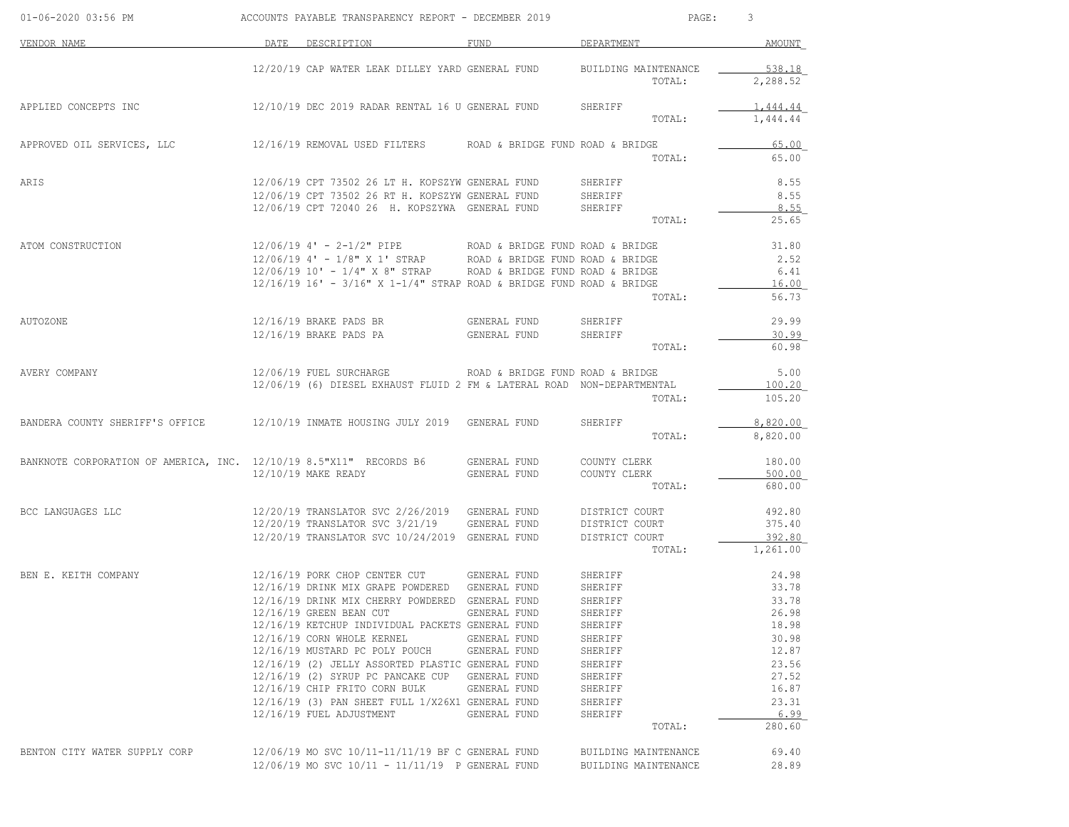ACCOUNTS PAYABLE TRANSPARENCY REPORT - DECEMBER 2019

| VENDOR NAME | DATE | DESCRIPTION | FUND | DEPARTMENT | AMOUNT |
|---|---|---|---|---|---|
| | 12/20/19 | CAP WATER LEAK DILLEY YARD | GENERAL FUND | BUILDING MAINTENANCE | 538.18 |
| | | | | TOTAL: | 2,288.52 |
| APPLIED CONCEPTS INC | 12/10/19 | DEC 2019 RADAR RENTAL 16 U | GENERAL FUND | SHERIFF | 1,444.44 |
| | | | | TOTAL: | 1,444.44 |
| APPROVED OIL SERVICES, LLC | 12/16/19 | REMOVAL USED FILTERS | ROAD & BRIDGE FUND | ROAD & BRIDGE | 65.00 |
| | | | | TOTAL: | 65.00 |
| ARIS | 12/06/19 | CPT 73502 26 LT H. KOPSZYW | GENERAL FUND | SHERIFF | 8.55 |
| | 12/06/19 | CPT 73502 26 RT H. KOPSZYW | GENERAL FUND | SHERIFF | 8.55 |
| | 12/06/19 | CPT 72040 26 H. KOPSZYWA | GENERAL FUND | SHERIFF | 8.55 |
| | | | | TOTAL: | 25.65 |
| ATOM CONSTRUCTION | 12/06/19 | 4' - 2-1/2" PIPE | ROAD & BRIDGE FUND | ROAD & BRIDGE | 31.80 |
| | 12/06/19 | 4' - 1/8" X 1' STRAP | ROAD & BRIDGE FUND | ROAD & BRIDGE | 2.52 |
| | 12/06/19 | 10' - 1/4" X 8" STRAP | ROAD & BRIDGE FUND | ROAD & BRIDGE | 6.41 |
| | 12/16/19 | 16' - 3/16" X 1-1/4" STRAP | ROAD & BRIDGE FUND | ROAD & BRIDGE | 16.00 |
| | | | | TOTAL: | 56.73 |
| AUTOZONE | 12/16/19 | BRAKE PADS BR | GENERAL FUND | SHERIFF | 29.99 |
| | 12/16/19 | BRAKE PADS PA | GENERAL FUND | SHERIFF | 30.99 |
| | | | | TOTAL: | 60.98 |
| AVERY COMPANY | 12/06/19 | FUEL SURCHARGE | ROAD & BRIDGE FUND | ROAD & BRIDGE | 5.00 |
| | 12/06/19 | (6) DIESEL EXHAUST FLUID 2 | FM & LATERAL ROAD | NON-DEPARTMENTAL | 100.20 |
| | | | | TOTAL: | 105.20 |
| BANDERA COUNTY SHERIFF'S OFFICE | 12/10/19 | INMATE HOUSING JULY 2019 | GENERAL FUND | SHERIFF | 8,820.00 |
| | | | | TOTAL: | 8,820.00 |
| BANKNOTE CORPORATION OF AMERICA, INC. | 12/10/19 | 8.5"X11" RECORDS B6 | GENERAL FUND | COUNTY CLERK | 180.00 |
| | 12/10/19 | MAKE READY | GENERAL FUND | COUNTY CLERK | 500.00 |
| | | | | TOTAL: | 680.00 |
| BCC LANGUAGES LLC | 12/20/19 | TRANSLATOR SVC 2/26/2019 | GENERAL FUND | DISTRICT COURT | 492.80 |
| | 12/20/19 | TRANSLATOR SVC 3/21/19 | GENERAL FUND | DISTRICT COURT | 375.40 |
| | 12/20/19 | TRANSLATOR SVC 10/24/2019 | GENERAL FUND | DISTRICT COURT | 392.80 |
| | | | | TOTAL: | 1,261.00 |
| BEN E. KEITH COMPANY | 12/16/19 | PORK CHOP CENTER CUT | GENERAL FUND | SHERIFF | 24.98 |
| | 12/16/19 | DRINK MIX GRAPE POWDERED | GENERAL FUND | SHERIFF | 33.78 |
| | 12/16/19 | DRINK MIX CHERRY POWDERED | GENERAL FUND | SHERIFF | 33.78 |
| | 12/16/19 | GREEN BEAN CUT | GENERAL FUND | SHERIFF | 26.98 |
| | 12/16/19 | KETCHUP INDIVIDUAL PACKETS | GENERAL FUND | SHERIFF | 18.98 |
| | 12/16/19 | CORN WHOLE KERNEL | GENERAL FUND | SHERIFF | 30.98 |
| | 12/16/19 | MUSTARD PC POLY POUCH | GENERAL FUND | SHERIFF | 12.87 |
| | 12/16/19 | (2) JELLY ASSORTED PLASTIC | GENERAL FUND | SHERIFF | 23.56 |
| | 12/16/19 | (2) SYRUP PC PANCAKE CUP | GENERAL FUND | SHERIFF | 27.52 |
| | 12/16/19 | CHIP FRITO CORN BULK | GENERAL FUND | SHERIFF | 16.87 |
| | 12/16/19 | (3) PAN SHEET FULL 1/X26X1 | GENERAL FUND | SHERIFF | 23.31 |
| | 12/16/19 | FUEL ADJUSTMENT | GENERAL FUND | SHERIFF | 6.99 |
| | | | | TOTAL: | 280.60 |
| BENTON CITY WATER SUPPLY CORP | 12/06/19 | MO SVC 10/11-11/11/19 BF C | GENERAL FUND | BUILDING MAINTENANCE | 69.40 |
| | 12/06/19 | MO SVC 10/11 - 11/11/19 P | GENERAL FUND | BUILDING MAINTENANCE | 28.89 |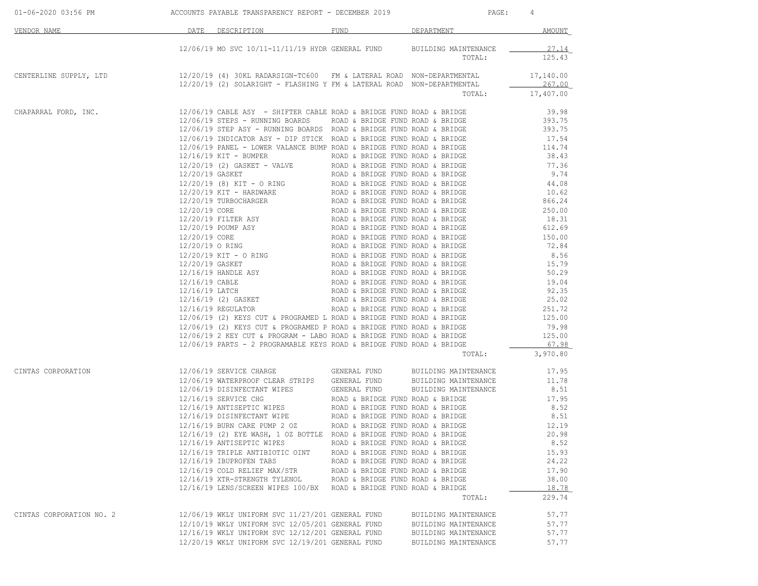# ACCOUNTS PAYABLE TRANSPARENCY REPORT - DECEMBER 2019

01-06-2020 03:56 PM

| VENDOR NAME | DATE | DESCRIPTION | FUND | DEPARTMENT | AMOUNT |
|---|---|---|---|---|---|
| | 12/06/19 | MO SVC 10/11-11/11/19 HYDR | GENERAL FUND | BUILDING MAINTENANCE | 27.14 |
| | | | | TOTAL: | 125.43 |
| CENTERLINE SUPPLY, LTD | 12/20/19 | (4) 30KL RADARSIGN-TC600 | FM & LATERAL ROAD | NON-DEPARTMENTAL | 17,140.00 |
| | 12/20/19 | (2) SOLARIGHT - FLASHING Y | FM & LATERAL ROAD | NON-DEPARTMENTAL | 267.00 |
| | | | | TOTAL: | 17,407.00 |
| CHAPARRAL FORD, INC. | 12/06/19 | CABLE ASY - SHIFTER CABLE | ROAD & BRIDGE FUND | ROAD & BRIDGE | 39.98 |
| | 12/06/19 | STEPS - RUNNING BOARDS | ROAD & BRIDGE FUND | ROAD & BRIDGE | 393.75 |
| | 12/06/19 | STEP ASY - RUNNING BOARDS | ROAD & BRIDGE FUND | ROAD & BRIDGE | 393.75 |
| | 12/06/19 | INDICATOR ASY - DIP STICK | ROAD & BRIDGE FUND | ROAD & BRIDGE | 17.54 |
| | 12/06/19 | PANEL - LOWER VALANCE BUMP | ROAD & BRIDGE FUND | ROAD & BRIDGE | 114.74 |
| | 12/16/19 | KIT - BUMPER | ROAD & BRIDGE FUND | ROAD & BRIDGE | 38.43 |
| | 12/20/19 | (2) GASKET - VALVE | ROAD & BRIDGE FUND | ROAD & BRIDGE | 77.36 |
| | 12/20/19 | GASKET | ROAD & BRIDGE FUND | ROAD & BRIDGE | 9.74 |
| | 12/20/19 | (8) KIT - O RING | ROAD & BRIDGE FUND | ROAD & BRIDGE | 44.08 |
| | 12/20/19 | KIT - HARDWARE | ROAD & BRIDGE FUND | ROAD & BRIDGE | 10.62 |
| | 12/20/19 | TURBOCHARGER | ROAD & BRIDGE FUND | ROAD & BRIDGE | 866.24 |
| | 12/20/19 | CORE | ROAD & BRIDGE FUND | ROAD & BRIDGE | 250.00 |
| | 12/20/19 | FILTER ASY | ROAD & BRIDGE FUND | ROAD & BRIDGE | 18.31 |
| | 12/20/19 | POUMP ASY | ROAD & BRIDGE FUND | ROAD & BRIDGE | 612.69 |
| | 12/20/19 | CORE | ROAD & BRIDGE FUND | ROAD & BRIDGE | 150.00 |
| | 12/20/19 | O RING | ROAD & BRIDGE FUND | ROAD & BRIDGE | 72.84 |
| | 12/20/19 | KIT - O RING | ROAD & BRIDGE FUND | ROAD & BRIDGE | 8.56 |
| | 12/20/19 | GASKET | ROAD & BRIDGE FUND | ROAD & BRIDGE | 15.79 |
| | 12/16/19 | HANDLE ASY | ROAD & BRIDGE FUND | ROAD & BRIDGE | 50.29 |
| | 12/16/19 | CABLE | ROAD & BRIDGE FUND | ROAD & BRIDGE | 19.04 |
| | 12/16/19 | LATCH | ROAD & BRIDGE FUND | ROAD & BRIDGE | 92.35 |
| | 12/16/19 | (2) GASKET | ROAD & BRIDGE FUND | ROAD & BRIDGE | 25.02 |
| | 12/16/19 | REGULATOR | ROAD & BRIDGE FUND | ROAD & BRIDGE | 251.72 |
| | 12/06/19 | (2) KEYS CUT & PROGRAMED L | ROAD & BRIDGE FUND | ROAD & BRIDGE | 125.00 |
| | 12/06/19 | (2) KEYS CUT & PROGRAMED P | ROAD & BRIDGE FUND | ROAD & BRIDGE | 79.98 |
| | 12/06/19 | 2 KEY CUT & PROGRAM - LABO | ROAD & BRIDGE FUND | ROAD & BRIDGE | 125.00 |
| | 12/06/19 | PARTS - 2 PROGRAMABLE KEYS | ROAD & BRIDGE FUND | ROAD & BRIDGE | 67.98 |
| | | | | TOTAL: | 3,970.80 |
| CINTAS CORPORATION | 12/06/19 | SERVICE CHARGE | GENERAL FUND | BUILDING MAINTENANCE | 17.95 |
| | 12/06/19 | WATERPROOF CLEAR STRIPS | GENERAL FUND | BUILDING MAINTENANCE | 11.78 |
| | 12/06/19 | DISINFECTANT WIPES | GENERAL FUND | BUILDING MAINTENANCE | 8.51 |
| | 12/16/19 | SERVICE CHG | ROAD & BRIDGE FUND | ROAD & BRIDGE | 17.95 |
| | 12/16/19 | ANTISEPTIC WIPES | ROAD & BRIDGE FUND | ROAD & BRIDGE | 8.52 |
| | 12/16/19 | DISINFECTANT WIPE | ROAD & BRIDGE FUND | ROAD & BRIDGE | 8.51 |
| | 12/16/19 | BURN CARE PUMP 2 OZ | ROAD & BRIDGE FUND | ROAD & BRIDGE | 12.19 |
| | 12/16/19 | (2) EYE WASH, 1 OZ BOTTLE | ROAD & BRIDGE FUND | ROAD & BRIDGE | 20.98 |
| | 12/16/19 | ANTISEPTIC WIPES | ROAD & BRIDGE FUND | ROAD & BRIDGE | 8.52 |
| | 12/16/19 | TRIPLE ANTIBIOTIC OINT | ROAD & BRIDGE FUND | ROAD & BRIDGE | 15.93 |
| | 12/16/19 | IBUPROFEN TABS | ROAD & BRIDGE FUND | ROAD & BRIDGE | 24.22 |
| | 12/16/19 | COLD RELIEF MAX/STR | ROAD & BRIDGE FUND | ROAD & BRIDGE | 17.90 |
| | 12/16/19 | XTR-STRENGTH TYLENOL | ROAD & BRIDGE FUND | ROAD & BRIDGE | 38.00 |
| | 12/16/19 | LENS/SCREEN WIPES 100/BX | ROAD & BRIDGE FUND | ROAD & BRIDGE | 18.78 |
| | | | | TOTAL: | 229.74 |
| CINTAS CORPORATION NO. 2 | 12/06/19 | WKLY UNIFORM SVC 11/27/201 | GENERAL FUND | BUILDING MAINTENANCE | 57.77 |
| | 12/10/19 | WKLY UNIFORM SVC 12/05/201 | GENERAL FUND | BUILDING MAINTENANCE | 57.77 |
| | 12/16/19 | WKLY UNIFORM SVC 12/12/201 | GENERAL FUND | BUILDING MAINTENANCE | 57.77 |
| | 12/20/19 | WKLY UNIFORM SVC 12/19/201 | GENERAL FUND | BUILDING MAINTENANCE | 57.77 |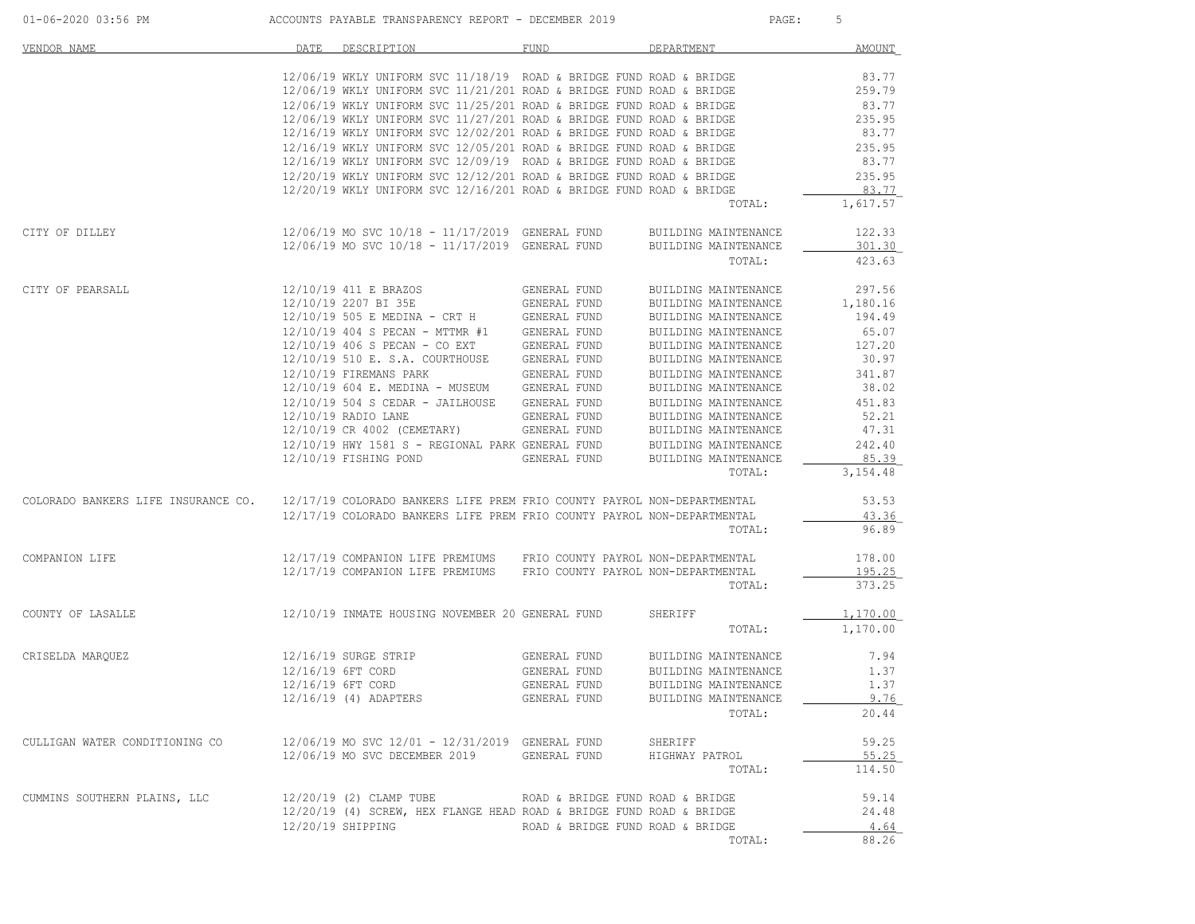| VENDOR NAME | DATE | DESCRIPTION | FUND | DEPARTMENT | AMOUNT |
|---|---|---|---|---|---|
| | 12/06/19 | WKLY UNIFORM SVC 11/18/19 | ROAD & BRIDGE FUND | ROAD & BRIDGE | 83.77 |
| | 12/06/19 | WKLY UNIFORM SVC 11/21/201 | ROAD & BRIDGE FUND | ROAD & BRIDGE | 259.79 |
| | 12/06/19 | WKLY UNIFORM SVC 11/25/201 | ROAD & BRIDGE FUND | ROAD & BRIDGE | 83.77 |
| | 12/06/19 | WKLY UNIFORM SVC 11/27/201 | ROAD & BRIDGE FUND | ROAD & BRIDGE | 235.95 |
| | 12/16/19 | WKLY UNIFORM SVC 12/02/201 | ROAD & BRIDGE FUND | ROAD & BRIDGE | 83.77 |
| | 12/16/19 | WKLY UNIFORM SVC 12/05/201 | ROAD & BRIDGE FUND | ROAD & BRIDGE | 235.95 |
| | 12/16/19 | WKLY UNIFORM SVC 12/09/19 | ROAD & BRIDGE FUND | ROAD & BRIDGE | 83.77 |
| | 12/20/19 | WKLY UNIFORM SVC 12/12/201 | ROAD & BRIDGE FUND | ROAD & BRIDGE | 235.95 |
| | 12/20/19 | WKLY UNIFORM SVC 12/16/201 | ROAD & BRIDGE FUND | ROAD & BRIDGE | 83.77 |
| | | | | TOTAL: | 1,617.57 |
| CITY OF DILLEY | 12/06/19 | MO SVC 10/18 - 11/17/2019 | GENERAL FUND | BUILDING MAINTENANCE | 122.33 |
| | 12/06/19 | MO SVC 10/18 - 11/17/2019 | GENERAL FUND | BUILDING MAINTENANCE | 301.30 |
| | | | | TOTAL: | 423.63 |
| CITY OF PEARSALL | 12/10/19 | 411 E BRAZOS | GENERAL FUND | BUILDING MAINTENANCE | 297.56 |
| | 12/10/19 | 2207 BI 35E | GENERAL FUND | BUILDING MAINTENANCE | 1,180.16 |
| | 12/10/19 | 505 E MEDINA - CRT H | GENERAL FUND | BUILDING MAINTENANCE | 194.49 |
| | 12/10/19 | 404 S PECAN - MTTMR #1 | GENERAL FUND | BUILDING MAINTENANCE | 65.07 |
| | 12/10/19 | 406 S PECAN - CO EXT | GENERAL FUND | BUILDING MAINTENANCE | 127.20 |
| | 12/10/19 | 510 E. S.A. COURTHOUSE | GENERAL FUND | BUILDING MAINTENANCE | 30.97 |
| | 12/10/19 | FIREMANS PARK | GENERAL FUND | BUILDING MAINTENANCE | 341.87 |
| | 12/10/19 | 604 E. MEDINA - MUSEUM | GENERAL FUND | BUILDING MAINTENANCE | 38.02 |
| | 12/10/19 | 504 S CEDAR - JAILHOUSE | GENERAL FUND | BUILDING MAINTENANCE | 451.83 |
| | 12/10/19 | RADIO LANE | GENERAL FUND | BUILDING MAINTENANCE | 52.21 |
| | 12/10/19 | CR 4002 (CEMETARY) | GENERAL FUND | BUILDING MAINTENANCE | 47.31 |
| | 12/10/19 | HWY 1581 S - REGIONAL PARK | GENERAL FUND | BUILDING MAINTENANCE | 242.40 |
| | 12/10/19 | FISHING POND | GENERAL FUND | BUILDING MAINTENANCE | 85.39 |
| | | | | TOTAL: | 3,154.48 |
| COLORADO BANKERS LIFE INSURANCE CO. | 12/17/19 | COLORADO BANKERS LIFE PREM | FRIO COUNTY PAYROL | NON-DEPARTMENTAL | 53.53 |
| | 12/17/19 | COLORADO BANKERS LIFE PREM | FRIO COUNTY PAYROL | NON-DEPARTMENTAL | 43.36 |
| | | | | TOTAL: | 96.89 |
| COMPANION LIFE | 12/17/19 | COMPANION LIFE PREMIUMS | FRIO COUNTY PAYROL | NON-DEPARTMENTAL | 178.00 |
| | 12/17/19 | COMPANION LIFE PREMIUMS | FRIO COUNTY PAYROL | NON-DEPARTMENTAL | 195.25 |
| | | | | TOTAL: | 373.25 |
| COUNTY OF LASALLE | 12/10/19 | INMATE HOUSING NOVEMBER 20 | GENERAL FUND | SHERIFF | 1,170.00 |
| | | | | TOTAL: | 1,170.00 |
| CRISELDA MARQUEZ | 12/16/19 | SURGE STRIP | GENERAL FUND | BUILDING MAINTENANCE | 7.94 |
| | 12/16/19 | 6FT CORD | GENERAL FUND | BUILDING MAINTENANCE | 1.37 |
| | 12/16/19 | 6FT CORD | GENERAL FUND | BUILDING MAINTENANCE | 1.37 |
| | 12/16/19 | (4) ADAPTERS | GENERAL FUND | BUILDING MAINTENANCE | 9.76 |
| | | | | TOTAL: | 20.44 |
| CULLIGAN WATER CONDITIONING CO | 12/06/19 | MO SVC 12/01 - 12/31/2019 | GENERAL FUND | SHERIFF | 59.25 |
| | 12/06/19 | MO SVC DECEMBER 2019 | GENERAL FUND | HIGHWAY PATROL | 55.25 |
| | | | | TOTAL: | 114.50 |
| CUMMINS SOUTHERN PLAINS, LLC | 12/20/19 | (2) CLAMP TUBE | ROAD & BRIDGE FUND | ROAD & BRIDGE | 59.14 |
| | 12/20/19 | (4) SCREW, HEX FLANGE HEAD | ROAD & BRIDGE FUND | ROAD & BRIDGE | 24.48 |
| | 12/20/19 | SHIPPING | ROAD & BRIDGE FUND | ROAD & BRIDGE | 4.64 |
| | | | | TOTAL: | 88.26 |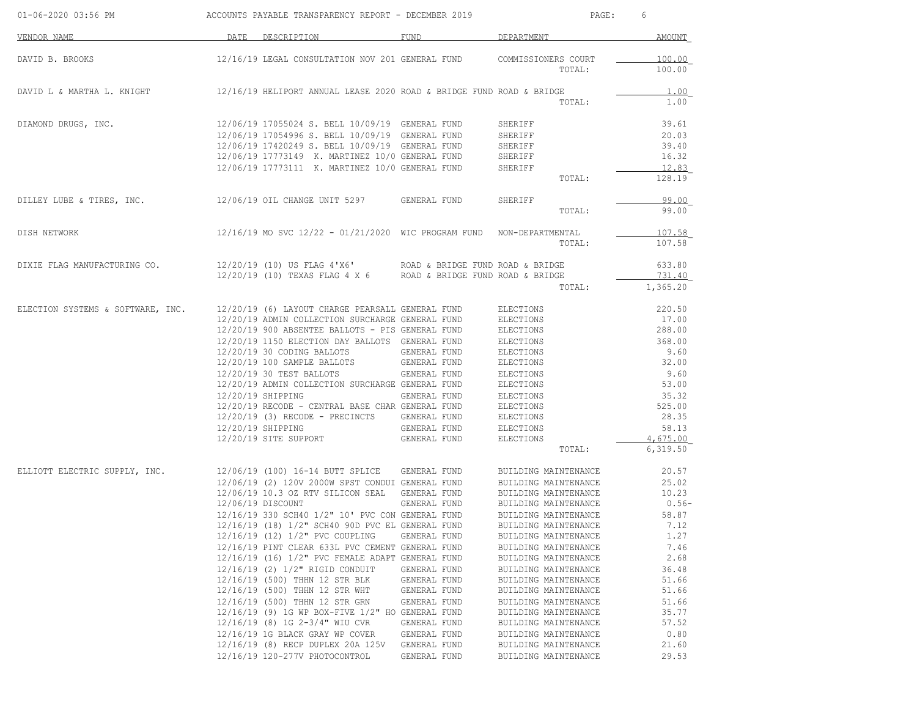# ACCOUNTS PAYABLE TRANSPARENCY REPORT - DECEMBER 2019

01-06-2020 03:56 PM

| VENDOR NAME | DATE | DESCRIPTION | FUND | DEPARTMENT | AMOUNT |
|---|---|---|---|---|---|
| DAVID B. BROOKS | 12/16/19 | LEGAL CONSULTATION NOV 201 | GENERAL FUND | COMMISSIONERS COURT | 100.00 |
| | | | | TOTAL: | 100.00 |
| DAVID L & MARTHA L. KNIGHT | 12/16/19 | HELIPORT ANNUAL LEASE 2020 | ROAD & BRIDGE FUND | ROAD & BRIDGE | 1.00 |
| | | | | TOTAL: | 1.00 |
| DIAMOND DRUGS, INC. | 12/06/19 | 17055024 S. BELL 10/09/19 | GENERAL FUND | SHERIFF | 39.61 |
| | 12/06/19 | 17054996 S. BELL 10/09/19 | GENERAL FUND | SHERIFF | 20.03 |
| | 12/06/19 | 17420249 S. BELL 10/09/19 | GENERAL FUND | SHERIFF | 39.40 |
| | 12/06/19 | 17773149 K. MARTINEZ 10/0 | GENERAL FUND | SHERIFF | 16.32 |
| | 12/06/19 | 17773111 K. MARTINEZ 10/0 | GENERAL FUND | SHERIFF | 12.83 |
| | | | | TOTAL: | 128.19 |
| DILLEY LUBE & TIRES, INC. | 12/06/19 | OIL CHANGE UNIT 5297 | GENERAL FUND | SHERIFF | 99.00 |
| | | | | TOTAL: | 99.00 |
| DISH NETWORK | 12/16/19 | MO SVC 12/22 - 01/21/2020 | WIC PROGRAM FUND | NON-DEPARTMENTAL | 107.58 |
| | | | | TOTAL: | 107.58 |
| DIXIE FLAG MANUFACTURING CO. | 12/20/19 | (10) US FLAG 4'X6' | ROAD & BRIDGE FUND | ROAD & BRIDGE | 633.80 |
| | 12/20/19 | (10) TEXAS FLAG 4 X 6 | ROAD & BRIDGE FUND | ROAD & BRIDGE | 731.40 |
| | | | | TOTAL: | 1,365.20 |
| ELECTION SYSTEMS & SOFTWARE, INC. | 12/20/19 | (6) LAYOUT CHARGE PEARSALL | GENERAL FUND | ELECTIONS | 220.50 |
| | 12/20/19 | ADMIN COLLECTION SURCHARGE | GENERAL FUND | ELECTIONS | 17.00 |
| | 12/20/19 | 900 ABSENTEE BALLOTS - PIS | GENERAL FUND | ELECTIONS | 288.00 |
| | 12/20/19 | 1150 ELECTION DAY BALLOTS | GENERAL FUND | ELECTIONS | 368.00 |
| | 12/20/19 | 30 CODING BALLOTS | GENERAL FUND | ELECTIONS | 9.60 |
| | 12/20/19 | 100 SAMPLE BALLOTS | GENERAL FUND | ELECTIONS | 32.00 |
| | 12/20/19 | 30 TEST BALLOTS | GENERAL FUND | ELECTIONS | 9.60 |
| | 12/20/19 | ADMIN COLLECTION SURCHARGE | GENERAL FUND | ELECTIONS | 53.00 |
| | 12/20/19 | SHIPPING | GENERAL FUND | ELECTIONS | 35.32 |
| | 12/20/19 | RECODE - CENTRAL BASE CHAR | GENERAL FUND | ELECTIONS | 525.00 |
| | 12/20/19 | (3) RECODE - PRECINCTS | GENERAL FUND | ELECTIONS | 28.35 |
| | 12/20/19 | SHIPPING | GENERAL FUND | ELECTIONS | 58.13 |
| | 12/20/19 | SITE SUPPORT | GENERAL FUND | ELECTIONS | 4,675.00 |
| | | | | TOTAL: | 6,319.50 |
| ELLIOTT ELECTRIC SUPPLY, INC. | 12/06/19 | (100) 16-14 BUTT SPLICE | GENERAL FUND | BUILDING MAINTENANCE | 20.57 |
| | 12/06/19 | (2) 120V 2000W SPST CONDUI | GENERAL FUND | BUILDING MAINTENANCE | 25.02 |
| | 12/06/19 | 10.3 OZ RTV SILICON SEAL | GENERAL FUND | BUILDING MAINTENANCE | 10.23 |
| | 12/06/19 | DISCOUNT | GENERAL FUND | BUILDING MAINTENANCE | 0.56- |
| | 12/16/19 | 330 SCH40 1/2" 10' PVC CON | GENERAL FUND | BUILDING MAINTENANCE | 58.87 |
| | 12/16/19 | (18) 1/2" SCH40 90D PVC EL | GENERAL FUND | BUILDING MAINTENANCE | 7.12 |
| | 12/16/19 | (12) 1/2" PVC COUPLING | GENERAL FUND | BUILDING MAINTENANCE | 1.27 |
| | 12/16/19 | PINT CLEAR 633L PVC CEMENT | GENERAL FUND | BUILDING MAINTENANCE | 7.46 |
| | 12/16/19 | (16) 1/2" PVC FEMALE ADAPT | GENERAL FUND | BUILDING MAINTENANCE | 2.68 |
| | 12/16/19 | (2) 1/2" RIGID CONDUIT | GENERAL FUND | BUILDING MAINTENANCE | 36.48 |
| | 12/16/19 | (500) THHN 12 STR BLK | GENERAL FUND | BUILDING MAINTENANCE | 51.66 |
| | 12/16/19 | (500) THHN 12 STR WHT | GENERAL FUND | BUILDING MAINTENANCE | 51.66 |
| | 12/16/19 | (500) THHN 12 STR GRN | GENERAL FUND | BUILDING MAINTENANCE | 51.66 |
| | 12/16/19 | (9) 1G WP BOX-FIVE 1/2" HO | GENERAL FUND | BUILDING MAINTENANCE | 35.77 |
| | 12/16/19 | (8) 1G 2-3/4" WIU CVR | GENERAL FUND | BUILDING MAINTENANCE | 57.52 |
| | 12/16/19 | 1G BLACK GRAY WP COVER | GENERAL FUND | BUILDING MAINTENANCE | 0.80 |
| | 12/16/19 | (8) RECP DUPLEX 20A 125V | GENERAL FUND | BUILDING MAINTENANCE | 21.60 |
| | 12/16/19 | 120-277V PHOTOCONTROL | GENERAL FUND | BUILDING MAINTENANCE | 29.53 |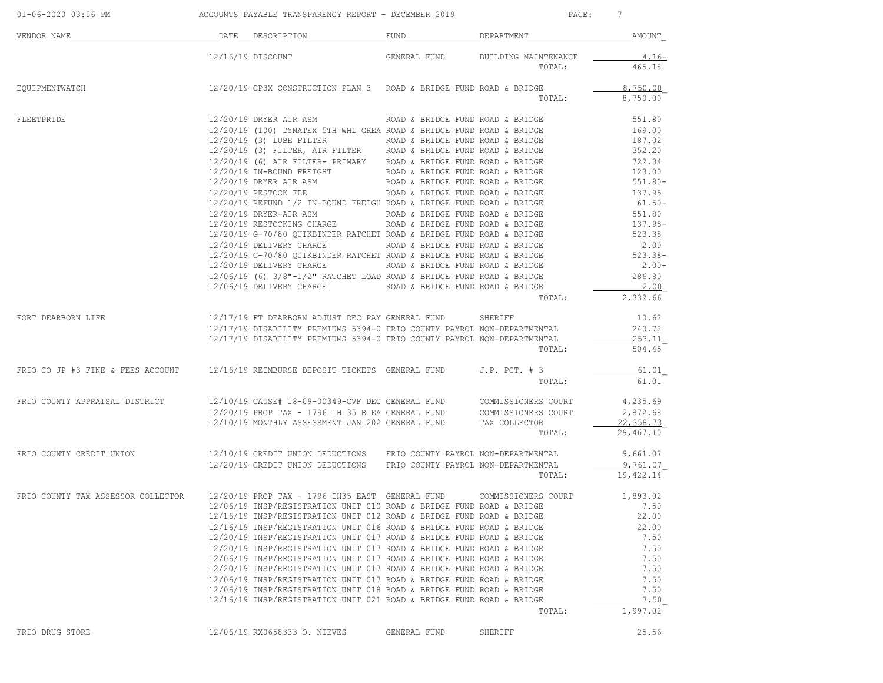| VENDOR NAME | DATE | DESCRIPTION | FUND | DEPARTMENT | AMOUNT |
|---|---|---|---|---|---|
| | 12/16/19 | DISCOUNT | GENERAL FUND | BUILDING MAINTENANCE | 4.16- |
| | | | | TOTAL: | 465.18 |
| EQUIPMENTWATCH | 12/20/19 | CP3X CONSTRUCTION PLAN 3 | ROAD & BRIDGE FUND | ROAD & BRIDGE | 8,750.00 |
| | | | | TOTAL: | 8,750.00 |
| FLEETPRIDE | 12/20/19 | DRYER AIR ASM | ROAD & BRIDGE FUND | ROAD & BRIDGE | 551.80 |
| | 12/20/19 | (100) DYNATEX 5TH WHL GREA | ROAD & BRIDGE FUND | ROAD & BRIDGE | 169.00 |
| | 12/20/19 | (3) LUBE FILTER | ROAD & BRIDGE FUND | ROAD & BRIDGE | 187.02 |
| | 12/20/19 | (3) FILTER, AIR FILTER | ROAD & BRIDGE FUND | ROAD & BRIDGE | 352.20 |
| | 12/20/19 | (6) AIR FILTER- PRIMARY | ROAD & BRIDGE FUND | ROAD & BRIDGE | 722.34 |
| | 12/20/19 | IN-BOUND FREIGHT | ROAD & BRIDGE FUND | ROAD & BRIDGE | 123.00 |
| | 12/20/19 | DRYER AIR ASM | ROAD & BRIDGE FUND | ROAD & BRIDGE | 551.80- |
| | 12/20/19 | RESTOCK FEE | ROAD & BRIDGE FUND | ROAD & BRIDGE | 137.95 |
| | 12/20/19 | REFUND 1/2 IN-BOUND FREIGH | ROAD & BRIDGE FUND | ROAD & BRIDGE | 61.50- |
| | 12/20/19 | DRYER-AIR ASM | ROAD & BRIDGE FUND | ROAD & BRIDGE | 551.80 |
| | 12/20/19 | RESTOCKING CHARGE | ROAD & BRIDGE FUND | ROAD & BRIDGE | 137.95- |
| | 12/20/19 | G-70/80 QUIKBINDER RATCHET | ROAD & BRIDGE FUND | ROAD & BRIDGE | 523.38 |
| | 12/20/19 | DELIVERY CHARGE | ROAD & BRIDGE FUND | ROAD & BRIDGE | 2.00 |
| | 12/20/19 | G-70/80 QUIKBINDER RATCHET | ROAD & BRIDGE FUND | ROAD & BRIDGE | 523.38- |
| | 12/20/19 | DELIVERY CHARGE | ROAD & BRIDGE FUND | ROAD & BRIDGE | 2.00- |
| | 12/06/19 | (6) 3/8"-1/2" RATCHET LOAD | ROAD & BRIDGE FUND | ROAD & BRIDGE | 286.80 |
| | 12/06/19 | DELIVERY CHARGE | ROAD & BRIDGE FUND | ROAD & BRIDGE | 2.00 |
| | | | | TOTAL: | 2,332.66 |
| FORT DEARBORN LIFE | 12/17/19 | FT DEARBORN ADJUST DEC PAY | GENERAL FUND | SHERIFF | 10.62 |
| | 12/17/19 | DISABILITY PREMIUMS 5394-0 | FRIO COUNTY PAYROL | NON-DEPARTMENTAL | 240.72 |
| | 12/17/19 | DISABILITY PREMIUMS 5394-0 | FRIO COUNTY PAYROL | NON-DEPARTMENTAL | 253.11 |
| | | | | TOTAL: | 504.45 |
| FRIO CO JP #3 FINE & FEES ACCOUNT | 12/16/19 | REIMBURSE DEPOSIT TICKETS | GENERAL FUND | J.P. PCT. # 3 | 61.01 |
| | | | | TOTAL: | 61.01 |
| FRIO COUNTY APPRAISAL DISTRICT | 12/10/19 | CAUSE# 18-09-00349-CVF DEC | GENERAL FUND | COMMISSIONERS COURT | 4,235.69 |
| | 12/20/19 | PROP TAX - 1796 IH 35 B EA | GENERAL FUND | COMMISSIONERS COURT | 2,872.68 |
| | 12/10/19 | MONTHLY ASSESSMENT JAN 202 | GENERAL FUND | TAX COLLECTOR | 22,358.73 |
| | | | | TOTAL: | 29,467.10 |
| FRIO COUNTY CREDIT UNION | 12/10/19 | CREDIT UNION DEDUCTIONS | FRIO COUNTY PAYROL | NON-DEPARTMENTAL | 9,661.07 |
| | 12/20/19 | CREDIT UNION DEDUCTIONS | FRIO COUNTY PAYROL | NON-DEPARTMENTAL | 9,761.07 |
| | | | | TOTAL: | 19,422.14 |
| FRIO COUNTY TAX ASSESSOR COLLECTOR | 12/20/19 | PROP TAX - 1796 IH35 EAST | GENERAL FUND | COMMISSIONERS COURT | 1,893.02 |
| | 12/06/19 | INSP/REGISTRATION UNIT 010 | ROAD & BRIDGE FUND | ROAD & BRIDGE | 7.50 |
| | 12/16/19 | INSP/REGISTRATION UNIT 012 | ROAD & BRIDGE FUND | ROAD & BRIDGE | 22.00 |
| | 12/16/19 | INSP/REGISTRATION UNIT 016 | ROAD & BRIDGE FUND | ROAD & BRIDGE | 22.00 |
| | 12/20/19 | INSP/REGISTRATION UNIT 017 | ROAD & BRIDGE FUND | ROAD & BRIDGE | 7.50 |
| | 12/20/19 | INSP/REGISTRATION UNIT 017 | ROAD & BRIDGE FUND | ROAD & BRIDGE | 7.50 |
| | 12/06/19 | INSP/REGISTRATION UNIT 017 | ROAD & BRIDGE FUND | ROAD & BRIDGE | 7.50 |
| | 12/20/19 | INSP/REGISTRATION UNIT 017 | ROAD & BRIDGE FUND | ROAD & BRIDGE | 7.50 |
| | 12/06/19 | INSP/REGISTRATION UNIT 017 | ROAD & BRIDGE FUND | ROAD & BRIDGE | 7.50 |
| | 12/06/19 | INSP/REGISTRATION UNIT 018 | ROAD & BRIDGE FUND | ROAD & BRIDGE | 7.50 |
| | 12/16/19 | INSP/REGISTRATION UNIT 021 | ROAD & BRIDGE FUND | ROAD & BRIDGE | 7.50 |
| | | | | TOTAL: | 1,997.02 |
| FRIO DRUG STORE | 12/06/19 | RX0658333 O. NIEVES | GENERAL FUND | SHERIFF | 25.56 |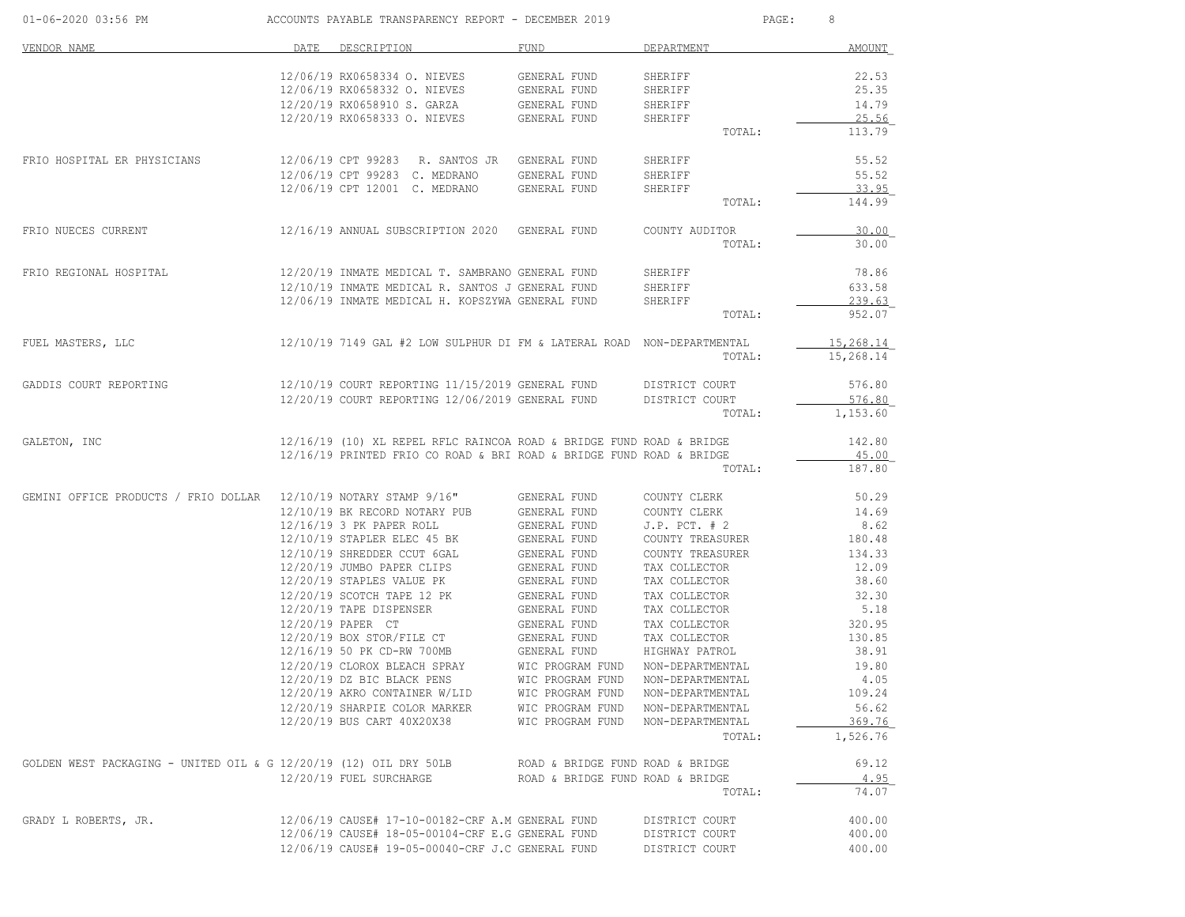ACCOUNTS PAYABLE TRANSPARENCY REPORT - DECEMBER 2019

| VENDOR NAME | DATE | DESCRIPTION | FUND | DEPARTMENT | AMOUNT |
|---|---|---|---|---|---|
| | 12/06/19 | RX0658334 O. NIEVES | GENERAL FUND | SHERIFF | 22.53 |
| | 12/06/19 | RX0658332 O. NIEVES | GENERAL FUND | SHERIFF | 25.35 |
| | 12/20/19 | RX0658910 S. GARZA | GENERAL FUND | SHERIFF | 14.79 |
| | 12/20/19 | RX0658333 O. NIEVES | GENERAL FUND | SHERIFF | 25.56 |
| | | | | TOTAL: | 113.79 |
| FRIO HOSPITAL ER PHYSICIANS | 12/06/19 | CPT 99283 R. SANTOS JR | GENERAL FUND | SHERIFF | 55.52 |
| | 12/06/19 | CPT 99283 C. MEDRANO | GENERAL FUND | SHERIFF | 55.52 |
| | 12/06/19 | CPT 12001 C. MEDRANO | GENERAL FUND | SHERIFF | 33.95 |
| | | | | TOTAL: | 144.99 |
| FRIO NUECES CURRENT | 12/16/19 | ANNUAL SUBSCRIPTION 2020 | GENERAL FUND | COUNTY AUDITOR | 30.00 |
| | | | | TOTAL: | 30.00 |
| FRIO REGIONAL HOSPITAL | 12/20/19 | INMATE MEDICAL T. SAMBRANO | GENERAL FUND | SHERIFF | 78.86 |
| | 12/10/19 | INMATE MEDICAL R. SANTOS J | GENERAL FUND | SHERIFF | 633.58 |
| | 12/06/19 | INMATE MEDICAL H. KOPSZYWA | GENERAL FUND | SHERIFF | 239.63 |
| | | | | TOTAL: | 952.07 |
| FUEL MASTERS, LLC | 12/10/19 | 7149 GAL #2 LOW SULPHUR DI | FM & LATERAL ROAD | NON-DEPARTMENTAL | 15,268.14 |
| | | | | TOTAL: | 15,268.14 |
| GADDIS COURT REPORTING | 12/10/19 | COURT REPORTING 11/15/2019 | GENERAL FUND | DISTRICT COURT | 576.80 |
| | 12/20/19 | COURT REPORTING 12/06/2019 | GENERAL FUND | DISTRICT COURT | 576.80 |
| | | | | TOTAL: | 1,153.60 |
| GALETON, INC | 12/16/19 | (10) XL REPEL RFLC RAINCOA | ROAD & BRIDGE FUND | ROAD & BRIDGE | 142.80 |
| | 12/16/19 | PRINTED FRIO CO ROAD & BRI | ROAD & BRIDGE FUND | ROAD & BRIDGE | 45.00 |
| | | | | TOTAL: | 187.80 |
| GEMINI OFFICE PRODUCTS / FRIO DOLLAR | 12/10/19 | NOTARY STAMP 9/16" | GENERAL FUND | COUNTY CLERK | 50.29 |
| | 12/10/19 | BK RECORD NOTARY PUB | GENERAL FUND | COUNTY CLERK | 14.69 |
| | 12/16/19 | 3 PK PAPER ROLL | GENERAL FUND | J.P. PCT. # 2 | 8.62 |
| | 12/10/19 | STAPLER ELEC 45 BK | GENERAL FUND | COUNTY TREASURER | 180.48 |
| | 12/10/19 | SHREDDER CCUT 6GAL | GENERAL FUND | COUNTY TREASURER | 134.33 |
| | 12/20/19 | JUMBO PAPER CLIPS | GENERAL FUND | TAX COLLECTOR | 12.09 |
| | 12/20/19 | STAPLES VALUE PK | GENERAL FUND | TAX COLLECTOR | 38.60 |
| | 12/20/19 | SCOTCH TAPE 12 PK | GENERAL FUND | TAX COLLECTOR | 32.30 |
| | 12/20/19 | TAPE DISPENSER | GENERAL FUND | TAX COLLECTOR | 5.18 |
| | 12/20/19 | PAPER CT | GENERAL FUND | TAX COLLECTOR | 320.95 |
| | 12/20/19 | BOX STOR/FILE CT | GENERAL FUND | TAX COLLECTOR | 130.85 |
| | 12/16/19 | 50 PK CD-RW 700MB | GENERAL FUND | HIGHWAY PATROL | 38.91 |
| | 12/20/19 | CLOROX BLEACH SPRAY | WIC PROGRAM FUND | NON-DEPARTMENTAL | 19.80 |
| | 12/20/19 | DZ BIC BLACK PENS | WIC PROGRAM FUND | NON-DEPARTMENTAL | 4.05 |
| | 12/20/19 | AKRO CONTAINER W/LID | WIC PROGRAM FUND | NON-DEPARTMENTAL | 109.24 |
| | 12/20/19 | SHARPIE COLOR MARKER | WIC PROGRAM FUND | NON-DEPARTMENTAL | 56.62 |
| | 12/20/19 | BUS CART 40X20X38 | WIC PROGRAM FUND | NON-DEPARTMENTAL | 369.76 |
| | | | | TOTAL: | 1,526.76 |
| GOLDEN WEST PACKAGING - UNITED OIL & G | 12/20/19 | (12) OIL DRY 50LB | ROAD & BRIDGE FUND | ROAD & BRIDGE | 69.12 |
| | 12/20/19 | FUEL SURCHARGE | ROAD & BRIDGE FUND | ROAD & BRIDGE | 4.95 |
| | | | | TOTAL: | 74.07 |
| GRADY L ROBERTS, JR. | 12/06/19 | CAUSE# 17-10-00182-CRF A.M | GENERAL FUND | DISTRICT COURT | 400.00 |
| | 12/06/19 | CAUSE# 18-05-00104-CRF E.G | GENERAL FUND | DISTRICT COURT | 400.00 |
| | 12/06/19 | CAUSE# 19-05-00040-CRF J.C | GENERAL FUND | DISTRICT COURT | 400.00 |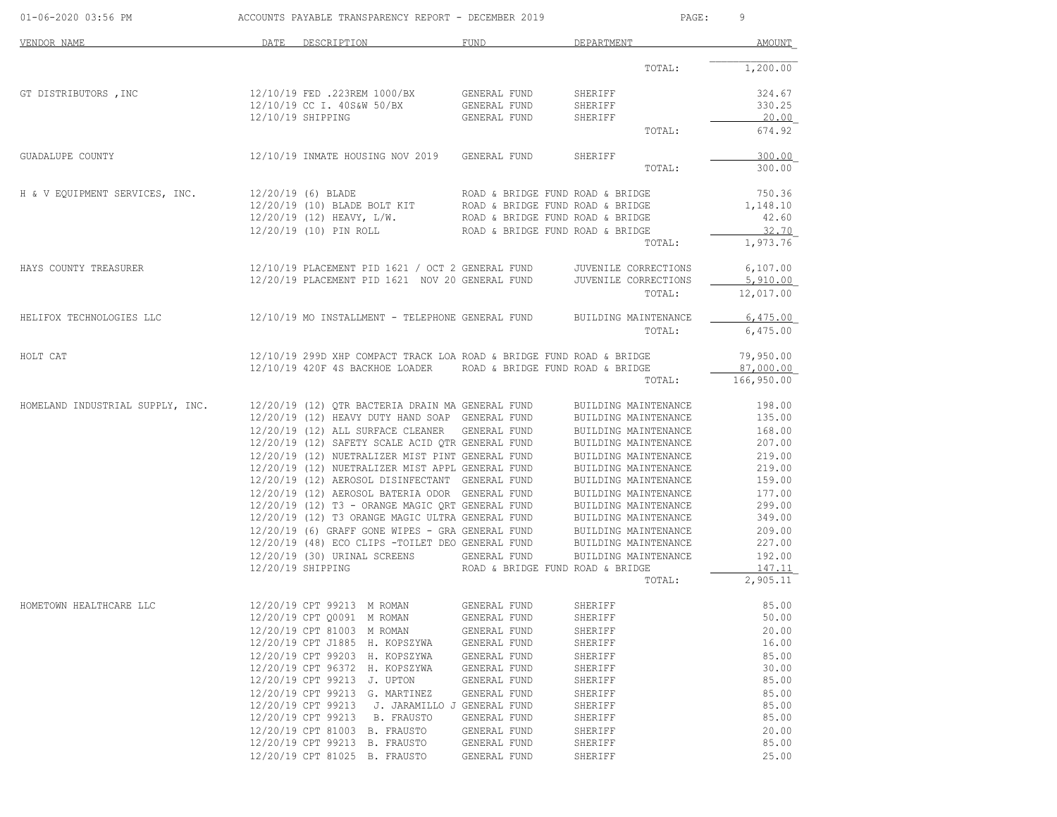# ACCOUNTS PAYABLE TRANSPARENCY REPORT - DECEMBER 2019

| VENDOR NAME | DATE | DESCRIPTION | FUND | DEPARTMENT | AMOUNT |
|---|---|---|---|---|---|
| | | | | TOTAL: | 1,200.00 |
| GT DISTRIBUTORS ,INC | 12/10/19 | FED .223REM 1000/BX | GENERAL FUND | SHERIFF | 324.67 |
| | 12/10/19 | CC I. 40S&W 50/BX | GENERAL FUND | SHERIFF | 330.25 |
| | 12/10/19 | SHIPPING | GENERAL FUND | SHERIFF | 20.00 |
| | | | | TOTAL: | 674.92 |
| GUADALUPE COUNTY | 12/10/19 | INMATE HOUSING NOV 2019 | GENERAL FUND | SHERIFF | 300.00 |
| | | | | TOTAL: | 300.00 |
| H & V EQUIPMENT SERVICES, INC. | 12/20/19 | (6) BLADE | ROAD & BRIDGE FUND | ROAD & BRIDGE | 750.36 |
| | 12/20/19 | (10) BLADE BOLT KIT | ROAD & BRIDGE FUND | ROAD & BRIDGE | 1,148.10 |
| | 12/20/19 | (12) HEAVY, L/W. | ROAD & BRIDGE FUND | ROAD & BRIDGE | 42.60 |
| | 12/20/19 | (10) PIN ROLL | ROAD & BRIDGE FUND | ROAD & BRIDGE | 32.70 |
| | | | | TOTAL: | 1,973.76 |
| HAYS COUNTY TREASURER | 12/10/19 | PLACEMENT PID 1621 / OCT 2 | GENERAL FUND | JUVENILE CORRECTIONS | 6,107.00 |
| | 12/20/19 | PLACEMENT PID 1621 NOV 20 | GENERAL FUND | JUVENILE CORRECTIONS | 5,910.00 |
| | | | | TOTAL: | 12,017.00 |
| HELIFOX TECHNOLOGIES LLC | 12/10/19 | MO INSTALLMENT - TELEPHONE | GENERAL FUND | BUILDING MAINTENANCE | 6,475.00 |
| | | | | TOTAL: | 6,475.00 |
| HOLT CAT | 12/10/19 | 299D XHP COMPACT TRACK LOA | ROAD & BRIDGE FUND | ROAD & BRIDGE | 79,950.00 |
| | 12/10/19 | 420F 4S BACKHOE LOADER | ROAD & BRIDGE FUND | ROAD & BRIDGE | 87,000.00 |
| | | | | TOTAL: | 166,950.00 |
| HOMELAND INDUSTRIAL SUPPLY, INC. | 12/20/19 | (12) QTR BACTERIA DRAIN MA | GENERAL FUND | BUILDING MAINTENANCE | 198.00 |
| | 12/20/19 | (12) HEAVY DUTY HAND SOAP | GENERAL FUND | BUILDING MAINTENANCE | 135.00 |
| | 12/20/19 | (12) ALL SURFACE CLEANER | GENERAL FUND | BUILDING MAINTENANCE | 168.00 |
| | 12/20/19 | (12) SAFETY SCALE ACID QTR | GENERAL FUND | BUILDING MAINTENANCE | 207.00 |
| | 12/20/19 | (12) NUETRALIZER MIST PINT | GENERAL FUND | BUILDING MAINTENANCE | 219.00 |
| | 12/20/19 | (12) NUETRALIZER MIST APPL | GENERAL FUND | BUILDING MAINTENANCE | 219.00 |
| | 12/20/19 | (12) AEROSOL DISINFECTANT | GENERAL FUND | BUILDING MAINTENANCE | 159.00 |
| | 12/20/19 | (12) AEROSOL BATERIA ODOR | GENERAL FUND | BUILDING MAINTENANCE | 177.00 |
| | 12/20/19 | (12) T3 - ORANGE MAGIC QRT | GENERAL FUND | BUILDING MAINTENANCE | 299.00 |
| | 12/20/19 | (12) T3 ORANGE MAGIC ULTRA | GENERAL FUND | BUILDING MAINTENANCE | 349.00 |
| | 12/20/19 | (6) GRAFF GONE WIPES - GRA | GENERAL FUND | BUILDING MAINTENANCE | 209.00 |
| | 12/20/19 | (48) ECO CLIPS -TOILET DEO | GENERAL FUND | BUILDING MAINTENANCE | 227.00 |
| | 12/20/19 | (30) URINAL SCREENS | GENERAL FUND | BUILDING MAINTENANCE | 192.00 |
| | 12/20/19 | SHIPPING | ROAD & BRIDGE FUND | ROAD & BRIDGE | 147.11 |
| | | | | TOTAL: | 2,905.11 |
| HOMETOWN HEALTHCARE LLC | 12/20/19 | CPT 99213 M ROMAN | GENERAL FUND | SHERIFF | 85.00 |
| | 12/20/19 | CPT Q0091 M ROMAN | GENERAL FUND | SHERIFF | 50.00 |
| | 12/20/19 | CPT 81003 M ROMAN | GENERAL FUND | SHERIFF | 20.00 |
| | 12/20/19 | CPT J1885 H. KOPSZYWA | GENERAL FUND | SHERIFF | 16.00 |
| | 12/20/19 | CPT 99203 H. KOPSZYWA | GENERAL FUND | SHERIFF | 85.00 |
| | 12/20/19 | CPT 96372 H. KOPSZYWA | GENERAL FUND | SHERIFF | 30.00 |
| | 12/20/19 | CPT 99213 J. UPTON | GENERAL FUND | SHERIFF | 85.00 |
| | 12/20/19 | CPT 99213 G. MARTINEZ | GENERAL FUND | SHERIFF | 85.00 |
| | 12/20/19 | CPT 99213 J. JARAMILLO J | GENERAL FUND | SHERIFF | 85.00 |
| | 12/20/19 | CPT 99213 B. FRAUSTO | GENERAL FUND | SHERIFF | 85.00 |
| | 12/20/19 | CPT 81003 B. FRAUSTO | GENERAL FUND | SHERIFF | 20.00 |
| | 12/20/19 | CPT 99213 B. FRAUSTO | GENERAL FUND | SHERIFF | 85.00 |
| | 12/20/19 | CPT 81025 B. FRAUSTO | GENERAL FUND | SHERIFF | 25.00 |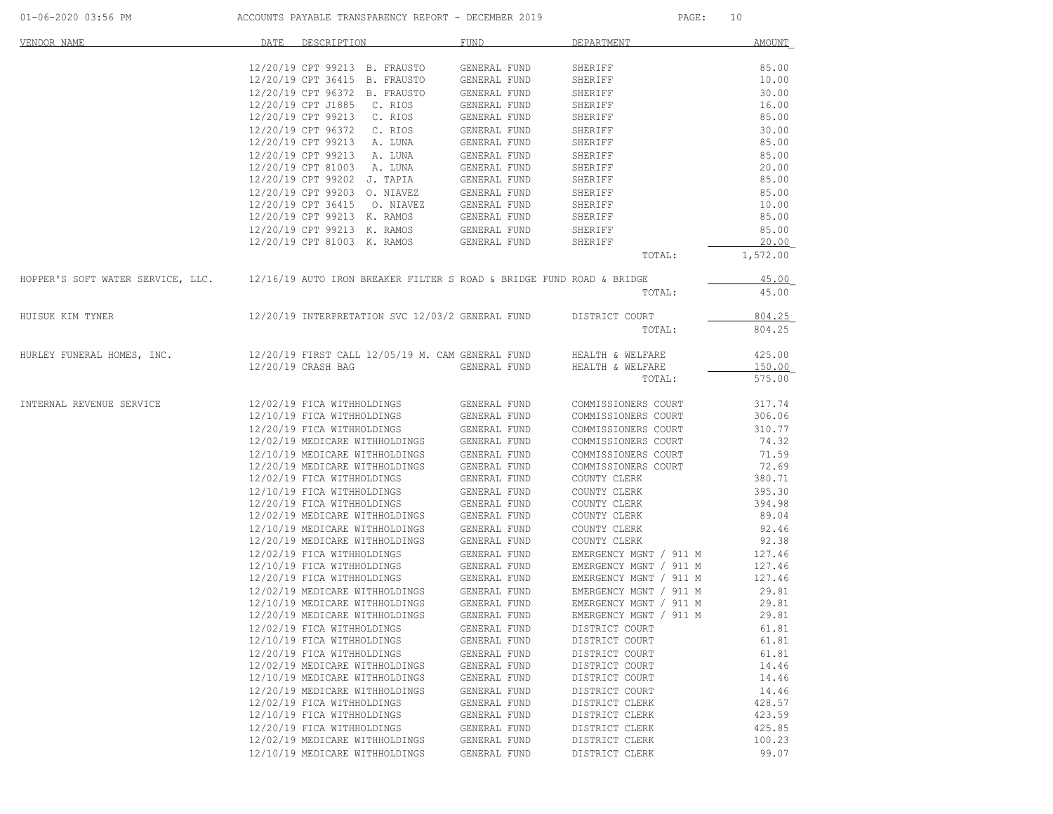# ACCOUNTS PAYABLE TRANSPARENCY REPORT - DECEMBER 2019

| VENDOR NAME | DATE | DESCRIPTION | FUND | DEPARTMENT | AMOUNT |
|---|---|---|---|---|---|
| | 12/20/19 | CPT 99213 B. FRAUSTO | GENERAL FUND | SHERIFF | 85.00 |
| | 12/20/19 | CPT 36415 B. FRAUSTO | GENERAL FUND | SHERIFF | 10.00 |
| | 12/20/19 | CPT 96372 B. FRAUSTO | GENERAL FUND | SHERIFF | 30.00 |
| | 12/20/19 | CPT J1885 C. RIOS | GENERAL FUND | SHERIFF | 16.00 |
| | 12/20/19 | CPT 99213 C. RIOS | GENERAL FUND | SHERIFF | 85.00 |
| | 12/20/19 | CPT 96372 C. RIOS | GENERAL FUND | SHERIFF | 30.00 |
| | 12/20/19 | CPT 99213 A. LUNA | GENERAL FUND | SHERIFF | 85.00 |
| | 12/20/19 | CPT 99213 A. LUNA | GENERAL FUND | SHERIFF | 85.00 |
| | 12/20/19 | CPT 81003 A. LUNA | GENERAL FUND | SHERIFF | 20.00 |
| | 12/20/19 | CPT 99202 J. TAPIA | GENERAL FUND | SHERIFF | 85.00 |
| | 12/20/19 | CPT 99203 O. NIAVEZ | GENERAL FUND | SHERIFF | 85.00 |
| | 12/20/19 | CPT 36415 O. NIAVEZ | GENERAL FUND | SHERIFF | 10.00 |
| | 12/20/19 | CPT 99213 K. RAMOS | GENERAL FUND | SHERIFF | 85.00 |
| | 12/20/19 | CPT 99213 K. RAMOS | GENERAL FUND | SHERIFF | 85.00 |
| | 12/20/19 | CPT 81003 K. RAMOS | GENERAL FUND | SHERIFF | 20.00 |
| | | | | TOTAL: | 1,572.00 |
| HOPPER'S SOFT WATER SERVICE, LLC. | 12/16/19 | AUTO IRON BREAKER FILTER S | ROAD & BRIDGE FUND | ROAD & BRIDGE | 45.00 |
| | | | | TOTAL: | 45.00 |
| HUISUK KIM TYNER | 12/20/19 | INTERPRETATION SVC 12/03/2 | GENERAL FUND | DISTRICT COURT | 804.25 |
| | | | | TOTAL: | 804.25 |
| HURLEY FUNERAL HOMES, INC. | 12/20/19 | FIRST CALL 12/05/19 M. CAM | GENERAL FUND | HEALTH & WELFARE | 425.00 |
| | 12/20/19 | CRASH BAG | GENERAL FUND | HEALTH & WELFARE | 150.00 |
| | | | | TOTAL: | 575.00 |
| INTERNAL REVENUE SERVICE | 12/02/19 | FICA WITHHOLDINGS | GENERAL FUND | COMMISSIONERS COURT | 317.74 |
| | 12/10/19 | FICA WITHHOLDINGS | GENERAL FUND | COMMISSIONERS COURT | 306.06 |
| | 12/20/19 | FICA WITHHOLDINGS | GENERAL FUND | COMMISSIONERS COURT | 310.77 |
| | 12/02/19 | MEDICARE WITHHOLDINGS | GENERAL FUND | COMMISSIONERS COURT | 74.32 |
| | 12/10/19 | MEDICARE WITHHOLDINGS | GENERAL FUND | COMMISSIONERS COURT | 71.59 |
| | 12/20/19 | MEDICARE WITHHOLDINGS | GENERAL FUND | COMMISSIONERS COURT | 72.69 |
| | 12/02/19 | FICA WITHHOLDINGS | GENERAL FUND | COUNTY CLERK | 380.71 |
| | 12/10/19 | FICA WITHHOLDINGS | GENERAL FUND | COUNTY CLERK | 395.30 |
| | 12/20/19 | FICA WITHHOLDINGS | GENERAL FUND | COUNTY CLERK | 394.98 |
| | 12/02/19 | MEDICARE WITHHOLDINGS | GENERAL FUND | COUNTY CLERK | 89.04 |
| | 12/10/19 | MEDICARE WITHHOLDINGS | GENERAL FUND | COUNTY CLERK | 92.46 |
| | 12/20/19 | MEDICARE WITHHOLDINGS | GENERAL FUND | COUNTY CLERK | 92.38 |
| | 12/02/19 | FICA WITHHOLDINGS | GENERAL FUND | EMERGENCY MGNT / 911 M | 127.46 |
| | 12/10/19 | FICA WITHHOLDINGS | GENERAL FUND | EMERGENCY MGNT / 911 M | 127.46 |
| | 12/20/19 | FICA WITHHOLDINGS | GENERAL FUND | EMERGENCY MGNT / 911 M | 127.46 |
| | 12/02/19 | MEDICARE WITHHOLDINGS | GENERAL FUND | EMERGENCY MGNT / 911 M | 29.81 |
| | 12/10/19 | MEDICARE WITHHOLDINGS | GENERAL FUND | EMERGENCY MGNT / 911 M | 29.81 |
| | 12/20/19 | MEDICARE WITHHOLDINGS | GENERAL FUND | EMERGENCY MGNT / 911 M | 29.81 |
| | 12/02/19 | FICA WITHHOLDINGS | GENERAL FUND | DISTRICT COURT | 61.81 |
| | 12/10/19 | FICA WITHHOLDINGS | GENERAL FUND | DISTRICT COURT | 61.81 |
| | 12/20/19 | FICA WITHHOLDINGS | GENERAL FUND | DISTRICT COURT | 61.81 |
| | 12/02/19 | MEDICARE WITHHOLDINGS | GENERAL FUND | DISTRICT COURT | 14.46 |
| | 12/10/19 | MEDICARE WITHHOLDINGS | GENERAL FUND | DISTRICT COURT | 14.46 |
| | 12/20/19 | MEDICARE WITHHOLDINGS | GENERAL FUND | DISTRICT COURT | 14.46 |
| | 12/02/19 | FICA WITHHOLDINGS | GENERAL FUND | DISTRICT CLERK | 428.57 |
| | 12/10/19 | FICA WITHHOLDINGS | GENERAL FUND | DISTRICT CLERK | 423.59 |
| | 12/20/19 | FICA WITHHOLDINGS | GENERAL FUND | DISTRICT CLERK | 425.85 |
| | 12/02/19 | MEDICARE WITHHOLDINGS | GENERAL FUND | DISTRICT CLERK | 100.23 |
| | 12/10/19 | MEDICARE WITHHOLDINGS | GENERAL FUND | DISTRICT CLERK | 99.07 |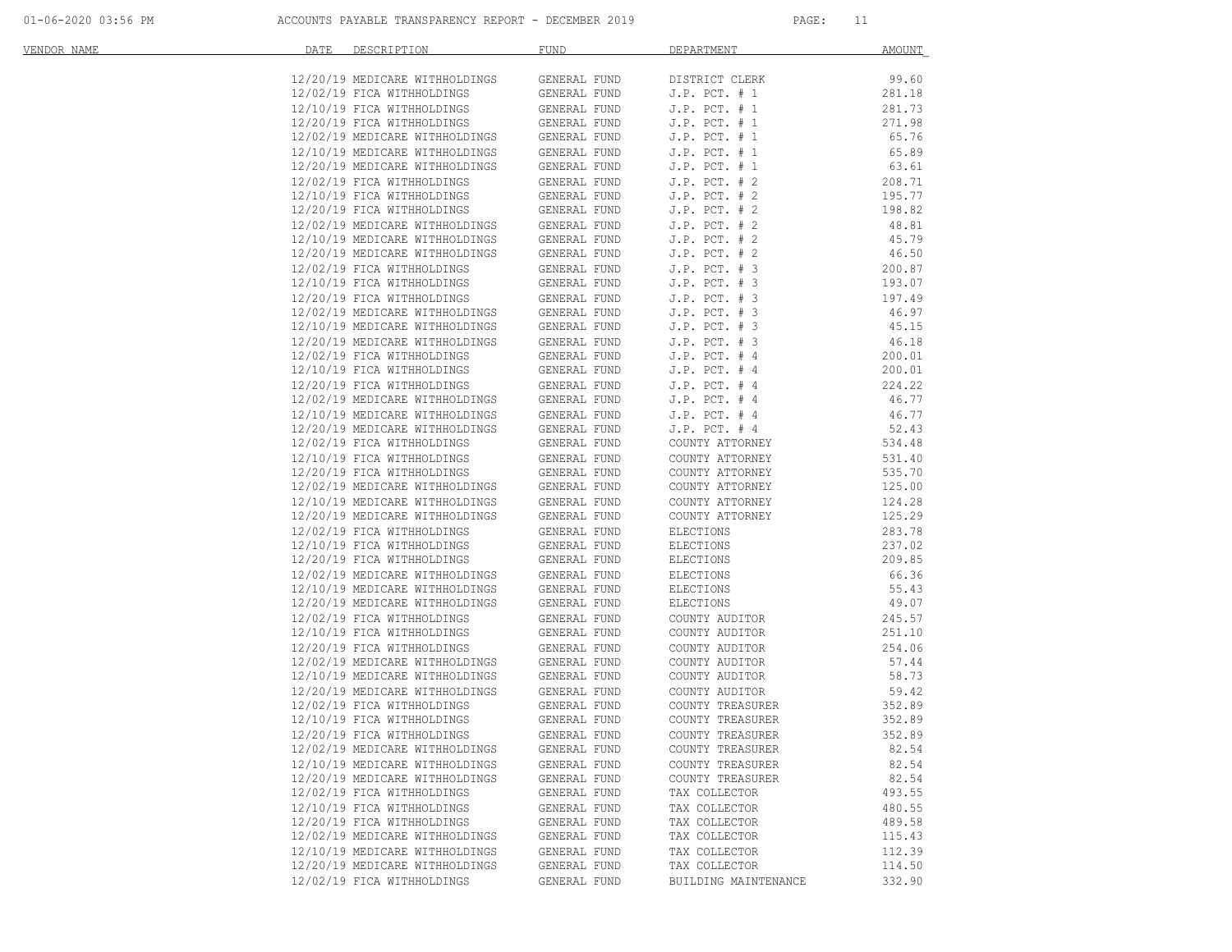| VENDOR NAME | DATE | DESCRIPTION | FUND | DEPARTMENT | AMOUNT |
|---|---|---|---|---|---|
| | 12/20/19 | MEDICARE WITHHOLDINGS | GENERAL FUND | DISTRICT CLERK | 99.60 |
| | 12/02/19 | FICA WITHHOLDINGS | GENERAL FUND | J.P. PCT. # 1 | 281.18 |
| | 12/10/19 | FICA WITHHOLDINGS | GENERAL FUND | J.P. PCT. # 1 | 281.73 |
| | 12/20/19 | FICA WITHHOLDINGS | GENERAL FUND | J.P. PCT. # 1 | 271.98 |
| | 12/02/19 | MEDICARE WITHHOLDINGS | GENERAL FUND | J.P. PCT. # 1 | 65.76 |
| | 12/10/19 | MEDICARE WITHHOLDINGS | GENERAL FUND | J.P. PCT. # 1 | 65.89 |
| | 12/20/19 | MEDICARE WITHHOLDINGS | GENERAL FUND | J.P. PCT. # 1 | 63.61 |
| | 12/02/19 | FICA WITHHOLDINGS | GENERAL FUND | J.P. PCT. # 2 | 208.71 |
| | 12/10/19 | FICA WITHHOLDINGS | GENERAL FUND | J.P. PCT. # 2 | 195.77 |
| | 12/20/19 | FICA WITHHOLDINGS | GENERAL FUND | J.P. PCT. # 2 | 198.82 |
| | 12/02/19 | MEDICARE WITHHOLDINGS | GENERAL FUND | J.P. PCT. # 2 | 48.81 |
| | 12/10/19 | MEDICARE WITHHOLDINGS | GENERAL FUND | J.P. PCT. # 2 | 45.79 |
| | 12/20/19 | MEDICARE WITHHOLDINGS | GENERAL FUND | J.P. PCT. # 2 | 46.50 |
| | 12/02/19 | FICA WITHHOLDINGS | GENERAL FUND | J.P. PCT. # 3 | 200.87 |
| | 12/10/19 | FICA WITHHOLDINGS | GENERAL FUND | J.P. PCT. # 3 | 193.07 |
| | 12/20/19 | FICA WITHHOLDINGS | GENERAL FUND | J.P. PCT. # 3 | 197.49 |
| | 12/02/19 | MEDICARE WITHHOLDINGS | GENERAL FUND | J.P. PCT. # 3 | 46.97 |
| | 12/10/19 | MEDICARE WITHHOLDINGS | GENERAL FUND | J.P. PCT. # 3 | 45.15 |
| | 12/20/19 | MEDICARE WITHHOLDINGS | GENERAL FUND | J.P. PCT. # 3 | 46.18 |
| | 12/02/19 | FICA WITHHOLDINGS | GENERAL FUND | J.P. PCT. # 4 | 200.01 |
| | 12/10/19 | FICA WITHHOLDINGS | GENERAL FUND | J.P. PCT. # 4 | 200.01 |
| | 12/20/19 | FICA WITHHOLDINGS | GENERAL FUND | J.P. PCT. # 4 | 224.22 |
| | 12/02/19 | MEDICARE WITHHOLDINGS | GENERAL FUND | J.P. PCT. # 4 | 46.77 |
| | 12/10/19 | MEDICARE WITHHOLDINGS | GENERAL FUND | J.P. PCT. # 4 | 46.77 |
| | 12/20/19 | MEDICARE WITHHOLDINGS | GENERAL FUND | J.P. PCT. # 4 | 52.43 |
| | 12/02/19 | FICA WITHHOLDINGS | GENERAL FUND | COUNTY ATTORNEY | 534.48 |
| | 12/10/19 | FICA WITHHOLDINGS | GENERAL FUND | COUNTY ATTORNEY | 531.40 |
| | 12/20/19 | FICA WITHHOLDINGS | GENERAL FUND | COUNTY ATTORNEY | 535.70 |
| | 12/02/19 | MEDICARE WITHHOLDINGS | GENERAL FUND | COUNTY ATTORNEY | 125.00 |
| | 12/10/19 | MEDICARE WITHHOLDINGS | GENERAL FUND | COUNTY ATTORNEY | 124.28 |
| | 12/20/19 | MEDICARE WITHHOLDINGS | GENERAL FUND | COUNTY ATTORNEY | 125.29 |
| | 12/02/19 | FICA WITHHOLDINGS | GENERAL FUND | ELECTIONS | 283.78 |
| | 12/10/19 | FICA WITHHOLDINGS | GENERAL FUND | ELECTIONS | 237.02 |
| | 12/20/19 | FICA WITHHOLDINGS | GENERAL FUND | ELECTIONS | 209.85 |
| | 12/02/19 | MEDICARE WITHHOLDINGS | GENERAL FUND | ELECTIONS | 66.36 |
| | 12/10/19 | MEDICARE WITHHOLDINGS | GENERAL FUND | ELECTIONS | 55.43 |
| | 12/20/19 | MEDICARE WITHHOLDINGS | GENERAL FUND | ELECTIONS | 49.07 |
| | 12/02/19 | FICA WITHHOLDINGS | GENERAL FUND | COUNTY AUDITOR | 245.57 |
| | 12/10/19 | FICA WITHHOLDINGS | GENERAL FUND | COUNTY AUDITOR | 251.10 |
| | 12/20/19 | FICA WITHHOLDINGS | GENERAL FUND | COUNTY AUDITOR | 254.06 |
| | 12/02/19 | MEDICARE WITHHOLDINGS | GENERAL FUND | COUNTY AUDITOR | 57.44 |
| | 12/10/19 | MEDICARE WITHHOLDINGS | GENERAL FUND | COUNTY AUDITOR | 58.73 |
| | 12/20/19 | MEDICARE WITHHOLDINGS | GENERAL FUND | COUNTY AUDITOR | 59.42 |
| | 12/02/19 | FICA WITHHOLDINGS | GENERAL FUND | COUNTY TREASURER | 352.89 |
| | 12/10/19 | FICA WITHHOLDINGS | GENERAL FUND | COUNTY TREASURER | 352.89 |
| | 12/20/19 | FICA WITHHOLDINGS | GENERAL FUND | COUNTY TREASURER | 352.89 |
| | 12/02/19 | MEDICARE WITHHOLDINGS | GENERAL FUND | COUNTY TREASURER | 82.54 |
| | 12/10/19 | MEDICARE WITHHOLDINGS | GENERAL FUND | COUNTY TREASURER | 82.54 |
| | 12/20/19 | MEDICARE WITHHOLDINGS | GENERAL FUND | COUNTY TREASURER | 82.54 |
| | 12/02/19 | FICA WITHHOLDINGS | GENERAL FUND | TAX COLLECTOR | 493.55 |
| | 12/10/19 | FICA WITHHOLDINGS | GENERAL FUND | TAX COLLECTOR | 480.55 |
| | 12/20/19 | FICA WITHHOLDINGS | GENERAL FUND | TAX COLLECTOR | 489.58 |
| | 12/02/19 | MEDICARE WITHHOLDINGS | GENERAL FUND | TAX COLLECTOR | 115.43 |
| | 12/10/19 | MEDICARE WITHHOLDINGS | GENERAL FUND | TAX COLLECTOR | 112.39 |
| | 12/20/19 | MEDICARE WITHHOLDINGS | GENERAL FUND | TAX COLLECTOR | 114.50 |
| | 12/02/19 | FICA WITHHOLDINGS | GENERAL FUND | BUILDING MAINTENANCE | 332.90 |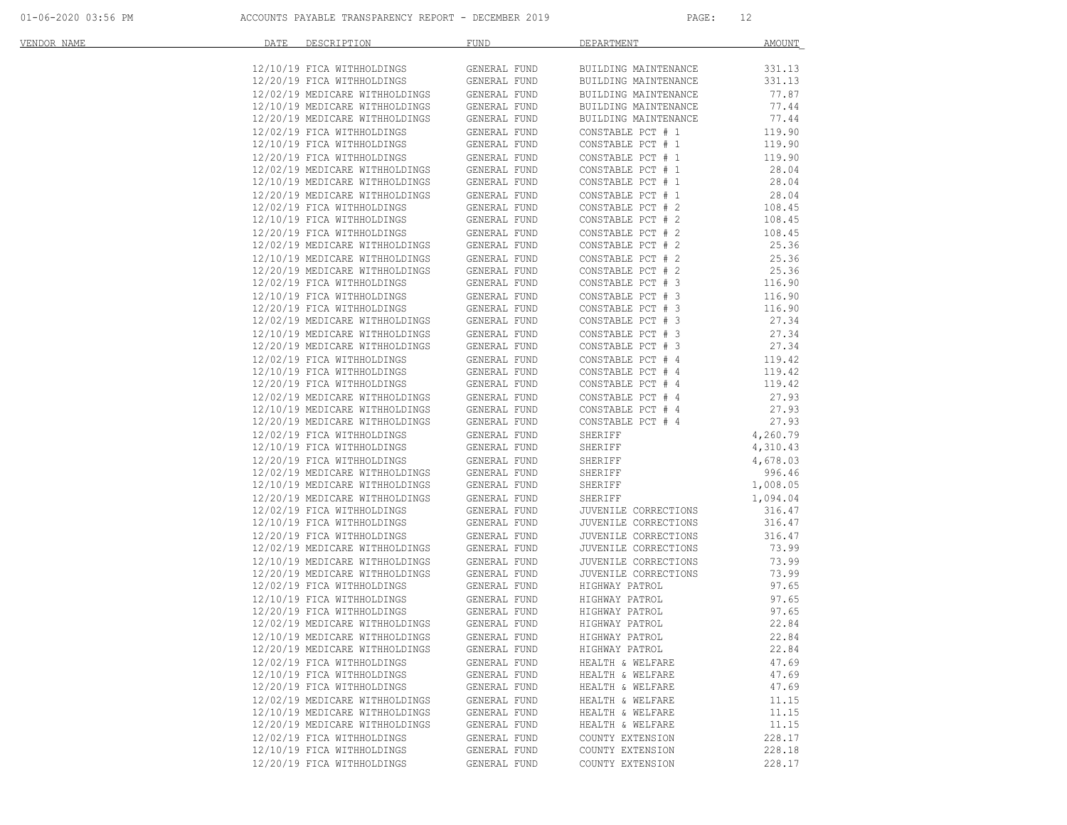| VENDOR NAME | DATE | DESCRIPTION | FUND | DEPARTMENT | AMOUNT |
|---|---|---|---|---|---|
| | 12/10/19 | FICA WITHHOLDINGS | GENERAL FUND | BUILDING MAINTENANCE | 331.13 |
| | 12/20/19 | FICA WITHHOLDINGS | GENERAL FUND | BUILDING MAINTENANCE | 331.13 |
| | 12/02/19 | MEDICARE WITHHOLDINGS | GENERAL FUND | BUILDING MAINTENANCE | 77.87 |
| | 12/10/19 | MEDICARE WITHHOLDINGS | GENERAL FUND | BUILDING MAINTENANCE | 77.44 |
| | 12/20/19 | MEDICARE WITHHOLDINGS | GENERAL FUND | BUILDING MAINTENANCE | 77.44 |
| | 12/02/19 | FICA WITHHOLDINGS | GENERAL FUND | CONSTABLE PCT # 1 | 119.90 |
| | 12/10/19 | FICA WITHHOLDINGS | GENERAL FUND | CONSTABLE PCT # 1 | 119.90 |
| | 12/20/19 | FICA WITHHOLDINGS | GENERAL FUND | CONSTABLE PCT # 1 | 119.90 |
| | 12/02/19 | MEDICARE WITHHOLDINGS | GENERAL FUND | CONSTABLE PCT # 1 | 28.04 |
| | 12/10/19 | MEDICARE WITHHOLDINGS | GENERAL FUND | CONSTABLE PCT # 1 | 28.04 |
| | 12/20/19 | MEDICARE WITHHOLDINGS | GENERAL FUND | CONSTABLE PCT # 1 | 28.04 |
| | 12/02/19 | FICA WITHHOLDINGS | GENERAL FUND | CONSTABLE PCT # 2 | 108.45 |
| | 12/10/19 | FICA WITHHOLDINGS | GENERAL FUND | CONSTABLE PCT # 2 | 108.45 |
| | 12/20/19 | FICA WITHHOLDINGS | GENERAL FUND | CONSTABLE PCT # 2 | 108.45 |
| | 12/02/19 | MEDICARE WITHHOLDINGS | GENERAL FUND | CONSTABLE PCT # 2 | 25.36 |
| | 12/10/19 | MEDICARE WITHHOLDINGS | GENERAL FUND | CONSTABLE PCT # 2 | 25.36 |
| | 12/20/19 | MEDICARE WITHHOLDINGS | GENERAL FUND | CONSTABLE PCT # 2 | 25.36 |
| | 12/02/19 | FICA WITHHOLDINGS | GENERAL FUND | CONSTABLE PCT # 3 | 116.90 |
| | 12/10/19 | FICA WITHHOLDINGS | GENERAL FUND | CONSTABLE PCT # 3 | 116.90 |
| | 12/20/19 | FICA WITHHOLDINGS | GENERAL FUND | CONSTABLE PCT # 3 | 116.90 |
| | 12/02/19 | MEDICARE WITHHOLDINGS | GENERAL FUND | CONSTABLE PCT # 3 | 27.34 |
| | 12/10/19 | MEDICARE WITHHOLDINGS | GENERAL FUND | CONSTABLE PCT # 3 | 27.34 |
| | 12/20/19 | MEDICARE WITHHOLDINGS | GENERAL FUND | CONSTABLE PCT # 3 | 27.34 |
| | 12/02/19 | FICA WITHHOLDINGS | GENERAL FUND | CONSTABLE PCT # 4 | 119.42 |
| | 12/10/19 | FICA WITHHOLDINGS | GENERAL FUND | CONSTABLE PCT # 4 | 119.42 |
| | 12/20/19 | FICA WITHHOLDINGS | GENERAL FUND | CONSTABLE PCT # 4 | 119.42 |
| | 12/02/19 | MEDICARE WITHHOLDINGS | GENERAL FUND | CONSTABLE PCT # 4 | 27.93 |
| | 12/10/19 | MEDICARE WITHHOLDINGS | GENERAL FUND | CONSTABLE PCT # 4 | 27.93 |
| | 12/20/19 | MEDICARE WITHHOLDINGS | GENERAL FUND | CONSTABLE PCT # 4 | 27.93 |
| | 12/02/19 | FICA WITHHOLDINGS | GENERAL FUND | SHERIFF | 4,260.79 |
| | 12/10/19 | FICA WITHHOLDINGS | GENERAL FUND | SHERIFF | 4,310.43 |
| | 12/20/19 | FICA WITHHOLDINGS | GENERAL FUND | SHERIFF | 4,678.03 |
| | 12/02/19 | MEDICARE WITHHOLDINGS | GENERAL FUND | SHERIFF | 996.46 |
| | 12/10/19 | MEDICARE WITHHOLDINGS | GENERAL FUND | SHERIFF | 1,008.05 |
| | 12/20/19 | MEDICARE WITHHOLDINGS | GENERAL FUND | SHERIFF | 1,094.04 |
| | 12/02/19 | FICA WITHHOLDINGS | GENERAL FUND | JUVENILE CORRECTIONS | 316.47 |
| | 12/10/19 | FICA WITHHOLDINGS | GENERAL FUND | JUVENILE CORRECTIONS | 316.47 |
| | 12/20/19 | FICA WITHHOLDINGS | GENERAL FUND | JUVENILE CORRECTIONS | 316.47 |
| | 12/02/19 | MEDICARE WITHHOLDINGS | GENERAL FUND | JUVENILE CORRECTIONS | 73.99 |
| | 12/10/19 | MEDICARE WITHHOLDINGS | GENERAL FUND | JUVENILE CORRECTIONS | 73.99 |
| | 12/20/19 | MEDICARE WITHHOLDINGS | GENERAL FUND | JUVENILE CORRECTIONS | 73.99 |
| | 12/02/19 | FICA WITHHOLDINGS | GENERAL FUND | HIGHWAY PATROL | 97.65 |
| | 12/10/19 | FICA WITHHOLDINGS | GENERAL FUND | HIGHWAY PATROL | 97.65 |
| | 12/20/19 | FICA WITHHOLDINGS | GENERAL FUND | HIGHWAY PATROL | 97.65 |
| | 12/02/19 | MEDICARE WITHHOLDINGS | GENERAL FUND | HIGHWAY PATROL | 22.84 |
| | 12/10/19 | MEDICARE WITHHOLDINGS | GENERAL FUND | HIGHWAY PATROL | 22.84 |
| | 12/20/19 | MEDICARE WITHHOLDINGS | GENERAL FUND | HIGHWAY PATROL | 22.84 |
| | 12/02/19 | FICA WITHHOLDINGS | GENERAL FUND | HEALTH & WELFARE | 47.69 |
| | 12/10/19 | FICA WITHHOLDINGS | GENERAL FUND | HEALTH & WELFARE | 47.69 |
| | 12/20/19 | FICA WITHHOLDINGS | GENERAL FUND | HEALTH & WELFARE | 47.69 |
| | 12/02/19 | MEDICARE WITHHOLDINGS | GENERAL FUND | HEALTH & WELFARE | 11.15 |
| | 12/10/19 | MEDICARE WITHHOLDINGS | GENERAL FUND | HEALTH & WELFARE | 11.15 |
| | 12/20/19 | MEDICARE WITHHOLDINGS | GENERAL FUND | HEALTH & WELFARE | 11.15 |
| | 12/02/19 | FICA WITHHOLDINGS | GENERAL FUND | COUNTY EXTENSION | 228.17 |
| | 12/10/19 | FICA WITHHOLDINGS | GENERAL FUND | COUNTY EXTENSION | 228.18 |
| | 12/20/19 | FICA WITHHOLDINGS | GENERAL FUND | COUNTY EXTENSION | 228.17 |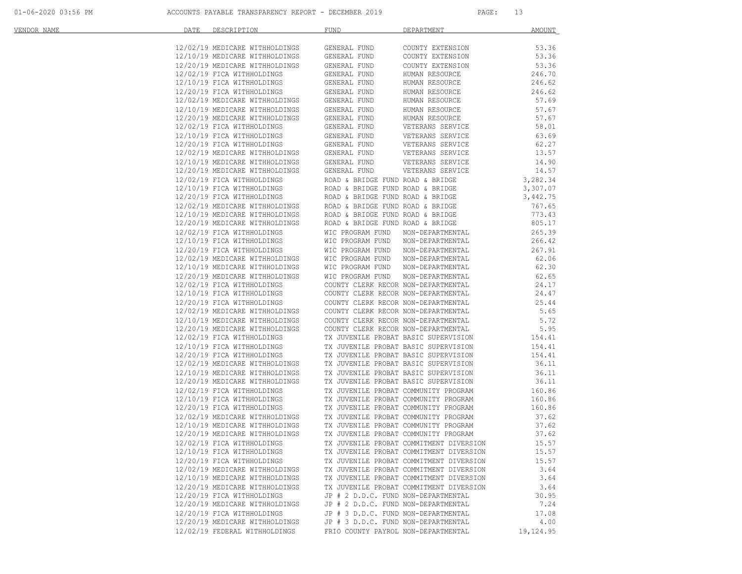| VENDOR NAME | DATE | DESCRIPTION | FUND | DEPARTMENT | AMOUNT |
|---|---|---|---|---|---|
| | 12/02/19 | MEDICARE WITHHOLDINGS | GENERAL FUND | COUNTY EXTENSION | 53.36 |
| | 12/10/19 | MEDICARE WITHHOLDINGS | GENERAL FUND | COUNTY EXTENSION | 53.36 |
| | 12/20/19 | MEDICARE WITHHOLDINGS | GENERAL FUND | COUNTY EXTENSION | 53.36 |
| | 12/02/19 | FICA WITHHOLDINGS | GENERAL FUND | HUMAN RESOURCE | 246.70 |
| | 12/10/19 | FICA WITHHOLDINGS | GENERAL FUND | HUMAN RESOURCE | 246.62 |
| | 12/20/19 | FICA WITHHOLDINGS | GENERAL FUND | HUMAN RESOURCE | 246.62 |
| | 12/02/19 | MEDICARE WITHHOLDINGS | GENERAL FUND | HUMAN RESOURCE | 57.69 |
| | 12/10/19 | MEDICARE WITHHOLDINGS | GENERAL FUND | HUMAN RESOURCE | 57.67 |
| | 12/20/19 | MEDICARE WITHHOLDINGS | GENERAL FUND | HUMAN RESOURCE | 57.67 |
| | 12/02/19 | FICA WITHHOLDINGS | GENERAL FUND | VETERANS SERVICE | 58.01 |
| | 12/10/19 | FICA WITHHOLDINGS | GENERAL FUND | VETERANS SERVICE | 63.69 |
| | 12/20/19 | FICA WITHHOLDINGS | GENERAL FUND | VETERANS SERVICE | 62.27 |
| | 12/02/19 | MEDICARE WITHHOLDINGS | GENERAL FUND | VETERANS SERVICE | 13.57 |
| | 12/10/19 | MEDICARE WITHHOLDINGS | GENERAL FUND | VETERANS SERVICE | 14.90 |
| | 12/20/19 | MEDICARE WITHHOLDINGS | GENERAL FUND | VETERANS SERVICE | 14.57 |
| | 12/02/19 | FICA WITHHOLDINGS | ROAD & BRIDGE FUND | ROAD & BRIDGE | 3,282.34 |
| | 12/10/19 | FICA WITHHOLDINGS | ROAD & BRIDGE FUND | ROAD & BRIDGE | 3,307.07 |
| | 12/20/19 | FICA WITHHOLDINGS | ROAD & BRIDGE FUND | ROAD & BRIDGE | 3,442.75 |
| | 12/02/19 | MEDICARE WITHHOLDINGS | ROAD & BRIDGE FUND | ROAD & BRIDGE | 767.65 |
| | 12/10/19 | MEDICARE WITHHOLDINGS | ROAD & BRIDGE FUND | ROAD & BRIDGE | 773.43 |
| | 12/20/19 | MEDICARE WITHHOLDINGS | ROAD & BRIDGE FUND | ROAD & BRIDGE | 805.17 |
| | 12/02/19 | FICA WITHHOLDINGS | WIC PROGRAM FUND | NON-DEPARTMENTAL | 265.39 |
| | 12/10/19 | FICA WITHHOLDINGS | WIC PROGRAM FUND | NON-DEPARTMENTAL | 266.42 |
| | 12/20/19 | FICA WITHHOLDINGS | WIC PROGRAM FUND | NON-DEPARTMENTAL | 267.91 |
| | 12/02/19 | MEDICARE WITHHOLDINGS | WIC PROGRAM FUND | NON-DEPARTMENTAL | 62.06 |
| | 12/10/19 | MEDICARE WITHHOLDINGS | WIC PROGRAM FUND | NON-DEPARTMENTAL | 62.30 |
| | 12/20/19 | MEDICARE WITHHOLDINGS | WIC PROGRAM FUND | NON-DEPARTMENTAL | 62.65 |
| | 12/02/19 | FICA WITHHOLDINGS | COUNTY CLERK RECOR | NON-DEPARTMENTAL | 24.17 |
| | 12/10/19 | FICA WITHHOLDINGS | COUNTY CLERK RECOR | NON-DEPARTMENTAL | 24.47 |
| | 12/20/19 | FICA WITHHOLDINGS | COUNTY CLERK RECOR | NON-DEPARTMENTAL | 25.44 |
| | 12/02/19 | MEDICARE WITHHOLDINGS | COUNTY CLERK RECOR | NON-DEPARTMENTAL | 5.65 |
| | 12/10/19 | MEDICARE WITHHOLDINGS | COUNTY CLERK RECOR | NON-DEPARTMENTAL | 5.72 |
| | 12/20/19 | MEDICARE WITHHOLDINGS | COUNTY CLERK RECOR | NON-DEPARTMENTAL | 5.95 |
| | 12/02/19 | FICA WITHHOLDINGS | TX JUVENILE PROBAT | BASIC SUPERVISION | 154.41 |
| | 12/10/19 | FICA WITHHOLDINGS | TX JUVENILE PROBAT | BASIC SUPERVISION | 154.41 |
| | 12/20/19 | FICA WITHHOLDINGS | TX JUVENILE PROBAT | BASIC SUPERVISION | 154.41 |
| | 12/02/19 | MEDICARE WITHHOLDINGS | TX JUVENILE PROBAT | BASIC SUPERVISION | 36.11 |
| | 12/10/19 | MEDICARE WITHHOLDINGS | TX JUVENILE PROBAT | BASIC SUPERVISION | 36.11 |
| | 12/20/19 | MEDICARE WITHHOLDINGS | TX JUVENILE PROBAT | BASIC SUPERVISION | 36.11 |
| | 12/02/19 | FICA WITHHOLDINGS | TX JUVENILE PROBAT | COMMUNITY PROGRAM | 160.86 |
| | 12/10/19 | FICA WITHHOLDINGS | TX JUVENILE PROBAT | COMMUNITY PROGRAM | 160.86 |
| | 12/20/19 | FICA WITHHOLDINGS | TX JUVENILE PROBAT | COMMUNITY PROGRAM | 160.86 |
| | 12/02/19 | MEDICARE WITHHOLDINGS | TX JUVENILE PROBAT | COMMUNITY PROGRAM | 37.62 |
| | 12/10/19 | MEDICARE WITHHOLDINGS | TX JUVENILE PROBAT | COMMUNITY PROGRAM | 37.62 |
| | 12/20/19 | MEDICARE WITHHOLDINGS | TX JUVENILE PROBAT | COMMUNITY PROGRAM | 37.62 |
| | 12/02/19 | FICA WITHHOLDINGS | TX JUVENILE PROBAT | COMMITMENT DIVERSION | 15.57 |
| | 12/10/19 | FICA WITHHOLDINGS | TX JUVENILE PROBAT | COMMITMENT DIVERSION | 15.57 |
| | 12/20/19 | FICA WITHHOLDINGS | TX JUVENILE PROBAT | COMMITMENT DIVERSION | 15.57 |
| | 12/02/19 | MEDICARE WITHHOLDINGS | TX JUVENILE PROBAT | COMMITMENT DIVERSION | 3.64 |
| | 12/10/19 | MEDICARE WITHHOLDINGS | TX JUVENILE PROBAT | COMMITMENT DIVERSION | 3.64 |
| | 12/20/19 | MEDICARE WITHHOLDINGS | TX JUVENILE PROBAT | COMMITMENT DIVERSION | 3.64 |
| | 12/20/19 | FICA WITHHOLDINGS | JP # 2 D.D.C. FUND | NON-DEPARTMENTAL | 30.95 |
| | 12/20/19 | MEDICARE WITHHOLDINGS | JP # 2 D.D.C. FUND | NON-DEPARTMENTAL | 7.24 |
| | 12/20/19 | FICA WITHHOLDINGS | JP # 3 D.D.C. FUND | NON-DEPARTMENTAL | 17.08 |
| | 12/20/19 | MEDICARE WITHHOLDINGS | JP # 3 D.D.C. FUND | NON-DEPARTMENTAL | 4.00 |
| | 12/02/19 | FEDERAL WITHHOLDINGS | FRIO COUNTY PAYROL | NON-DEPARTMENTAL | 19,124.95 |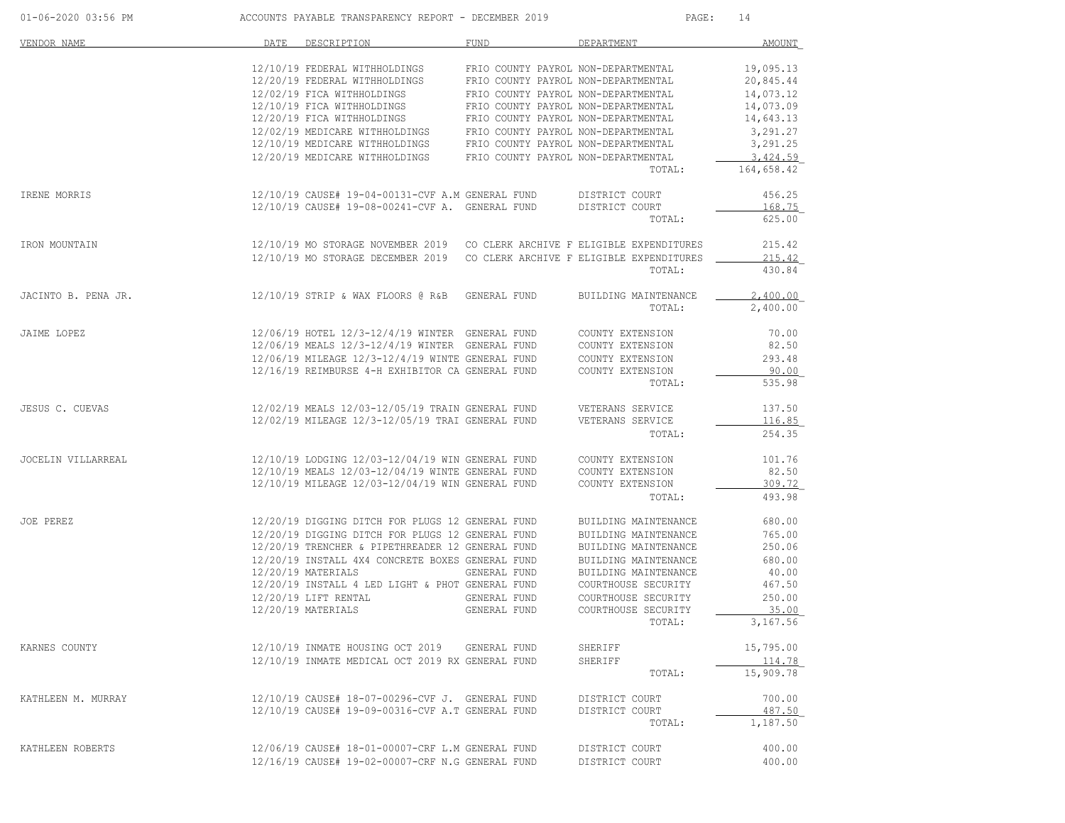| VENDOR NAME | DATE | DESCRIPTION | FUND | DEPARTMENT | AMOUNT |
|---|---|---|---|---|---|
| | 12/10/19 | FEDERAL WITHHOLDINGS | FRIO COUNTY PAYROL | NON-DEPARTMENTAL | 19,095.13 |
| | 12/20/19 | FEDERAL WITHHOLDINGS | FRIO COUNTY PAYROL | NON-DEPARTMENTAL | 20,845.44 |
| | 12/02/19 | FICA WITHHOLDINGS | FRIO COUNTY PAYROL | NON-DEPARTMENTAL | 14,073.12 |
| | 12/10/19 | FICA WITHHOLDINGS | FRIO COUNTY PAYROL | NON-DEPARTMENTAL | 14,073.09 |
| | 12/20/19 | FICA WITHHOLDINGS | FRIO COUNTY PAYROL | NON-DEPARTMENTAL | 14,643.13 |
| | 12/02/19 | MEDICARE WITHHOLDINGS | FRIO COUNTY PAYROL | NON-DEPARTMENTAL | 3,291.27 |
| | 12/10/19 | MEDICARE WITHHOLDINGS | FRIO COUNTY PAYROL | NON-DEPARTMENTAL | 3,291.25 |
| | 12/20/19 | MEDICARE WITHHOLDINGS | FRIO COUNTY PAYROL | NON-DEPARTMENTAL | 3,424.59 |
| | | | | TOTAL: | 164,658.42 |
| IRENE MORRIS | 12/10/19 | CAUSE# 19-04-00131-CVF A.M | GENERAL FUND | DISTRICT COURT | 456.25 |
| | 12/10/19 | CAUSE# 19-08-00241-CVF A. | GENERAL FUND | DISTRICT COURT | 168.75 |
| | | | | TOTAL: | 625.00 |
| IRON MOUNTAIN | 12/10/19 | MO STORAGE NOVEMBER 2019 | CO CLERK ARCHIVE F | ELIGIBLE EXPENDITURES | 215.42 |
| | 12/10/19 | MO STORAGE DECEMBER 2019 | CO CLERK ARCHIVE F | ELIGIBLE EXPENDITURES | 215.42 |
| | | | | TOTAL: | 430.84 |
| JACINTO B. PENA JR. | 12/10/19 | STRIP & WAX FLOORS @ R&B | GENERAL FUND | BUILDING MAINTENANCE | 2,400.00 |
| | | | | TOTAL: | 2,400.00 |
| JAIME LOPEZ | 12/06/19 | HOTEL 12/3-12/4/19 WINTER | GENERAL FUND | COUNTY EXTENSION | 70.00 |
| | 12/06/19 | MEALS 12/3-12/4/19 WINTER | GENERAL FUND | COUNTY EXTENSION | 82.50 |
| | 12/06/19 | MILEAGE 12/3-12/4/19 WINTE | GENERAL FUND | COUNTY EXTENSION | 293.48 |
| | 12/16/19 | REIMBURSE 4-H EXHIBITOR CA | GENERAL FUND | COUNTY EXTENSION | 90.00 |
| | | | | TOTAL: | 535.98 |
| JESUS C. CUEVAS | 12/02/19 | MEALS 12/03-12/05/19 TRAIN | GENERAL FUND | VETERANS SERVICE | 137.50 |
| | 12/02/19 | MILEAGE 12/3-12/05/19 TRAI | GENERAL FUND | VETERANS SERVICE | 116.85 |
| | | | | TOTAL: | 254.35 |
| JOCELIN VILLARREAL | 12/10/19 | LODGING 12/03-12/04/19 WIN | GENERAL FUND | COUNTY EXTENSION | 101.76 |
| | 12/10/19 | MEALS 12/03-12/04/19 WINTE | GENERAL FUND | COUNTY EXTENSION | 82.50 |
| | 12/10/19 | MILEAGE 12/03-12/04/19 WIN | GENERAL FUND | COUNTY EXTENSION | 309.72 |
| | | | | TOTAL: | 493.98 |
| JOE PEREZ | 12/20/19 | DIGGING DITCH FOR PLUGS 12 | GENERAL FUND | BUILDING MAINTENANCE | 680.00 |
| | 12/20/19 | DIGGING DITCH FOR PLUGS 12 | GENERAL FUND | BUILDING MAINTENANCE | 765.00 |
| | 12/20/19 | TRENCHER & PIPETHREADER 12 | GENERAL FUND | BUILDING MAINTENANCE | 250.06 |
| | 12/20/19 | INSTALL 4X4 CONCRETE BOXES | GENERAL FUND | BUILDING MAINTENANCE | 680.00 |
| | 12/20/19 | MATERIALS | GENERAL FUND | BUILDING MAINTENANCE | 40.00 |
| | 12/20/19 | INSTALL 4 LED LIGHT & PHOT | GENERAL FUND | COURTHOUSE SECURITY | 467.50 |
| | 12/20/19 | LIFT RENTAL | GENERAL FUND | COURTHOUSE SECURITY | 250.00 |
| | 12/20/19 | MATERIALS | GENERAL FUND | COURTHOUSE SECURITY | 35.00 |
| | | | | TOTAL: | 3,167.56 |
| KARNES COUNTY | 12/10/19 | INMATE HOUSING OCT 2019 | GENERAL FUND | SHERIFF | 15,795.00 |
| | 12/10/19 | INMATE MEDICAL OCT 2019 RX | GENERAL FUND | SHERIFF | 114.78 |
| | | | | TOTAL: | 15,909.78 |
| KATHLEEN M. MURRAY | 12/10/19 | CAUSE# 18-07-00296-CVF J. | GENERAL FUND | DISTRICT COURT | 700.00 |
| | 12/10/19 | CAUSE# 19-09-00316-CVF A.T | GENERAL FUND | DISTRICT COURT | 487.50 |
| | | | | TOTAL: | 1,187.50 |
| KATHLEEN ROBERTS | 12/06/19 | CAUSE# 18-01-00007-CRF L.M | GENERAL FUND | DISTRICT COURT | 400.00 |
| | 12/16/19 | CAUSE# 19-02-00007-CRF N.G | GENERAL FUND | DISTRICT COURT | 400.00 |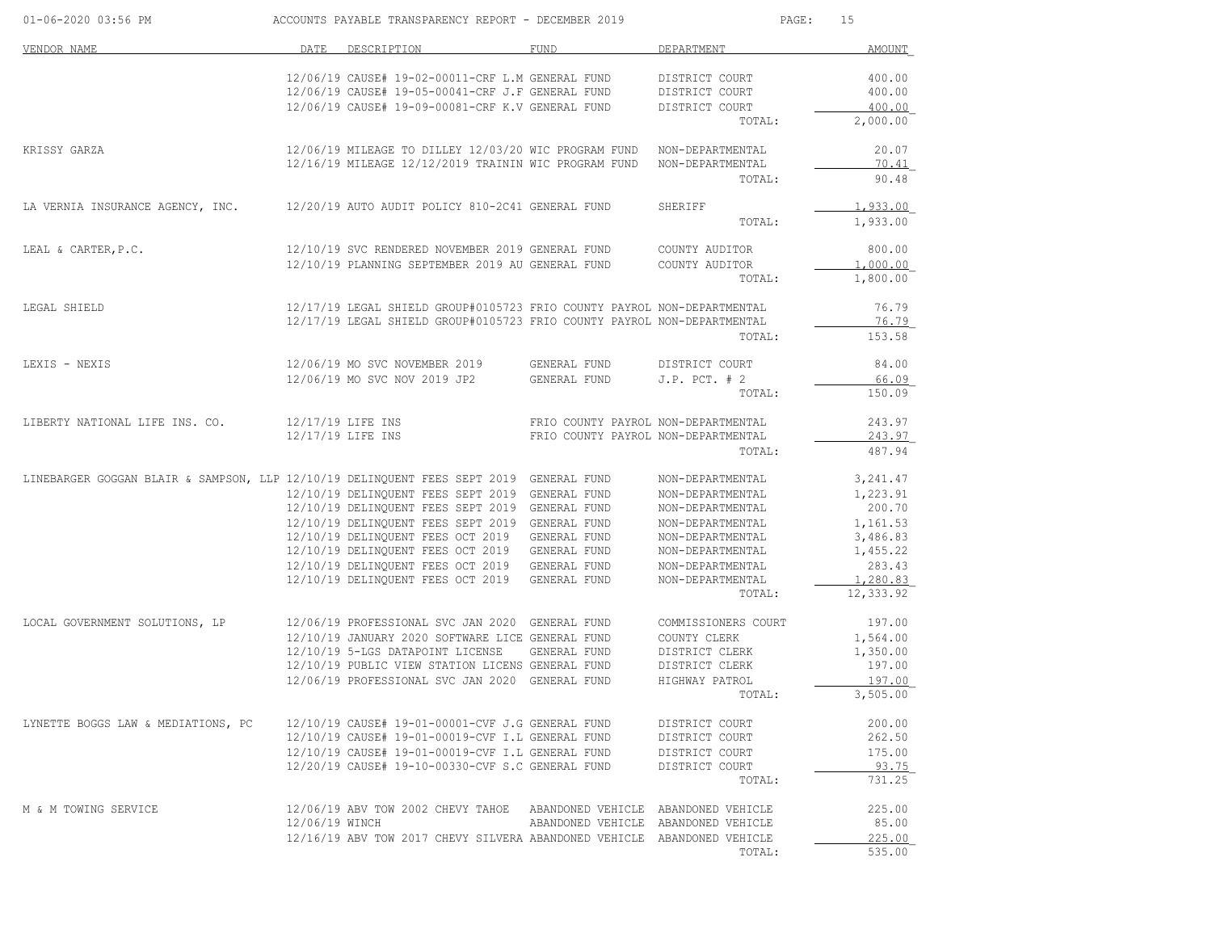ACCOUNTS PAYABLE TRANSPARENCY REPORT - DECEMBER 2019

| VENDOR NAME | DATE | DESCRIPTION | FUND | DEPARTMENT | AMOUNT |
|---|---|---|---|---|---|
| | 12/06/19 | CAUSE# 19-02-00011-CRF L.M | GENERAL FUND | DISTRICT COURT | 400.00 |
| | 12/06/19 | CAUSE# 19-05-00041-CRF J.F | GENERAL FUND | DISTRICT COURT | 400.00 |
| | 12/06/19 | CAUSE# 19-09-00081-CRF K.V | GENERAL FUND | DISTRICT COURT | 400.00 |
| | | | | TOTAL: | 2,000.00 |
| KRISSY GARZA | 12/06/19 | MILEAGE TO DILLEY 12/03/20 | WIC PROGRAM FUND | NON-DEPARTMENTAL | 20.07 |
| | 12/16/19 | MILEAGE 12/12/2019 TRAININ | WIC PROGRAM FUND | NON-DEPARTMENTAL | 70.41 |
| | | | | TOTAL: | 90.48 |
| LA VERNIA INSURANCE AGENCY, INC. | 12/20/19 | AUTO AUDIT POLICY 810-2C41 | GENERAL FUND | SHERIFF | 1,933.00 |
| | | | | TOTAL: | 1,933.00 |
| LEAL & CARTER,P.C. | 12/10/19 | SVC RENDERED NOVEMBER 2019 | GENERAL FUND | COUNTY AUDITOR | 800.00 |
| | 12/10/19 | PLANNING SEPTEMBER 2019 AU | GENERAL FUND | COUNTY AUDITOR | 1,000.00 |
| | | | | TOTAL: | 1,800.00 |
| LEGAL SHIELD | 12/17/19 | LEGAL SHIELD GROUP#0105723 | FRIO COUNTY PAYROL | NON-DEPARTMENTAL | 76.79 |
| | 12/17/19 | LEGAL SHIELD GROUP#0105723 | FRIO COUNTY PAYROL | NON-DEPARTMENTAL | 76.79 |
| | | | | TOTAL: | 153.58 |
| LEXIS - NEXIS | 12/06/19 | MO SVC NOVEMBER 2019 | GENERAL FUND | DISTRICT COURT | 84.00 |
| | 12/06/19 | MO SVC NOV 2019 JP2 | GENERAL FUND | J.P. PCT. # 2 | 66.09 |
| | | | | TOTAL: | 150.09 |
| LIBERTY NATIONAL LIFE INS. CO. | 12/17/19 | LIFE INS | FRIO COUNTY PAYROL | NON-DEPARTMENTAL | 243.97 |
| | 12/17/19 | LIFE INS | FRIO COUNTY PAYROL | NON-DEPARTMENTAL | 243.97 |
| | | | | TOTAL: | 487.94 |
| LINEBARGER GOGGAN BLAIR & SAMPSON, LLP | 12/10/19 | DELINQUENT FEES SEPT 2019 | GENERAL FUND | NON-DEPARTMENTAL | 3,241.47 |
| | 12/10/19 | DELINQUENT FEES SEPT 2019 | GENERAL FUND | NON-DEPARTMENTAL | 1,223.91 |
| | 12/10/19 | DELINQUENT FEES SEPT 2019 | GENERAL FUND | NON-DEPARTMENTAL | 200.70 |
| | 12/10/19 | DELINQUENT FEES SEPT 2019 | GENERAL FUND | NON-DEPARTMENTAL | 1,161.53 |
| | 12/10/19 | DELINQUENT FEES OCT 2019 | GENERAL FUND | NON-DEPARTMENTAL | 3,486.83 |
| | 12/10/19 | DELINQUENT FEES OCT 2019 | GENERAL FUND | NON-DEPARTMENTAL | 1,455.22 |
| | 12/10/19 | DELINQUENT FEES OCT 2019 | GENERAL FUND | NON-DEPARTMENTAL | 283.43 |
| | 12/10/19 | DELINQUENT FEES OCT 2019 | GENERAL FUND | NON-DEPARTMENTAL | 1,280.83 |
| | | | | TOTAL: | 12,333.92 |
| LOCAL GOVERNMENT SOLUTIONS, LP | 12/06/19 | PROFESSIONAL SVC JAN 2020 | GENERAL FUND | COMMISSIONERS COURT | 197.00 |
| | 12/10/19 | JANUARY 2020 SOFTWARE LICE | GENERAL FUND | COUNTY CLERK | 1,564.00 |
| | 12/10/19 | 5-LGS DATAPOINT LICENSE | GENERAL FUND | DISTRICT CLERK | 1,350.00 |
| | 12/10/19 | PUBLIC VIEW STATION LICENS | GENERAL FUND | DISTRICT CLERK | 197.00 |
| | 12/06/19 | PROFESSIONAL SVC JAN 2020 | GENERAL FUND | HIGHWAY PATROL | 197.00 |
| | | | | TOTAL: | 3,505.00 |
| LYNETTE BOGGS LAW & MEDIATIONS, PC | 12/10/19 | CAUSE# 19-01-00001-CVF J.G | GENERAL FUND | DISTRICT COURT | 200.00 |
| | 12/10/19 | CAUSE# 19-01-00019-CVF I.L | GENERAL FUND | DISTRICT COURT | 262.50 |
| | 12/10/19 | CAUSE# 19-01-00019-CVF I.L | GENERAL FUND | DISTRICT COURT | 175.00 |
| | 12/20/19 | CAUSE# 19-10-00330-CVF S.C | GENERAL FUND | DISTRICT COURT | 93.75 |
| | | | | TOTAL: | 731.25 |
| M & M TOWING SERVICE | 12/06/19 | ABV TOW 2002 CHEVY TAHOE | ABANDONED VEHICLE | ABANDONED VEHICLE | 225.00 |
| | 12/06/19 | WINCH | ABANDONED VEHICLE | ABANDONED VEHICLE | 85.00 |
| | 12/16/19 | ABV TOW 2017 CHEVY SILVERA | ABANDONED VEHICLE | ABANDONED VEHICLE | 225.00 |
| | | | | TOTAL: | 535.00 |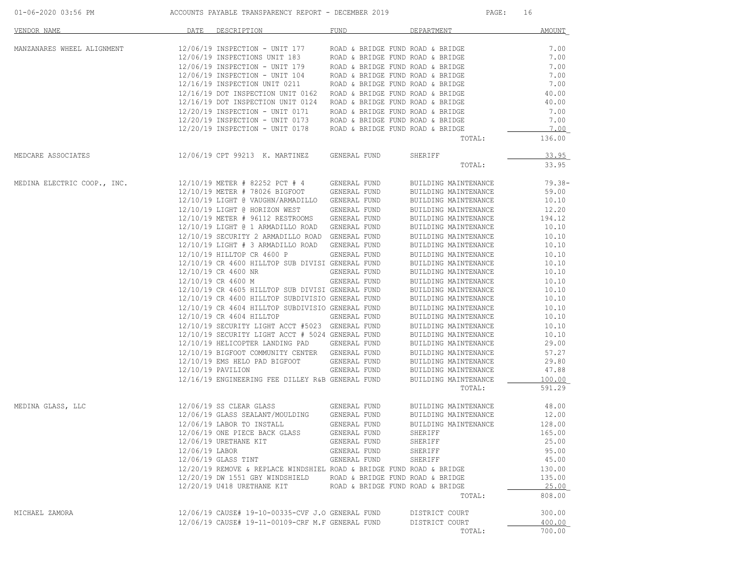| VENDOR NAME | DATE | DESCRIPTION | FUND | DEPARTMENT | AMOUNT |
|---|---|---|---|---|---|
| MANZANARES WHEEL ALIGNMENT | 12/06/19 | INSPECTION - UNIT 177 | ROAD & BRIDGE FUND | ROAD & BRIDGE | 7.00 |
| | 12/06/19 | INSPECTIONS UNIT 183 | ROAD & BRIDGE FUND | ROAD & BRIDGE | 7.00 |
| | 12/06/19 | INSPECTION - UNIT 179 | ROAD & BRIDGE FUND | ROAD & BRIDGE | 7.00 |
| | 12/06/19 | INSPECTION - UNIT 104 | ROAD & BRIDGE FUND | ROAD & BRIDGE | 7.00 |
| | 12/16/19 | INSPECTION UNIT 0211 | ROAD & BRIDGE FUND | ROAD & BRIDGE | 7.00 |
| | 12/16/19 | DOT INSPECTION UNIT 0162 | ROAD & BRIDGE FUND | ROAD & BRIDGE | 40.00 |
| | 12/16/19 | DOT INSPECTION UNIT 0124 | ROAD & BRIDGE FUND | ROAD & BRIDGE | 40.00 |
| | 12/20/19 | INSPECTION - UNIT 0171 | ROAD & BRIDGE FUND | ROAD & BRIDGE | 7.00 |
| | 12/20/19 | INSPECTION - UNIT 0173 | ROAD & BRIDGE FUND | ROAD & BRIDGE | 7.00 |
| | 12/20/19 | INSPECTION - UNIT 0178 | ROAD & BRIDGE FUND | ROAD & BRIDGE | 7.00 |
| | | | | TOTAL: | 136.00 |
| MEDCARE ASSOCIATES | 12/06/19 | CPT 99213 K. MARTINEZ | GENERAL FUND | SHERIFF | 33.95 |
| | | | | TOTAL: | 33.95 |
| MEDINA ELECTRIC COOP., INC. | 12/10/19 | METER # 82252 PCT # 4 | GENERAL FUND | BUILDING MAINTENANCE | 79.38- |
| | 12/10/19 | METER # 78026 BIGFOOT | GENERAL FUND | BUILDING MAINTENANCE | 59.00 |
| | 12/10/19 | LIGHT @ VAUGHN/ARMADILLO | GENERAL FUND | BUILDING MAINTENANCE | 10.10 |
| | 12/10/19 | LIGHT @ HORIZON WEST | GENERAL FUND | BUILDING MAINTENANCE | 12.20 |
| | 12/10/19 | METER # 96112 RESTROOMS | GENERAL FUND | BUILDING MAINTENANCE | 194.12 |
| | 12/10/19 | LIGHT @ 1 ARMADILLO ROAD | GENERAL FUND | BUILDING MAINTENANCE | 10.10 |
| | 12/10/19 | SECURITY 2 ARMADILLO ROAD | GENERAL FUND | BUILDING MAINTENANCE | 10.10 |
| | 12/10/19 | LIGHT # 3 ARMADILLO ROAD | GENERAL FUND | BUILDING MAINTENANCE | 10.10 |
| | 12/10/19 | HILLTOP CR 4600 P | GENERAL FUND | BUILDING MAINTENANCE | 10.10 |
| | 12/10/19 | CR 4600 HILLTOP SUB DIVISI | GENERAL FUND | BUILDING MAINTENANCE | 10.10 |
| | 12/10/19 | CR 4600 NR | GENERAL FUND | BUILDING MAINTENANCE | 10.10 |
| | 12/10/19 | CR 4600 M | GENERAL FUND | BUILDING MAINTENANCE | 10.10 |
| | 12/10/19 | CR 4605 HILLTOP SUB DIVISI | GENERAL FUND | BUILDING MAINTENANCE | 10.10 |
| | 12/10/19 | CR 4600 HILLTOP SUBDIVISIO | GENERAL FUND | BUILDING MAINTENANCE | 10.10 |
| | 12/10/19 | CR 4604 HILLTOP SUBDIVISIO | GENERAL FUND | BUILDING MAINTENANCE | 10.10 |
| | 12/10/19 | CR 4604 HILLTOP | GENERAL FUND | BUILDING MAINTENANCE | 10.10 |
| | 12/10/19 | SECURITY LIGHT ACCT #5023 | GENERAL FUND | BUILDING MAINTENANCE | 10.10 |
| | 12/10/19 | SECURITY LIGHT ACCT # 5024 | GENERAL FUND | BUILDING MAINTENANCE | 10.10 |
| | 12/10/19 | HELICOPTER LANDING PAD | GENERAL FUND | BUILDING MAINTENANCE | 29.00 |
| | 12/10/19 | BIGFOOT COMMUNITY CENTER | GENERAL FUND | BUILDING MAINTENANCE | 57.27 |
| | 12/10/19 | EMS HELO PAD BIGFOOT | GENERAL FUND | BUILDING MAINTENANCE | 29.80 |
| | 12/10/19 | PAVILION | GENERAL FUND | BUILDING MAINTENANCE | 47.88 |
| | 12/16/19 | ENGINEERING FEE DILLEY R&B | GENERAL FUND | BUILDING MAINTENANCE | 100.00 |
| | | | | TOTAL: | 591.29 |
| MEDINA GLASS, LLC | 12/06/19 | SS CLEAR GLASS | GENERAL FUND | BUILDING MAINTENANCE | 48.00 |
| | 12/06/19 | GLASS SEALANT/MOULDING | GENERAL FUND | BUILDING MAINTENANCE | 12.00 |
| | 12/06/19 | LABOR TO INSTALL | GENERAL FUND | BUILDING MAINTENANCE | 128.00 |
| | 12/06/19 | ONE PIECE BACK GLASS | GENERAL FUND | SHERIFF | 165.00 |
| | 12/06/19 | URETHANE KIT | GENERAL FUND | SHERIFF | 25.00 |
| | 12/06/19 | LABOR | GENERAL FUND | SHERIFF | 95.00 |
| | 12/06/19 | GLASS TINT | GENERAL FUND | SHERIFF | 45.00 |
| | 12/20/19 | REMOVE & REPLACE WINDSHIEL | ROAD & BRIDGE FUND | ROAD & BRIDGE | 130.00 |
| | 12/20/19 | DW 1551 GBY WINDSHIELD | ROAD & BRIDGE FUND | ROAD & BRIDGE | 135.00 |
| | 12/20/19 | U418 URETHANE KIT | ROAD & BRIDGE FUND | ROAD & BRIDGE | 25.00 |
| | | | | TOTAL: | 808.00 |
| MICHAEL ZAMORA | 12/06/19 | CAUSE# 19-10-00335-CVF J.O | GENERAL FUND | DISTRICT COURT | 300.00 |
| | 12/06/19 | CAUSE# 19-11-00109-CRF M.F | GENERAL FUND | DISTRICT COURT | 400.00 |
| | | | | TOTAL: | 700.00 |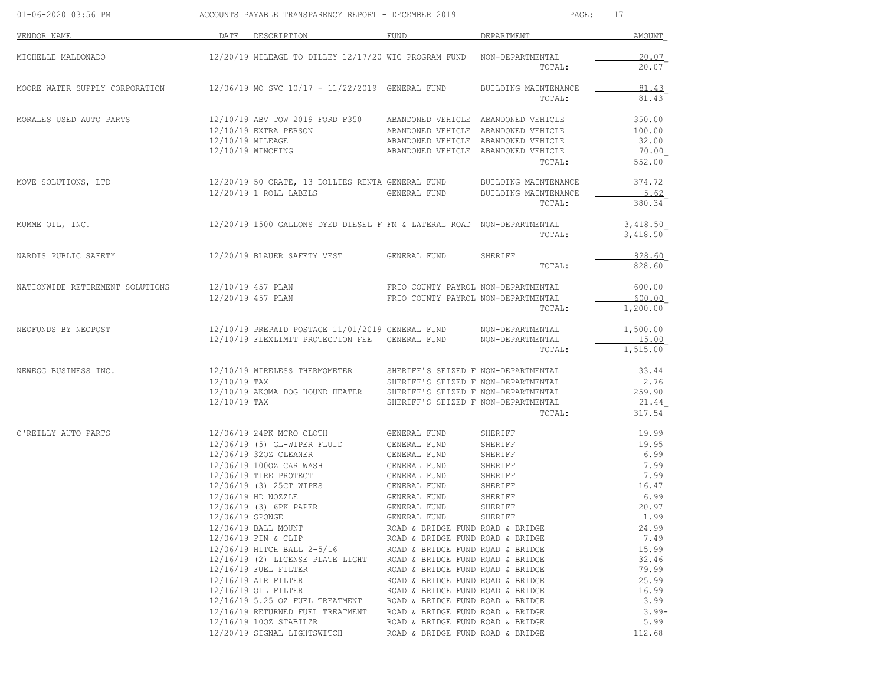# ACCOUNTS PAYABLE TRANSPARENCY REPORT - DECEMBER 2019

01-06-2020 03:56 PM

| VENDOR NAME | DATE | DESCRIPTION | FUND | DEPARTMENT | AMOUNT |
|---|---|---|---|---|---|
| MICHELLE MALDONADO | 12/20/19 | MILEAGE TO DILLEY 12/17/20 | WIC PROGRAM FUND | NON-DEPARTMENTAL | 20.07 |
| | | | | TOTAL: | 20.07 |
| MOORE WATER SUPPLY CORPORATION | 12/06/19 | MO SVC 10/17 - 11/22/2019 | GENERAL FUND | BUILDING MAINTENANCE | 81.43 |
| | | | | TOTAL: | 81.43 |
| MORALES USED AUTO PARTS | 12/10/19 | ABV TOW 2019 FORD F350 | ABANDONED VEHICLE | ABANDONED VEHICLE | 350.00 |
| | 12/10/19 | EXTRA PERSON | ABANDONED VEHICLE | ABANDONED VEHICLE | 100.00 |
| | 12/10/19 | MILEAGE | ABANDONED VEHICLE | ABANDONED VEHICLE | 32.00 |
| | 12/10/19 | WINCHING | ABANDONED VEHICLE | ABANDONED VEHICLE | 70.00 |
| | | | | TOTAL: | 552.00 |
| MOVE SOLUTIONS, LTD | 12/20/19 | 50 CRATE, 13 DOLLIES RENTA | GENERAL FUND | BUILDING MAINTENANCE | 374.72 |
| | 12/20/19 | 1 ROLL LABELS | GENERAL FUND | BUILDING MAINTENANCE | 5.62 |
| | | | | TOTAL: | 380.34 |
| MUMME OIL, INC. | 12/20/19 | 1500 GALLONS DYED DIESEL F | FM & LATERAL ROAD | NON-DEPARTMENTAL | 3,418.50 |
| | | | | TOTAL: | 3,418.50 |
| NARDIS PUBLIC SAFETY | 12/20/19 | BLAUER SAFETY VEST | GENERAL FUND | SHERIFF | 828.60 |
| | | | | TOTAL: | 828.60 |
| NATIONWIDE RETIREMENT SOLUTIONS | 12/10/19 | 457 PLAN | FRIO COUNTY PAYROL | NON-DEPARTMENTAL | 600.00 |
| | 12/20/19 | 457 PLAN | FRIO COUNTY PAYROL | NON-DEPARTMENTAL | 600.00 |
| | | | | TOTAL: | 1,200.00 |
| NEOFUNDS BY NEOPOST | 12/10/19 | PREPAID POSTAGE 11/01/2019 | GENERAL FUND | NON-DEPARTMENTAL | 1,500.00 |
| | 12/10/19 | FLEXLIMIT PROTECTION FEE | GENERAL FUND | NON-DEPARTMENTAL | 15.00 |
| | | | | TOTAL: | 1,515.00 |
| NEWEGG BUSINESS INC. | 12/10/19 | WIRELESS THERMOMETER | SHERIFF'S SEIZED F | NON-DEPARTMENTAL | 33.44 |
| | 12/10/19 | TAX | SHERIFF'S SEIZED F | NON-DEPARTMENTAL | 2.76 |
| | 12/10/19 | AKOMA DOG HOUND HEATER | SHERIFF'S SEIZED F | NON-DEPARTMENTAL | 259.90 |
| | 12/10/19 | TAX | SHERIFF'S SEIZED F | NON-DEPARTMENTAL | 21.44 |
| | | | | TOTAL: | 317.54 |
| O'REILLY AUTO PARTS | 12/06/19 | 24PK MCRO CLOTH | GENERAL FUND | SHERIFF | 19.99 |
| | 12/06/19 | (5) GL-WIPER FLUID | GENERAL FUND | SHERIFF | 19.95 |
| | 12/06/19 | 32OZ CLEANER | GENERAL FUND | SHERIFF | 6.99 |
| | 12/06/19 | 100OZ CAR WASH | GENERAL FUND | SHERIFF | 7.99 |
| | 12/06/19 | TIRE PROTECT | GENERAL FUND | SHERIFF | 7.99 |
| | 12/06/19 | (3) 25CT WIPES | GENERAL FUND | SHERIFF | 16.47 |
| | 12/06/19 | HD NOZZLE | GENERAL FUND | SHERIFF | 6.99 |
| | 12/06/19 | (3) 6PK PAPER | GENERAL FUND | SHERIFF | 20.97 |
| | 12/06/19 | SPONGE | GENERAL FUND | SHERIFF | 1.99 |
| | 12/06/19 | BALL MOUNT | ROAD & BRIDGE FUND | ROAD & BRIDGE | 24.99 |
| | 12/06/19 | PIN & CLIP | ROAD & BRIDGE FUND | ROAD & BRIDGE | 7.49 |
| | 12/06/19 | HITCH BALL 2-5/16 | ROAD & BRIDGE FUND | ROAD & BRIDGE | 15.99 |
| | 12/16/19 | (2) LICENSE PLATE LIGHT | ROAD & BRIDGE FUND | ROAD & BRIDGE | 32.46 |
| | 12/16/19 | FUEL FILTER | ROAD & BRIDGE FUND | ROAD & BRIDGE | 79.99 |
| | 12/16/19 | AIR FILTER | ROAD & BRIDGE FUND | ROAD & BRIDGE | 25.99 |
| | 12/16/19 | OIL FILTER | ROAD & BRIDGE FUND | ROAD & BRIDGE | 16.99 |
| | 12/16/19 | 5.25 OZ FUEL TREATMENT | ROAD & BRIDGE FUND | ROAD & BRIDGE | 3.99 |
| | 12/16/19 | RETURNED FUEL TREATMENT | ROAD & BRIDGE FUND | ROAD & BRIDGE | 3.99- |
| | 12/16/19 | 10OZ STABILZR | ROAD & BRIDGE FUND | ROAD & BRIDGE | 5.99 |
| | 12/20/19 | SIGNAL LIGHTSWITCH | ROAD & BRIDGE FUND | ROAD & BRIDGE | 112.68 |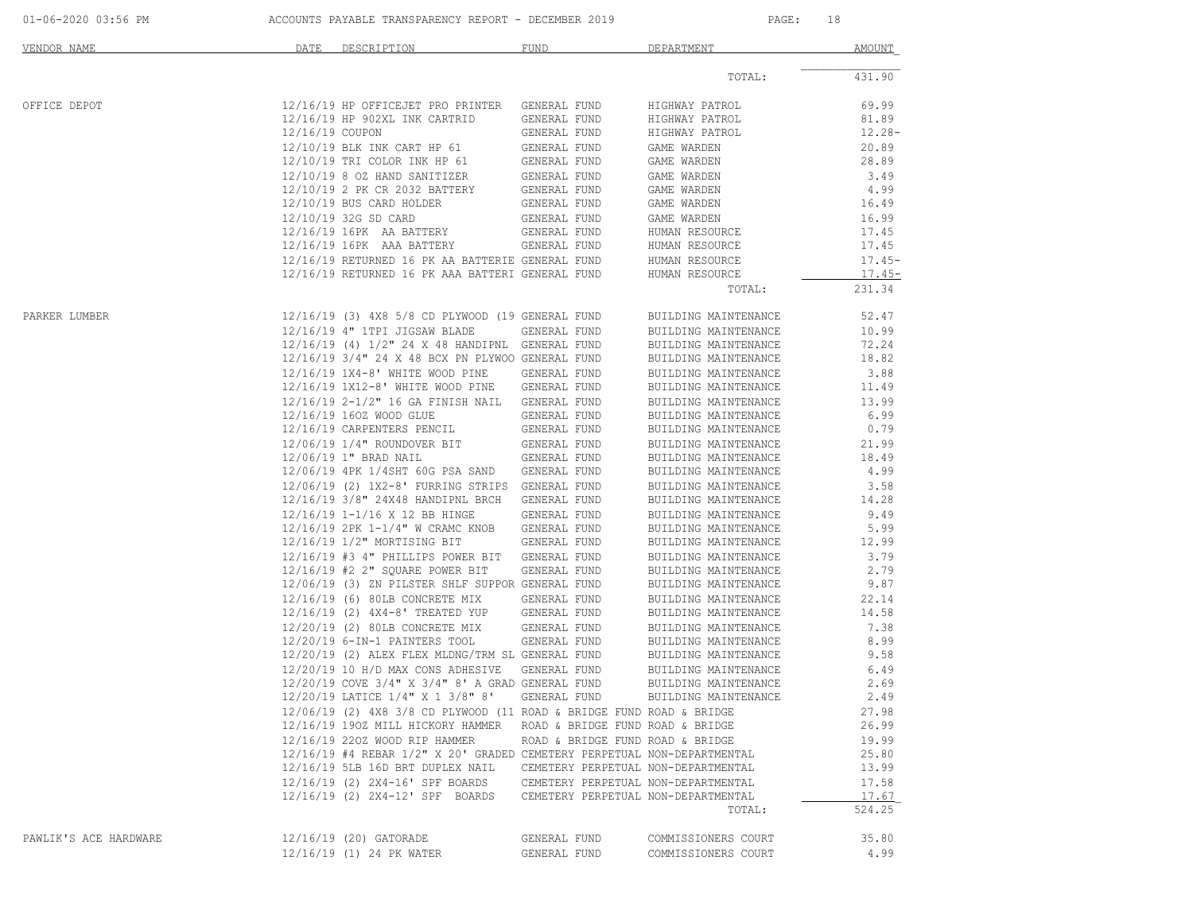ACCOUNTS PAYABLE TRANSPARENCY REPORT - DECEMBER 2019

| VENDOR NAME | DATE | DESCRIPTION | FUND | DEPARTMENT | AMOUNT |
|---|---|---|---|---|---|
| | | | | TOTAL: | 431.90 |
| OFFICE DEPOT | 12/16/19 | HP OFFICEJET PRO PRINTER | GENERAL FUND | HIGHWAY PATROL | 69.99 |
| | 12/16/19 | HP 902XL INK CARTRID | GENERAL FUND | HIGHWAY PATROL | 81.89 |
| | 12/16/19 | COUPON | GENERAL FUND | HIGHWAY PATROL | 12.28- |
| | 12/10/19 | BLK INK CART HP 61 | GENERAL FUND | GAME WARDEN | 20.89 |
| | 12/10/19 | TRI COLOR INK HP 61 | GENERAL FUND | GAME WARDEN | 28.89 |
| | 12/10/19 | 8 OZ HAND SANITIZER | GENERAL FUND | GAME WARDEN | 3.49 |
| | 12/10/19 | 2 PK CR 2032 BATTERY | GENERAL FUND | GAME WARDEN | 4.99 |
| | 12/10/19 | BUS CARD HOLDER | GENERAL FUND | GAME WARDEN | 16.49 |
| | 12/10/19 | 32G SD CARD | GENERAL FUND | GAME WARDEN | 16.99 |
| | 12/16/19 | 16PK AA BATTERY | GENERAL FUND | HUMAN RESOURCE | 17.45 |
| | 12/16/19 | 16PK AAA BATTERY | GENERAL FUND | HUMAN RESOURCE | 17.45 |
| | 12/16/19 | RETURNED 16 PK AA BATTERIE | GENERAL FUND | HUMAN RESOURCE | 17.45- |
| | 12/16/19 | RETURNED 16 PK AAA BATTERI | GENERAL FUND | HUMAN RESOURCE | 17.45- |
| | | | | TOTAL: | 231.34 |
| PARKER LUMBER | 12/16/19 | (3) 4X8 5/8 CD PLYWOOD (19 | GENERAL FUND | BUILDING MAINTENANCE | 52.47 |
| | 12/16/19 | 4" 1TPI JIGSAW BLADE | GENERAL FUND | BUILDING MAINTENANCE | 10.99 |
| | 12/16/19 | (4) 1/2" 24 X 48 HANDIPNL | GENERAL FUND | BUILDING MAINTENANCE | 72.24 |
| | 12/16/19 | 3/4" 24 X 48 BCX PN PLYWOO | GENERAL FUND | BUILDING MAINTENANCE | 18.82 |
| | 12/16/19 | 1X4-8' WHITE WOOD PINE | GENERAL FUND | BUILDING MAINTENANCE | 3.88 |
| | 12/16/19 | 1X12-8' WHITE WOOD PINE | GENERAL FUND | BUILDING MAINTENANCE | 11.49 |
| | 12/16/19 | 2-1/2" 16 GA FINISH NAIL | GENERAL FUND | BUILDING MAINTENANCE | 13.99 |
| | 12/16/19 | 16OZ WOOD GLUE | GENERAL FUND | BUILDING MAINTENANCE | 6.99 |
| | 12/16/19 | CARPENTERS PENCIL | GENERAL FUND | BUILDING MAINTENANCE | 0.79 |
| | 12/06/19 | 1/4" ROUNDOVER BIT | GENERAL FUND | BUILDING MAINTENANCE | 21.99 |
| | 12/06/19 | 1" BRAD NAIL | GENERAL FUND | BUILDING MAINTENANCE | 18.49 |
| | 12/06/19 | 4PK 1/4SHT 60G PSA SAND | GENERAL FUND | BUILDING MAINTENANCE | 4.99 |
| | 12/06/19 | (2) 1X2-8' FURRING STRIPS | GENERAL FUND | BUILDING MAINTENANCE | 3.58 |
| | 12/16/19 | 3/8" 24X48 HANDIPNL BRCH | GENERAL FUND | BUILDING MAINTENANCE | 14.28 |
| | 12/16/19 | 1-1/16 X 12 BB HINGE | GENERAL FUND | BUILDING MAINTENANCE | 9.49 |
| | 12/16/19 | 2PK 1-1/4" W CRAMC KNOB | GENERAL FUND | BUILDING MAINTENANCE | 5.99 |
| | 12/16/19 | 1/2" MORTISING BIT | GENERAL FUND | BUILDING MAINTENANCE | 12.99 |
| | 12/16/19 | #3 4" PHILLIPS POWER BIT | GENERAL FUND | BUILDING MAINTENANCE | 3.79 |
| | 12/16/19 | #2 2" SQUARE POWER BIT | GENERAL FUND | BUILDING MAINTENANCE | 2.79 |
| | 12/06/19 | (3) ZN PILSTER SHLF SUPPOR | GENERAL FUND | BUILDING MAINTENANCE | 9.87 |
| | 12/16/19 | (6) 80LB CONCRETE MIX | GENERAL FUND | BUILDING MAINTENANCE | 22.14 |
| | 12/16/19 | (2) 4X4-8' TREATED YUP | GENERAL FUND | BUILDING MAINTENANCE | 14.58 |
| | 12/20/19 | (2) 80LB CONCRETE MIX | GENERAL FUND | BUILDING MAINTENANCE | 7.38 |
| | 12/20/19 | 6-IN-1 PAINTERS TOOL | GENERAL FUND | BUILDING MAINTENANCE | 8.99 |
| | 12/20/19 | (2) ALEX FLEX MLDNG/TRM SL | GENERAL FUND | BUILDING MAINTENANCE | 9.58 |
| | 12/20/19 | 10 H/D MAX CONS ADHESIVE | GENERAL FUND | BUILDING MAINTENANCE | 6.49 |
| | 12/20/19 | COVE 3/4" X 3/4" 8' A GRAD | GENERAL FUND | BUILDING MAINTENANCE | 2.69 |
| | 12/20/19 | LATICE 1/4" X 1 3/8" 8' | GENERAL FUND | BUILDING MAINTENANCE | 2.49 |
| | 12/06/19 | (2) 4X8 3/8 CD PLYWOOD (11 | ROAD & BRIDGE FUND | ROAD & BRIDGE | 27.98 |
| | 12/16/19 | 19OZ MILL HICKORY HAMMER | ROAD & BRIDGE FUND | ROAD & BRIDGE | 26.99 |
| | 12/16/19 | 22OZ WOOD RIP HAMMER | ROAD & BRIDGE FUND | ROAD & BRIDGE | 19.99 |
| | 12/16/19 | #4 REBAR 1/2" X 20' GRADED | CEMETERY PERPETUAL | NON-DEPARTMENTAL | 25.80 |
| | 12/16/19 | 5LB 16D BRT DUPLEX NAIL | CEMETERY PERPETUAL | NON-DEPARTMENTAL | 13.99 |
| | 12/16/19 | (2) 2X4-16' SPF BOARDS | CEMETERY PERPETUAL | NON-DEPARTMENTAL | 17.58 |
| | 12/16/19 | (2) 2X4-12' SPF BOARDS | CEMETERY PERPETUAL | NON-DEPARTMENTAL | 17.67 |
| | | | | TOTAL: | 524.25 |
| PAWLIK'S ACE HARDWARE | 12/16/19 | (20) GATORADE | GENERAL FUND | COMMISSIONERS COURT | 35.80 |
| | 12/16/19 | (1) 24 PK WATER | GENERAL FUND | COMMISSIONERS COURT | 4.99 |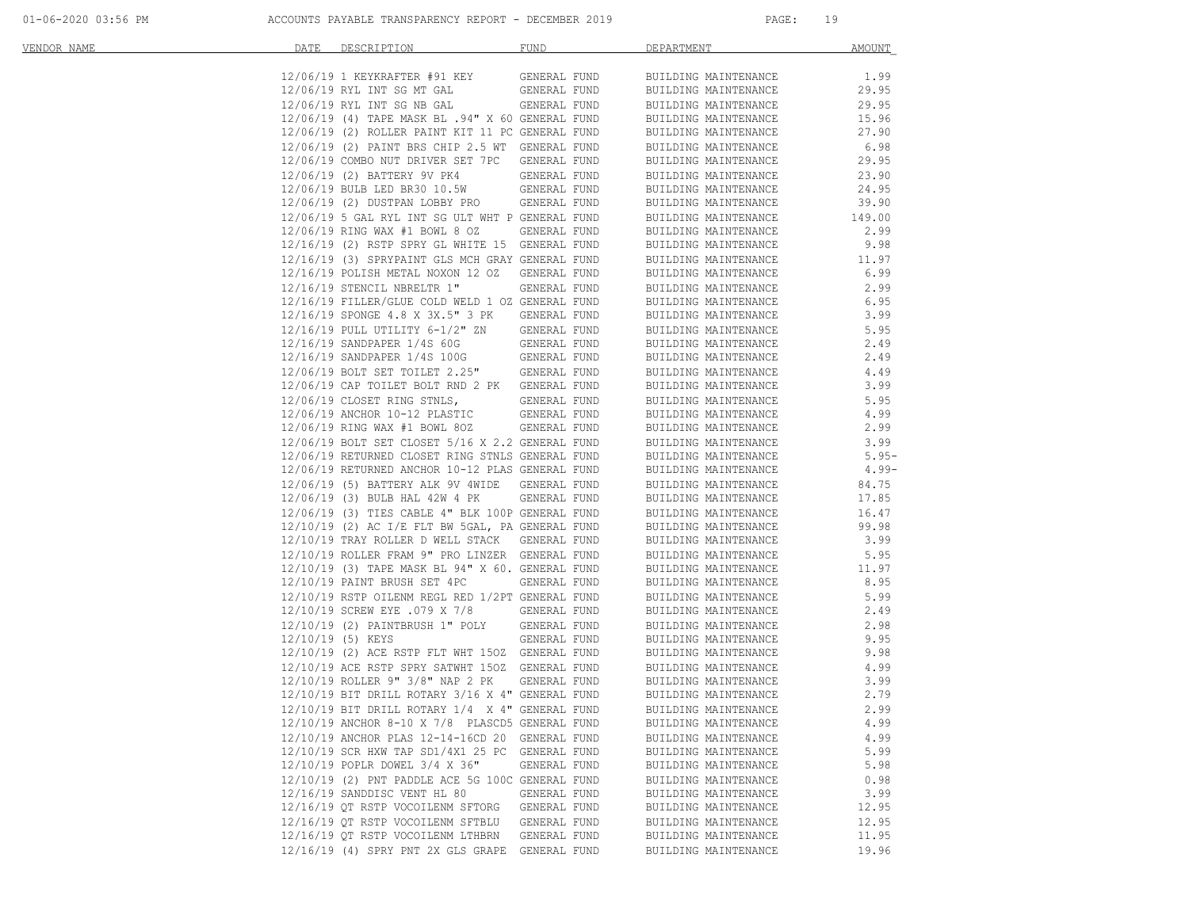ACCOUNTS PAYABLE TRANSPARENCY REPORT - DECEMBER 2019

| VENDOR NAME | DATE | DESCRIPTION | FUND | DEPARTMENT | AMOUNT |
|---|---|---|---|---|---|
| | 12/06/19 | 1 KEYKRAFTER #91 KEY | GENERAL FUND | BUILDING MAINTENANCE | 1.99 |
| | 12/06/19 | RYL INT SG MT GAL | GENERAL FUND | BUILDING MAINTENANCE | 29.95 |
| | 12/06/19 | RYL INT SG NB GAL | GENERAL FUND | BUILDING MAINTENANCE | 29.95 |
| | 12/06/19 | (4) TAPE MASK BL .94" X 60 | GENERAL FUND | BUILDING MAINTENANCE | 15.96 |
| | 12/06/19 | (2) ROLLER PAINT KIT 11 PC | GENERAL FUND | BUILDING MAINTENANCE | 27.90 |
| | 12/06/19 | (2) PAINT BRS CHIP 2.5 WT | GENERAL FUND | BUILDING MAINTENANCE | 6.98 |
| | 12/06/19 | COMBO NUT DRIVER SET 7PC | GENERAL FUND | BUILDING MAINTENANCE | 29.95 |
| | 12/06/19 | (2) BATTERY 9V PK4 | GENERAL FUND | BUILDING MAINTENANCE | 23.90 |
| | 12/06/19 | BULB LED BR30 10.5W | GENERAL FUND | BUILDING MAINTENANCE | 24.95 |
| | 12/06/19 | (2) DUSTPAN LOBBY PRO | GENERAL FUND | BUILDING MAINTENANCE | 39.90 |
| | 12/06/19 | 5 GAL RYL INT SG ULT WHT P | GENERAL FUND | BUILDING MAINTENANCE | 149.00 |
| | 12/06/19 | RING WAX #1 BOWL 8 OZ | GENERAL FUND | BUILDING MAINTENANCE | 2.99 |
| | 12/16/19 | (2) RSTP SPRY GL WHITE 15 | GENERAL FUND | BUILDING MAINTENANCE | 9.98 |
| | 12/16/19 | (3) SPRYPAINT GLS MCH GRAY | GENERAL FUND | BUILDING MAINTENANCE | 11.97 |
| | 12/16/19 | POLISH METAL NOXON 12 OZ | GENERAL FUND | BUILDING MAINTENANCE | 6.99 |
| | 12/16/19 | STENCIL NBRELTR 1" | GENERAL FUND | BUILDING MAINTENANCE | 2.99 |
| | 12/16/19 | FILLER/GLUE COLD WELD 1 OZ | GENERAL FUND | BUILDING MAINTENANCE | 6.95 |
| | 12/16/19 | SPONGE 4.8 X 3X.5" 3 PK | GENERAL FUND | BUILDING MAINTENANCE | 3.99 |
| | 12/16/19 | PULL UTILITY 6-1/2" ZN | GENERAL FUND | BUILDING MAINTENANCE | 5.95 |
| | 12/16/19 | SANDPAPER 1/4S 60G | GENERAL FUND | BUILDING MAINTENANCE | 2.49 |
| | 12/16/19 | SANDPAPER 1/4S 100G | GENERAL FUND | BUILDING MAINTENANCE | 2.49 |
| | 12/06/19 | BOLT SET TOILET 2.25" | GENERAL FUND | BUILDING MAINTENANCE | 4.49 |
| | 12/06/19 | CAP TOILET BOLT RND 2 PK | GENERAL FUND | BUILDING MAINTENANCE | 3.99 |
| | 12/06/19 | CLOSET RING STNLS, | GENERAL FUND | BUILDING MAINTENANCE | 5.95 |
| | 12/06/19 | ANCHOR 10-12 PLASTIC | GENERAL FUND | BUILDING MAINTENANCE | 4.99 |
| | 12/06/19 | RING WAX #1 BOWL 8OZ | GENERAL FUND | BUILDING MAINTENANCE | 2.99 |
| | 12/06/19 | BOLT SET CLOSET 5/16 X 2.2 | GENERAL FUND | BUILDING MAINTENANCE | 3.99 |
| | 12/06/19 | RETURNED CLOSET RING STNLS | GENERAL FUND | BUILDING MAINTENANCE | 5.95- |
| | 12/06/19 | RETURNED ANCHOR 10-12 PLAS | GENERAL FUND | BUILDING MAINTENANCE | 4.99- |
| | 12/06/19 | (5) BATTERY ALK 9V 4WIDE | GENERAL FUND | BUILDING MAINTENANCE | 84.75 |
| | 12/06/19 | (3) BULB HAL 42W 4 PK | GENERAL FUND | BUILDING MAINTENANCE | 17.85 |
| | 12/06/19 | (3) TIES CABLE 4" BLK 100P | GENERAL FUND | BUILDING MAINTENANCE | 16.47 |
| | 12/10/19 | (2) AC I/E FLT BW 5GAL, PA | GENERAL FUND | BUILDING MAINTENANCE | 99.98 |
| | 12/10/19 | TRAY ROLLER D WELL STACK | GENERAL FUND | BUILDING MAINTENANCE | 3.99 |
| | 12/10/19 | ROLLER FRAM 9" PRO LINZER | GENERAL FUND | BUILDING MAINTENANCE | 5.95 |
| | 12/10/19 | (3) TAPE MASK BL 94" X 60. | GENERAL FUND | BUILDING MAINTENANCE | 11.97 |
| | 12/10/19 | PAINT BRUSH SET 4PC | GENERAL FUND | BUILDING MAINTENANCE | 8.95 |
| | 12/10/19 | RSTP OILENM REGL RED 1/2PT | GENERAL FUND | BUILDING MAINTENANCE | 5.99 |
| | 12/10/19 | SCREW EYE .079 X 7/8 | GENERAL FUND | BUILDING MAINTENANCE | 2.49 |
| | 12/10/19 | (2) PAINTBRUSH 1" POLY | GENERAL FUND | BUILDING MAINTENANCE | 2.98 |
| | 12/10/19 | (5) KEYS | GENERAL FUND | BUILDING MAINTENANCE | 9.95 |
| | 12/10/19 | (2) ACE RSTP FLT WHT 15OZ | GENERAL FUND | BUILDING MAINTENANCE | 9.98 |
| | 12/10/19 | ACE RSTP SPRY SATWHT 15OZ | GENERAL FUND | BUILDING MAINTENANCE | 4.99 |
| | 12/10/19 | ROLLER 9" 3/8" NAP 2 PK | GENERAL FUND | BUILDING MAINTENANCE | 3.99 |
| | 12/10/19 | BIT DRILL ROTARY 3/16 X 4" | GENERAL FUND | BUILDING MAINTENANCE | 2.79 |
| | 12/10/19 | BIT DRILL ROTARY 1/4 X 4" | GENERAL FUND | BUILDING MAINTENANCE | 2.99 |
| | 12/10/19 | ANCHOR 8-10 X 7/8 PLASCD5 | GENERAL FUND | BUILDING MAINTENANCE | 4.99 |
| | 12/10/19 | ANCHOR PLAS 12-14-16CD 20 | GENERAL FUND | BUILDING MAINTENANCE | 4.99 |
| | 12/10/19 | SCR HXW TAP SD1/4X1 25 PC | GENERAL FUND | BUILDING MAINTENANCE | 5.99 |
| | 12/10/19 | POPLR DOWEL 3/4 X 36" | GENERAL FUND | BUILDING MAINTENANCE | 5.98 |
| | 12/10/19 | (2) PNT PADDLE ACE 5G 100C | GENERAL FUND | BUILDING MAINTENANCE | 0.98 |
| | 12/16/19 | SANDDISC VENT HL 80 | GENERAL FUND | BUILDING MAINTENANCE | 3.99 |
| | 12/16/19 | QT RSTP VOCOILENM SFTORG | GENERAL FUND | BUILDING MAINTENANCE | 12.95 |
| | 12/16/19 | QT RSTP VOCOILENM SFTBLU | GENERAL FUND | BUILDING MAINTENANCE | 12.95 |
| | 12/16/19 | QT RSTP VOCOILENM LTHBRN | GENERAL FUND | BUILDING MAINTENANCE | 11.95 |
| | 12/16/19 | (4) SPRY PNT 2X GLS GRAPE | GENERAL FUND | BUILDING MAINTENANCE | 19.96 |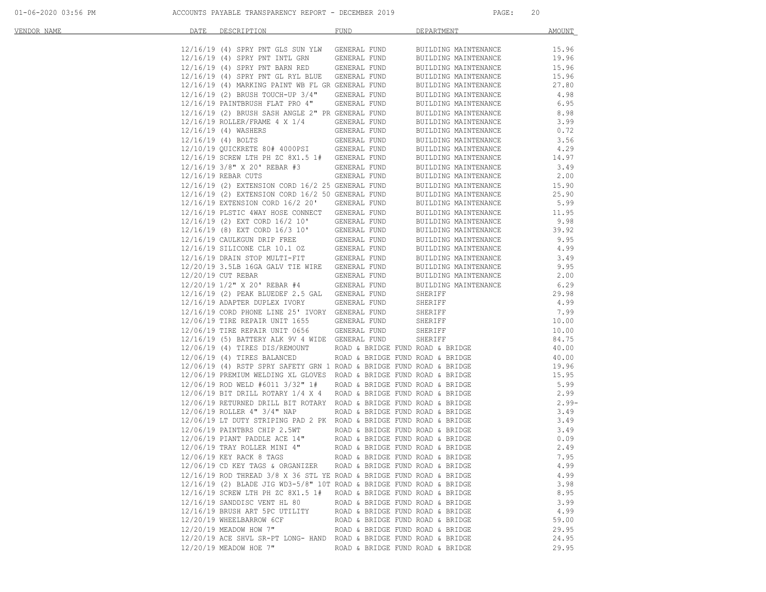ACCOUNTS PAYABLE TRANSPARENCY REPORT - DECEMBER 2019

| VENDOR NAME | DATE | DESCRIPTION | FUND | DEPARTMENT | AMOUNT |
|---|---|---|---|---|---|
| | 12/16/19 | (4) SPRY PNT GLS SUN YLW | GENERAL FUND | BUILDING MAINTENANCE | 15.96 |
| | 12/16/19 | (4) SPRY PNT INTL GRN | GENERAL FUND | BUILDING MAINTENANCE | 19.96 |
| | 12/16/19 | (4) SPRY PNT BARN RED | GENERAL FUND | BUILDING MAINTENANCE | 15.96 |
| | 12/16/19 | (4) SPRY PNT GL RYL BLUE | GENERAL FUND | BUILDING MAINTENANCE | 15.96 |
| | 12/16/19 | (4) MARKING PAINT WB FL GR | GENERAL FUND | BUILDING MAINTENANCE | 27.80 |
| | 12/16/19 | (2) BRUSH TOUCH-UP 3/4" | GENERAL FUND | BUILDING MAINTENANCE | 4.98 |
| | 12/16/19 | PAINTBRUSH FLAT PRO 4" | GENERAL FUND | BUILDING MAINTENANCE | 6.95 |
| | 12/16/19 | (2) BRUSH SASH ANGLE 2" PR | GENERAL FUND | BUILDING MAINTENANCE | 8.98 |
| | 12/16/19 | ROLLER/FRAME 4 X 1/4 | GENERAL FUND | BUILDING MAINTENANCE | 3.99 |
| | 12/16/19 | (4) WASHERS | GENERAL FUND | BUILDING MAINTENANCE | 0.72 |
| | 12/16/19 | (4) BOLTS | GENERAL FUND | BUILDING MAINTENANCE | 3.56 |
| | 12/10/19 | QUICKRETE 80# 4000PSI | GENERAL FUND | BUILDING MAINTENANCE | 4.29 |
| | 12/16/19 | SCREW LTH PH ZC 8X1.5 1# | GENERAL FUND | BUILDING MAINTENANCE | 14.97 |
| | 12/16/19 | 3/8" X 20' REBAR #3 | GENERAL FUND | BUILDING MAINTENANCE | 3.49 |
| | 12/16/19 | REBAR CUTS | GENERAL FUND | BUILDING MAINTENANCE | 2.00 |
| | 12/16/19 | (2) EXTENSION CORD 16/2 25 | GENERAL FUND | BUILDING MAINTENANCE | 15.90 |
| | 12/16/19 | (2) EXTENSION CORD 16/2 50 | GENERAL FUND | BUILDING MAINTENANCE | 25.90 |
| | 12/16/19 | EXTENSION CORD 16/2 20' | GENERAL FUND | BUILDING MAINTENANCE | 5.99 |
| | 12/16/19 | PLSTIC 4WAY HOSE CONNECT | GENERAL FUND | BUILDING MAINTENANCE | 11.95 |
| | 12/16/19 | (2) EXT CORD 16/2 10' | GENERAL FUND | BUILDING MAINTENANCE | 9.98 |
| | 12/16/19 | (8) EXT CORD 16/3 10' | GENERAL FUND | BUILDING MAINTENANCE | 39.92 |
| | 12/16/19 | CAULKGUN DRIP FREE | GENERAL FUND | BUILDING MAINTENANCE | 9.95 |
| | 12/16/19 | SILICONE CLR 10.1 OZ | GENERAL FUND | BUILDING MAINTENANCE | 4.99 |
| | 12/16/19 | DRAIN STOP MULTI-FIT | GENERAL FUND | BUILDING MAINTENANCE | 3.49 |
| | 12/20/19 | 3.5LB 16GA GALV TIE WIRE | GENERAL FUND | BUILDING MAINTENANCE | 9.95 |
| | 12/20/19 | CUT REBAR | GENERAL FUND | BUILDING MAINTENANCE | 2.00 |
| | 12/20/19 | 1/2" X 20' REBAR #4 | GENERAL FUND | BUILDING MAINTENANCE | 6.29 |
| | 12/16/19 | (2) PEAK BLUEDEF 2.5 GAL | GENERAL FUND | SHERIFF | 29.98 |
| | 12/16/19 | ADAPTER DUPLEX IVORY | GENERAL FUND | SHERIFF | 4.99 |
| | 12/16/19 | CORD PHONE LINE 25' IVORY | GENERAL FUND | SHERIFF | 7.99 |
| | 12/06/19 | TIRE REPAIR UNIT 1655 | GENERAL FUND | SHERIFF | 10.00 |
| | 12/06/19 | TIRE REPAIR UNIT 0656 | GENERAL FUND | SHERIFF | 10.00 |
| | 12/16/19 | (5) BATTERY ALK 9V 4 WIDE | GENERAL FUND | SHERIFF | 84.75 |
| | 12/06/19 | (4) TIRES DIS/REMOUNT | ROAD & BRIDGE FUND | ROAD & BRIDGE | 40.00 |
| | 12/06/19 | (4) TIRES BALANCED | ROAD & BRIDGE FUND | ROAD & BRIDGE | 40.00 |
| | 12/06/19 | (4) RSTP SPRY SAFETY GRN 1 | ROAD & BRIDGE FUND | ROAD & BRIDGE | 19.96 |
| | 12/06/19 | PREMIUM WELDING XL GLOVES | ROAD & BRIDGE FUND | ROAD & BRIDGE | 15.95 |
| | 12/06/19 | ROD WELD #6011 3/32" 1# | ROAD & BRIDGE FUND | ROAD & BRIDGE | 5.99 |
| | 12/06/19 | BIT DRILL ROTARY 1/4 X 4 | ROAD & BRIDGE FUND | ROAD & BRIDGE | 2.99 |
| | 12/06/19 | RETURNED DRILL BIT ROTARY | ROAD & BRIDGE FUND | ROAD & BRIDGE | 2.99- |
| | 12/06/19 | ROLLER 4" 3/4" NAP | ROAD & BRIDGE FUND | ROAD & BRIDGE | 3.49 |
| | 12/06/19 | LT DUTY STRIPING PAD 2 PK | ROAD & BRIDGE FUND | ROAD & BRIDGE | 3.49 |
| | 12/06/19 | PAINTBRS CHIP 2.5WT | ROAD & BRIDGE FUND | ROAD & BRIDGE | 3.49 |
| | 12/06/19 | PIANT PADDLE ACE 14" | ROAD & BRIDGE FUND | ROAD & BRIDGE | 0.09 |
| | 12/06/19 | TRAY ROLLER MINI 4" | ROAD & BRIDGE FUND | ROAD & BRIDGE | 2.49 |
| | 12/06/19 | KEY RACK 8 TAGS | ROAD & BRIDGE FUND | ROAD & BRIDGE | 7.95 |
| | 12/06/19 | CD KEY TAGS & ORGANIZER | ROAD & BRIDGE FUND | ROAD & BRIDGE | 4.99 |
| | 12/16/19 | ROD THREAD 3/8 X 36 STL YE | ROAD & BRIDGE FUND | ROAD & BRIDGE | 4.99 |
| | 12/16/19 | (2) BLADE JIG WD3-5/8" 10T | ROAD & BRIDGE FUND | ROAD & BRIDGE | 3.98 |
| | 12/16/19 | SCREW LTH PH ZC 8X1.5 1# | ROAD & BRIDGE FUND | ROAD & BRIDGE | 8.95 |
| | 12/16/19 | SANDDISC VENT HL 80 | ROAD & BRIDGE FUND | ROAD & BRIDGE | 3.99 |
| | 12/16/19 | BRUSH ART 5PC UTILITY | ROAD & BRIDGE FUND | ROAD & BRIDGE | 4.99 |
| | 12/20/19 | WHEELBARROW 6CF | ROAD & BRIDGE FUND | ROAD & BRIDGE | 59.00 |
| | 12/20/19 | MEADOW HOW 7" | ROAD & BRIDGE FUND | ROAD & BRIDGE | 29.95 |
| | 12/20/19 | ACE SHVL SR-PT LONG- HAND | ROAD & BRIDGE FUND | ROAD & BRIDGE | 24.95 |
| | 12/20/19 | MEADOW HOE 7" | ROAD & BRIDGE FUND | ROAD & BRIDGE | 29.95 |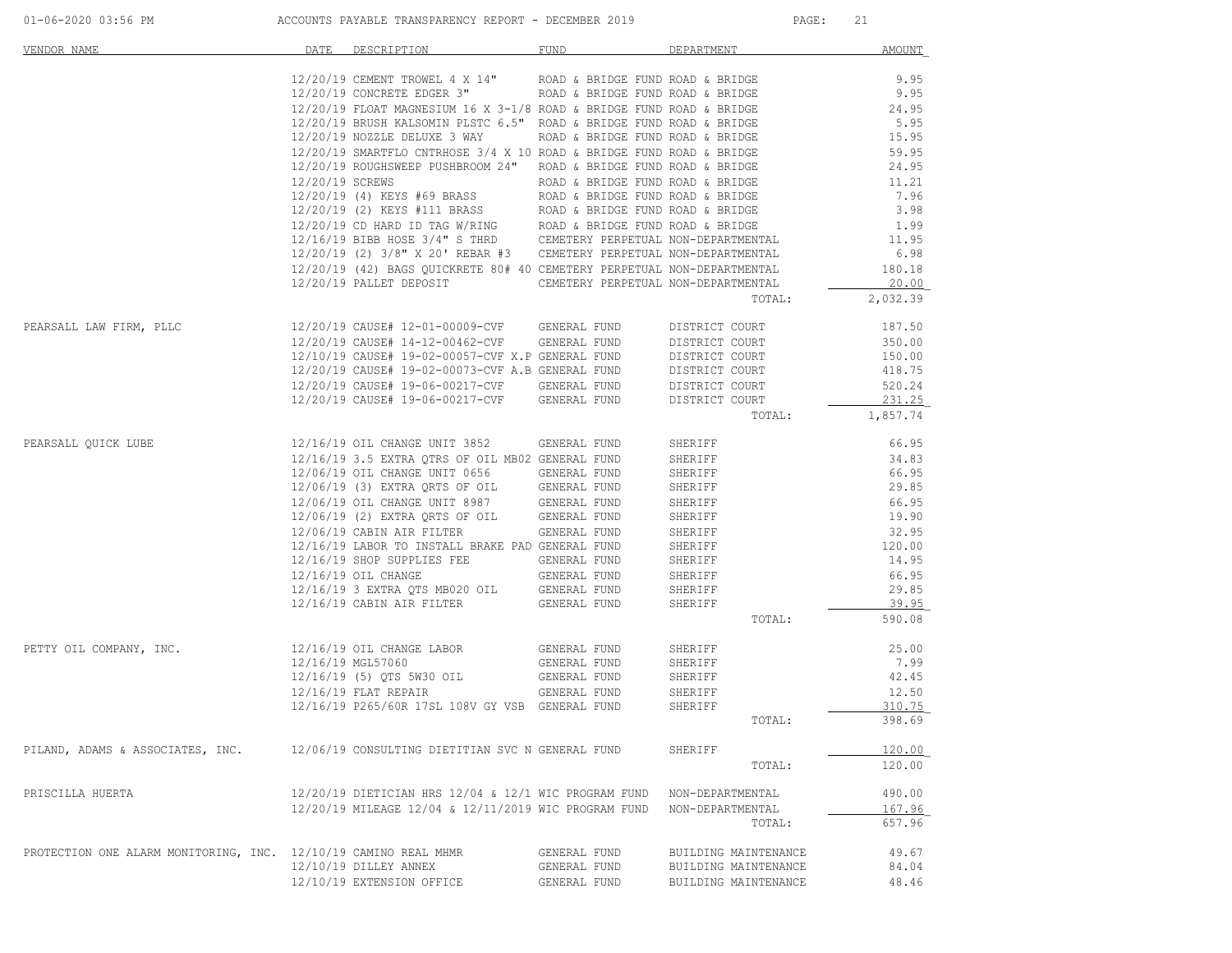ACCOUNTS PAYABLE TRANSPARENCY REPORT - DECEMBER 2019

| VENDOR NAME | DATE | DESCRIPTION | FUND | DEPARTMENT | AMOUNT |
|---|---|---|---|---|---|
| | 12/20/19 | CEMENT TROWEL 4 X 14" | ROAD & BRIDGE FUND | ROAD & BRIDGE | 9.95 |
| | 12/20/19 | CONCRETE EDGER 3" | ROAD & BRIDGE FUND | ROAD & BRIDGE | 9.95 |
| | 12/20/19 | FLOAT MAGNESIUM 16 X 3-1/8 | ROAD & BRIDGE FUND | ROAD & BRIDGE | 24.95 |
| | 12/20/19 | BRUSH KALSOMIN PLSTC 6.5" | ROAD & BRIDGE FUND | ROAD & BRIDGE | 5.95 |
| | 12/20/19 | NOZZLE DELUXE 3 WAY | ROAD & BRIDGE FUND | ROAD & BRIDGE | 15.95 |
| | 12/20/19 | SMARTFLO CNTRHOSE 3/4 X 10 | ROAD & BRIDGE FUND | ROAD & BRIDGE | 59.95 |
| | 12/20/19 | ROUGHSWEEP PUSHBROOM 24" | ROAD & BRIDGE FUND | ROAD & BRIDGE | 24.95 |
| | 12/20/19 | SCREWS | ROAD & BRIDGE FUND | ROAD & BRIDGE | 11.21 |
| | 12/20/19 | (4) KEYS #69 BRASS | ROAD & BRIDGE FUND | ROAD & BRIDGE | 7.96 |
| | 12/20/19 | (2) KEYS #111 BRASS | ROAD & BRIDGE FUND | ROAD & BRIDGE | 3.98 |
| | 12/20/19 | CD HARD ID TAG W/RING | ROAD & BRIDGE FUND | ROAD & BRIDGE | 1.99 |
| | 12/16/19 | BIBB HOSE 3/4" S THRD | CEMETERY PERPETUAL | NON-DEPARTMENTAL | 11.95 |
| | 12/20/19 | (2) 3/8" X 20' REBAR #3 | CEMETERY PERPETUAL | NON-DEPARTMENTAL | 6.98 |
| | 12/20/19 | (42) BAGS QUICKRETE 80# 40 | CEMETERY PERPETUAL | NON-DEPARTMENTAL | 180.18 |
| | 12/20/19 | PALLET DEPOSIT | CEMETERY PERPETUAL | NON-DEPARTMENTAL | 20.00 |
| | | | | TOTAL: | 2,032.39 |
| PEARSALL LAW FIRM, PLLC | 12/20/19 | CAUSE# 12-01-00009-CVF | GENERAL FUND | DISTRICT COURT | 187.50 |
| | 12/20/19 | CAUSE# 14-12-00462-CVF | GENERAL FUND | DISTRICT COURT | 350.00 |
| | 12/10/19 | CAUSE# 19-02-00057-CVF X.P | GENERAL FUND | DISTRICT COURT | 150.00 |
| | 12/20/19 | CAUSE# 19-02-00073-CVF A.B | GENERAL FUND | DISTRICT COURT | 418.75 |
| | 12/20/19 | CAUSE# 19-06-00217-CVF | GENERAL FUND | DISTRICT COURT | 520.24 |
| | 12/20/19 | CAUSE# 19-06-00217-CVF | GENERAL FUND | DISTRICT COURT | 231.25 |
| | | | | TOTAL: | 1,857.74 |
| PEARSALL QUICK LUBE | 12/16/19 | OIL CHANGE UNIT 3852 | GENERAL FUND | SHERIFF | 66.95 |
| | 12/16/19 | 3.5 EXTRA QTRS OF OIL MB02 | GENERAL FUND | SHERIFF | 34.83 |
| | 12/06/19 | OIL CHANGE UNIT 0656 | GENERAL FUND | SHERIFF | 66.95 |
| | 12/06/19 | (3) EXTRA QRTS OF OIL | GENERAL FUND | SHERIFF | 29.85 |
| | 12/06/19 | OIL CHANGE UNIT 8987 | GENERAL FUND | SHERIFF | 66.95 |
| | 12/06/19 | (2) EXTRA QRTS OF OIL | GENERAL FUND | SHERIFF | 19.90 |
| | 12/06/19 | CABIN AIR FILTER | GENERAL FUND | SHERIFF | 32.95 |
| | 12/16/19 | LABOR TO INSTALL BRAKE PAD | GENERAL FUND | SHERIFF | 120.00 |
| | 12/16/19 | SHOP SUPPLIES FEE | GENERAL FUND | SHERIFF | 14.95 |
| | 12/16/19 | OIL CHANGE | GENERAL FUND | SHERIFF | 66.95 |
| | 12/16/19 | 3 EXTRA QTS MB020 OIL | GENERAL FUND | SHERIFF | 29.85 |
| | 12/16/19 | CABIN AIR FILTER | GENERAL FUND | SHERIFF | 39.95 |
| | | | | TOTAL: | 590.08 |
| PETTY OIL COMPANY, INC. | 12/16/19 | OIL CHANGE LABOR | GENERAL FUND | SHERIFF | 25.00 |
| | 12/16/19 | MGL57060 | GENERAL FUND | SHERIFF | 7.99 |
| | 12/16/19 | (5) QTS 5W30 OIL | GENERAL FUND | SHERIFF | 42.45 |
| | 12/16/19 | FLAT REPAIR | GENERAL FUND | SHERIFF | 12.50 |
| | 12/16/19 | P265/60R 17SL 108V GY VSB | GENERAL FUND | SHERIFF | 310.75 |
| | | | | TOTAL: | 398.69 |
| PILAND, ADAMS & ASSOCIATES, INC. | 12/06/19 | CONSULTING DIETITIAN SVC N | GENERAL FUND | SHERIFF | 120.00 |
| | | | | TOTAL: | 120.00 |
| PRISCILLA HUERTA | 12/20/19 | DIETICIAN HRS 12/04 & 12/1 | WIC PROGRAM FUND | NON-DEPARTMENTAL | 490.00 |
| | 12/20/19 | MILEAGE 12/04 & 12/11/2019 | WIC PROGRAM FUND | NON-DEPARTMENTAL | 167.96 |
| | | | | TOTAL: | 657.96 |
| PROTECTION ONE ALARM MONITORING, INC. | 12/10/19 | CAMINO REAL MHMR | GENERAL FUND | BUILDING MAINTENANCE | 49.67 |
| | 12/10/19 | DILLEY ANNEX | GENERAL FUND | BUILDING MAINTENANCE | 84.04 |
| | 12/10/19 | EXTENSION OFFICE | GENERAL FUND | BUILDING MAINTENANCE | 48.46 |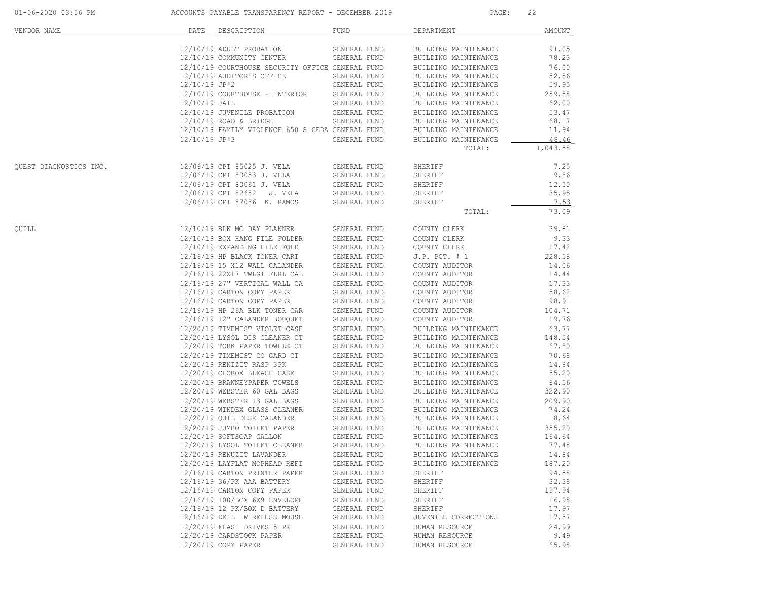| VENDOR NAME | DATE | DESCRIPTION | FUND | DEPARTMENT | AMOUNT |
|---|---|---|---|---|---|
| | 12/10/19 | ADULT PROBATION | GENERAL FUND | BUILDING MAINTENANCE | 91.05 |
| | 12/10/19 | COMMUNITY CENTER | GENERAL FUND | BUILDING MAINTENANCE | 78.23 |
| | 12/10/19 | COURTHOUSE SECURITY OFFICE | GENERAL FUND | BUILDING MAINTENANCE | 76.00 |
| | 12/10/19 | AUDITOR'S OFFICE | GENERAL FUND | BUILDING MAINTENANCE | 52.56 |
| | 12/10/19 | JP#2 | GENERAL FUND | BUILDING MAINTENANCE | 59.95 |
| | 12/10/19 | COURTHOUSE - INTERIOR | GENERAL FUND | BUILDING MAINTENANCE | 259.58 |
| | 12/10/19 | JAIL | GENERAL FUND | BUILDING MAINTENANCE | 62.00 |
| | 12/10/19 | JUVENILE PROBATION | GENERAL FUND | BUILDING MAINTENANCE | 53.47 |
| | 12/10/19 | ROAD & BRIDGE | GENERAL FUND | BUILDING MAINTENANCE | 68.17 |
| | 12/10/19 | FAMILY VIOLENCE 650 S CEDA | GENERAL FUND | BUILDING MAINTENANCE | 11.94 |
| | 12/10/19 | JP#3 | GENERAL FUND | BUILDING MAINTENANCE | 48.46 |
| | | | | TOTAL: | 1,043.58 |
| QUEST DIAGNOSTICS INC. | 12/06/19 | CPT 85025 J. VELA | GENERAL FUND | SHERIFF | 7.25 |
| | 12/06/19 | CPT 80053 J. VELA | GENERAL FUND | SHERIFF | 9.86 |
| | 12/06/19 | CPT 80061 J. VELA | GENERAL FUND | SHERIFF | 12.50 |
| | 12/06/19 | CPT 82652 J. VELA | GENERAL FUND | SHERIFF | 35.95 |
| | 12/06/19 | CPT 87086 K. RAMOS | GENERAL FUND | SHERIFF | 7.53 |
| | | | | TOTAL: | 73.09 |
| QUILL | 12/10/19 | BLK MO DAY PLANNER | GENERAL FUND | COUNTY CLERK | 39.81 |
| | 12/10/19 | BOX HANG FILE FOLDER | GENERAL FUND | COUNTY CLERK | 9.33 |
| | 12/10/19 | EXPANDING FILE FOLD | GENERAL FUND | COUNTY CLERK | 17.42 |
| | 12/16/19 | HP BLACK TONER CART | GENERAL FUND | J.P. PCT. # 1 | 228.58 |
| | 12/16/19 | 15 X12 WALL CALANDER | GENERAL FUND | COUNTY AUDITOR | 14.06 |
| | 12/16/19 | 22X17 TWLGT FLRL CAL | GENERAL FUND | COUNTY AUDITOR | 14.44 |
| | 12/16/19 | 27" VERTICAL WALL CA | GENERAL FUND | COUNTY AUDITOR | 17.33 |
| | 12/16/19 | CARTON COPY PAPER | GENERAL FUND | COUNTY AUDITOR | 58.62 |
| | 12/16/19 | CARTON COPY PAPER | GENERAL FUND | COUNTY AUDITOR | 98.91 |
| | 12/16/19 | HP 26A BLK TONER CAR | GENERAL FUND | COUNTY AUDITOR | 104.71 |
| | 12/16/19 | 12" CALANDER BOUQUET | GENERAL FUND | COUNTY AUDITOR | 19.76 |
| | 12/20/19 | TIMEMIST VIOLET CASE | GENERAL FUND | BUILDING MAINTENANCE | 63.77 |
| | 12/20/19 | LYSOL DIS CLEANER CT | GENERAL FUND | BUILDING MAINTENANCE | 148.54 |
| | 12/20/19 | TORK PAPER TOWELS CT | GENERAL FUND | BUILDING MAINTENANCE | 67.80 |
| | 12/20/19 | TIMEMIST CO GARD CT | GENERAL FUND | BUILDING MAINTENANCE | 70.68 |
| | 12/20/19 | RENIZIT RASP 3PK | GENERAL FUND | BUILDING MAINTENANCE | 14.84 |
| | 12/20/19 | CLOROX BLEACH CASE | GENERAL FUND | BUILDING MAINTENANCE | 55.20 |
| | 12/20/19 | BRAWNEYPAPER TOWELS | GENERAL FUND | BUILDING MAINTENANCE | 64.56 |
| | 12/20/19 | WEBSTER 60 GAL BAGS | GENERAL FUND | BUILDING MAINTENANCE | 322.90 |
| | 12/20/19 | WEBSTER 13 GAL BAGS | GENERAL FUND | BUILDING MAINTENANCE | 209.90 |
| | 12/20/19 | WINDEX GLASS CLEANER | GENERAL FUND | BUILDING MAINTENANCE | 74.24 |
| | 12/20/19 | QUIL DESK CALANDER | GENERAL FUND | BUILDING MAINTENANCE | 8.64 |
| | 12/20/19 | JUMBO TOILET PAPER | GENERAL FUND | BUILDING MAINTENANCE | 355.20 |
| | 12/20/19 | SOFTSOAP GALLON | GENERAL FUND | BUILDING MAINTENANCE | 164.64 |
| | 12/20/19 | LYSOL TOILET CLEANER | GENERAL FUND | BUILDING MAINTENANCE | 77.48 |
| | 12/20/19 | RENUZIT LAVANDER | GENERAL FUND | BUILDING MAINTENANCE | 14.84 |
| | 12/20/19 | LAYFLAT MOPHEAD REFI | GENERAL FUND | BUILDING MAINTENANCE | 187.20 |
| | 12/16/19 | CARTON PRINTER PAPER | GENERAL FUND | SHERIFF | 94.58 |
| | 12/16/19 | 36/PK AAA BATTERY | GENERAL FUND | SHERIFF | 32.38 |
| | 12/16/19 | CARTON COPY PAPER | GENERAL FUND | SHERIFF | 197.94 |
| | 12/16/19 | 100/BOX 6X9 ENVELOPE | GENERAL FUND | SHERIFF | 16.98 |
| | 12/16/19 | 12 PK/BOX D BATTERY | GENERAL FUND | SHERIFF | 17.97 |
| | 12/16/19 | DELL WIRELESS MOUSE | GENERAL FUND | JUVENILE CORRECTIONS | 17.57 |
| | 12/20/19 | FLASH DRIVES 5 PK | GENERAL FUND | HUMAN RESOURCE | 24.99 |
| | 12/20/19 | CARDSTOCK PAPER | GENERAL FUND | HUMAN RESOURCE | 9.49 |
| | 12/20/19 | COPY PAPER | GENERAL FUND | HUMAN RESOURCE | 65.98 |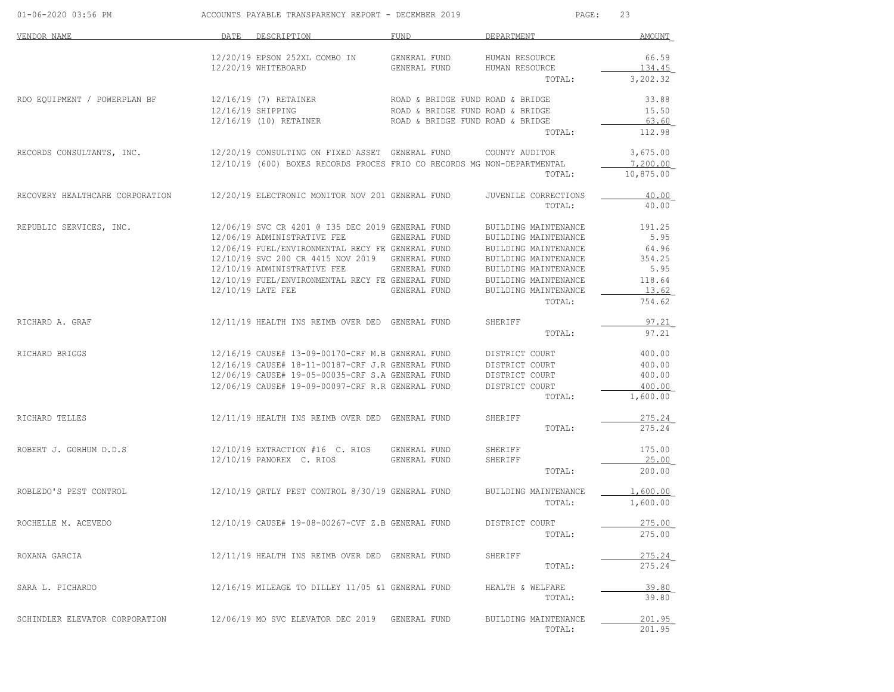| VENDOR NAME | DATE | DESCRIPTION | FUND | DEPARTMENT | AMOUNT |
|---|---|---|---|---|---|
| | 12/20/19 | EPSON 252XL COMBO IN | GENERAL FUND | HUMAN RESOURCE | 66.59 |
| | 12/20/19 | WHITEBOARD | GENERAL FUND | HUMAN RESOURCE | 134.45 |
| | | | | TOTAL: | 3,202.32 |
| RDO EQUIPMENT / POWERPLAN BF | 12/16/19 | (7) RETAINER | ROAD & BRIDGE FUND | ROAD & BRIDGE | 33.88 |
| | 12/16/19 | SHIPPING | ROAD & BRIDGE FUND | ROAD & BRIDGE | 15.50 |
| | 12/16/19 | (10) RETAINER | ROAD & BRIDGE FUND | ROAD & BRIDGE | 63.60 |
| | | | | TOTAL: | 112.98 |
| RECORDS CONSULTANTS, INC. | 12/20/19 | CONSULTING ON FIXED ASSET | GENERAL FUND | COUNTY AUDITOR | 3,675.00 |
| | 12/10/19 | (600) BOXES RECORDS PROCES | FRIO CO RECORDS MG | NON-DEPARTMENTAL | 7,200.00 |
| | | | | TOTAL: | 10,875.00 |
| RECOVERY HEALTHCARE CORPORATION | 12/20/19 | ELECTRONIC MONITOR NOV 201 | GENERAL FUND | JUVENILE CORRECTIONS | 40.00 |
| | | | | TOTAL: | 40.00 |
| REPUBLIC SERVICES, INC. | 12/06/19 | SVC CR 4201 @ I35 DEC 2019 | GENERAL FUND | BUILDING MAINTENANCE | 191.25 |
| | 12/06/19 | ADMINISTRATIVE FEE | GENERAL FUND | BUILDING MAINTENANCE | 5.95 |
| | 12/06/19 | FUEL/ENVIRONMENTAL RECY FE | GENERAL FUND | BUILDING MAINTENANCE | 64.96 |
| | 12/10/19 | SVC 200 CR 4415 NOV 2019 | GENERAL FUND | BUILDING MAINTENANCE | 354.25 |
| | 12/10/19 | ADMINISTRATIVE FEE | GENERAL FUND | BUILDING MAINTENANCE | 5.95 |
| | 12/10/19 | FUEL/ENVIRONMENTAL RECY FE | GENERAL FUND | BUILDING MAINTENANCE | 118.64 |
| | 12/10/19 | LATE FEE | GENERAL FUND | BUILDING MAINTENANCE | 13.62 |
| | | | | TOTAL: | 754.62 |
| RICHARD A. GRAF | 12/11/19 | HEALTH INS REIMB OVER DED | GENERAL FUND | SHERIFF | 97.21 |
| | | | | TOTAL: | 97.21 |
| RICHARD BRIGGS | 12/16/19 | CAUSE# 13-09-00170-CRF M.B | GENERAL FUND | DISTRICT COURT | 400.00 |
| | 12/16/19 | CAUSE# 18-11-00187-CRF J.R | GENERAL FUND | DISTRICT COURT | 400.00 |
| | 12/06/19 | CAUSE# 19-05-00035-CRF S.A | GENERAL FUND | DISTRICT COURT | 400.00 |
| | 12/06/19 | CAUSE# 19-09-00097-CRF R.R | GENERAL FUND | DISTRICT COURT | 400.00 |
| | | | | TOTAL: | 1,600.00 |
| RICHARD TELLES | 12/11/19 | HEALTH INS REIMB OVER DED | GENERAL FUND | SHERIFF | 275.24 |
| | | | | TOTAL: | 275.24 |
| ROBERT J. GORHUM D.D.S | 12/10/19 | EXTRACTION #16 C. RIOS | GENERAL FUND | SHERIFF | 175.00 |
| | 12/10/19 | PANOREX C. RIOS | GENERAL FUND | SHERIFF | 25.00 |
| | | | | TOTAL: | 200.00 |
| ROBLEDO'S PEST CONTROL | 12/10/19 | QRTLY PEST CONTROL 8/30/19 | GENERAL FUND | BUILDING MAINTENANCE | 1,600.00 |
| | | | | TOTAL: | 1,600.00 |
| ROCHELLE M. ACEVEDO | 12/10/19 | CAUSE# 19-08-00267-CVF Z.B | GENERAL FUND | DISTRICT COURT | 275.00 |
| | | | | TOTAL: | 275.00 |
| ROXANA GARCIA | 12/11/19 | HEALTH INS REIMB OVER DED | GENERAL FUND | SHERIFF | 275.24 |
| | | | | TOTAL: | 275.24 |
| SARA L. PICHARDO | 12/16/19 | MILEAGE TO DILLEY 11/05 &1 | GENERAL FUND | HEALTH & WELFARE | 39.80 |
| | | | | TOTAL: | 39.80 |
| SCHINDLER ELEVATOR CORPORATION | 12/06/19 | MO SVC ELEVATOR DEC 2019 | GENERAL FUND | BUILDING MAINTENANCE | 201.95 |
| | | | | TOTAL: | 201.95 |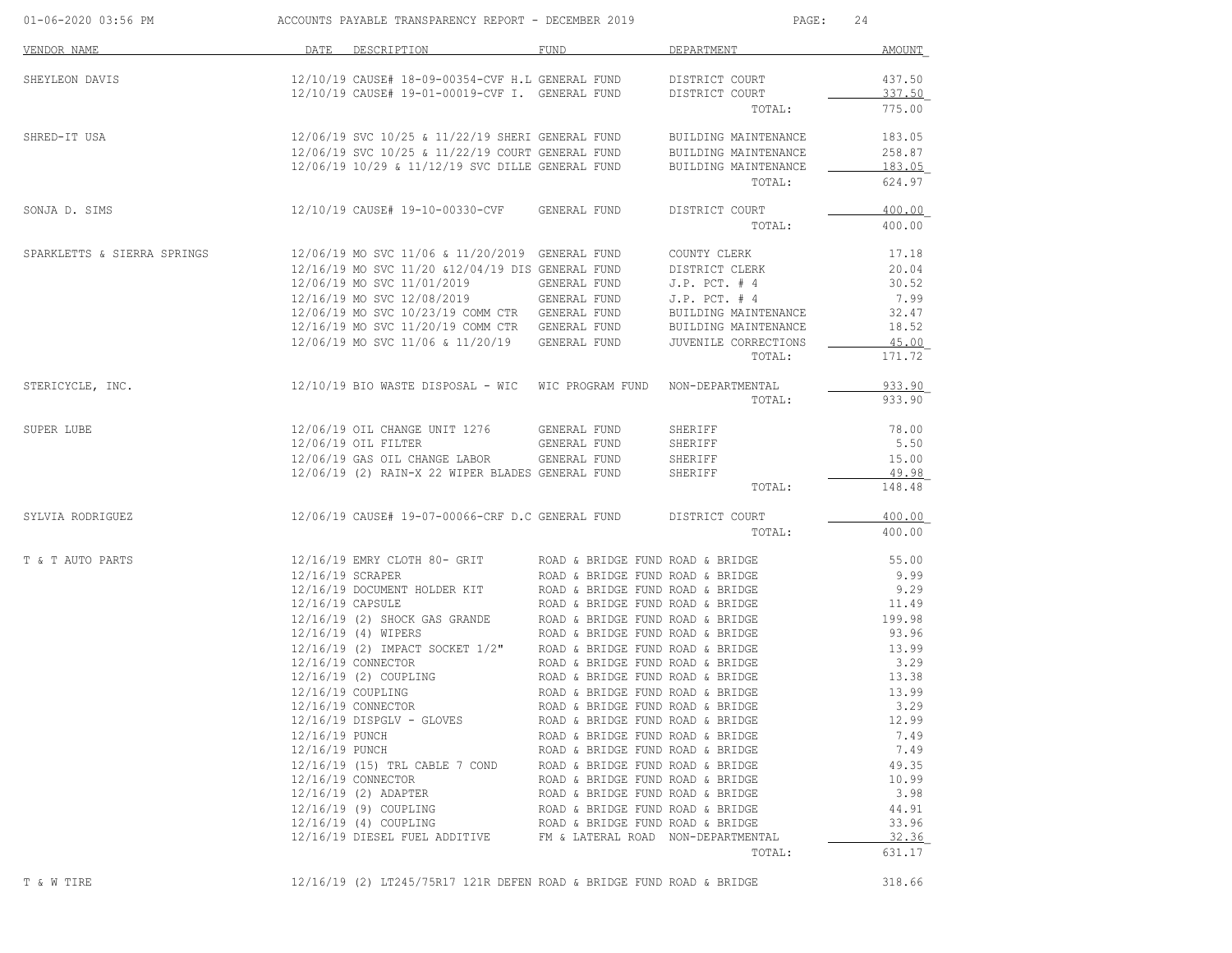ACCOUNTS PAYABLE TRANSPARENCY REPORT - DECEMBER 2019

| VENDOR NAME | DATE | DESCRIPTION | FUND | DEPARTMENT | AMOUNT |
|---|---|---|---|---|---|
| SHEYLEON DAVIS | 12/10/19 | CAUSE# 18-09-00354-CVF H.L | GENERAL FUND | DISTRICT COURT | 437.50 |
| | 12/10/19 | CAUSE# 19-01-00019-CVF I. | GENERAL FUND | DISTRICT COURT | 337.50 |
| | | | | TOTAL: | 775.00 |
| SHRED-IT USA | 12/06/19 | SVC 10/25 & 11/22/19 SHERI | GENERAL FUND | BUILDING MAINTENANCE | 183.05 |
| | 12/06/19 | SVC 10/25 & 11/22/19 COURT | GENERAL FUND | BUILDING MAINTENANCE | 258.87 |
| | 12/06/19 | 10/29 & 11/12/19 SVC DILLE | GENERAL FUND | BUILDING MAINTENANCE | 183.05 |
| | | | | TOTAL: | 624.97 |
| SONJA D. SIMS | 12/10/19 | CAUSE# 19-10-00330-CVF | GENERAL FUND | DISTRICT COURT | 400.00 |
| | | | | TOTAL: | 400.00 |
| SPARKLETTS & SIERRA SPRINGS | 12/06/19 | MO SVC 11/06 & 11/20/2019 | GENERAL FUND | COUNTY CLERK | 17.18 |
| | 12/16/19 | MO SVC 11/20 &12/04/19 DIS | GENERAL FUND | DISTRICT CLERK | 20.04 |
| | 12/06/19 | MO SVC 11/01/2019 | GENERAL FUND | J.P. PCT. # 4 | 30.52 |
| | 12/16/19 | MO SVC 12/08/2019 | GENERAL FUND | J.P. PCT. # 4 | 7.99 |
| | 12/06/19 | MO SVC 10/23/19 COMM CTR | GENERAL FUND | BUILDING MAINTENANCE | 32.47 |
| | 12/16/19 | MO SVC 11/20/19 COMM CTR | GENERAL FUND | BUILDING MAINTENANCE | 18.52 |
| | 12/06/19 | MO SVC 11/06 & 11/20/19 | GENERAL FUND | JUVENILE CORRECTIONS | 45.00 |
| | | | | TOTAL: | 171.72 |
| STERICYCLE, INC. | 12/10/19 | BIO WASTE DISPOSAL - WIC | WIC PROGRAM FUND | NON-DEPARTMENTAL | 933.90 |
| | | | | TOTAL: | 933.90 |
| SUPER LUBE | 12/06/19 | OIL CHANGE UNIT 1276 | GENERAL FUND | SHERIFF | 78.00 |
| | 12/06/19 | OIL FILTER | GENERAL FUND | SHERIFF | 5.50 |
| | 12/06/19 | GAS OIL CHANGE LABOR | GENERAL FUND | SHERIFF | 15.00 |
| | 12/06/19 | (2) RAIN-X 22 WIPER BLADES | GENERAL FUND | SHERIFF | 49.98 |
| | | | | TOTAL: | 148.48 |
| SYLVIA RODRIGUEZ | 12/06/19 | CAUSE# 19-07-00066-CRF D.C | GENERAL FUND | DISTRICT COURT | 400.00 |
| | | | | TOTAL: | 400.00 |
| T & T AUTO PARTS | 12/16/19 | EMRY CLOTH 80- GRIT | ROAD & BRIDGE FUND | ROAD & BRIDGE | 55.00 |
| | 12/16/19 | SCRAPER | ROAD & BRIDGE FUND | ROAD & BRIDGE | 9.99 |
| | 12/16/19 | DOCUMENT HOLDER KIT | ROAD & BRIDGE FUND | ROAD & BRIDGE | 9.29 |
| | 12/16/19 | CAPSULE | ROAD & BRIDGE FUND | ROAD & BRIDGE | 11.49 |
| | 12/16/19 | (2) SHOCK GAS GRANDE | ROAD & BRIDGE FUND | ROAD & BRIDGE | 199.98 |
| | 12/16/19 | (4) WIPERS | ROAD & BRIDGE FUND | ROAD & BRIDGE | 93.96 |
| | 12/16/19 | (2) IMPACT SOCKET 1/2" | ROAD & BRIDGE FUND | ROAD & BRIDGE | 13.99 |
| | 12/16/19 | CONNECTOR | ROAD & BRIDGE FUND | ROAD & BRIDGE | 3.29 |
| | 12/16/19 | (2) COUPLING | ROAD & BRIDGE FUND | ROAD & BRIDGE | 13.38 |
| | 12/16/19 | COUPLING | ROAD & BRIDGE FUND | ROAD & BRIDGE | 13.99 |
| | 12/16/19 | CONNECTOR | ROAD & BRIDGE FUND | ROAD & BRIDGE | 3.29 |
| | 12/16/19 | DISPGLV - GLOVES | ROAD & BRIDGE FUND | ROAD & BRIDGE | 12.99 |
| | 12/16/19 | PUNCH | ROAD & BRIDGE FUND | ROAD & BRIDGE | 7.49 |
| | 12/16/19 | PUNCH | ROAD & BRIDGE FUND | ROAD & BRIDGE | 7.49 |
| | 12/16/19 | (15) TRL CABLE 7 COND | ROAD & BRIDGE FUND | ROAD & BRIDGE | 49.35 |
| | 12/16/19 | CONNECTOR | ROAD & BRIDGE FUND | ROAD & BRIDGE | 10.99 |
| | 12/16/19 | (2) ADAPTER | ROAD & BRIDGE FUND | ROAD & BRIDGE | 3.98 |
| | 12/16/19 | (9) COUPLING | ROAD & BRIDGE FUND | ROAD & BRIDGE | 44.91 |
| | 12/16/19 | (4) COUPLING | ROAD & BRIDGE FUND | ROAD & BRIDGE | 33.96 |
| | 12/16/19 | DIESEL FUEL ADDITIVE | FM & LATERAL ROAD | NON-DEPARTMENTAL | 32.36 |
| | | | | TOTAL: | 631.17 |
| T & W TIRE | 12/16/19 | (2) LT245/75R17 121R DEFEN | ROAD & BRIDGE FUND | ROAD & BRIDGE | 318.66 |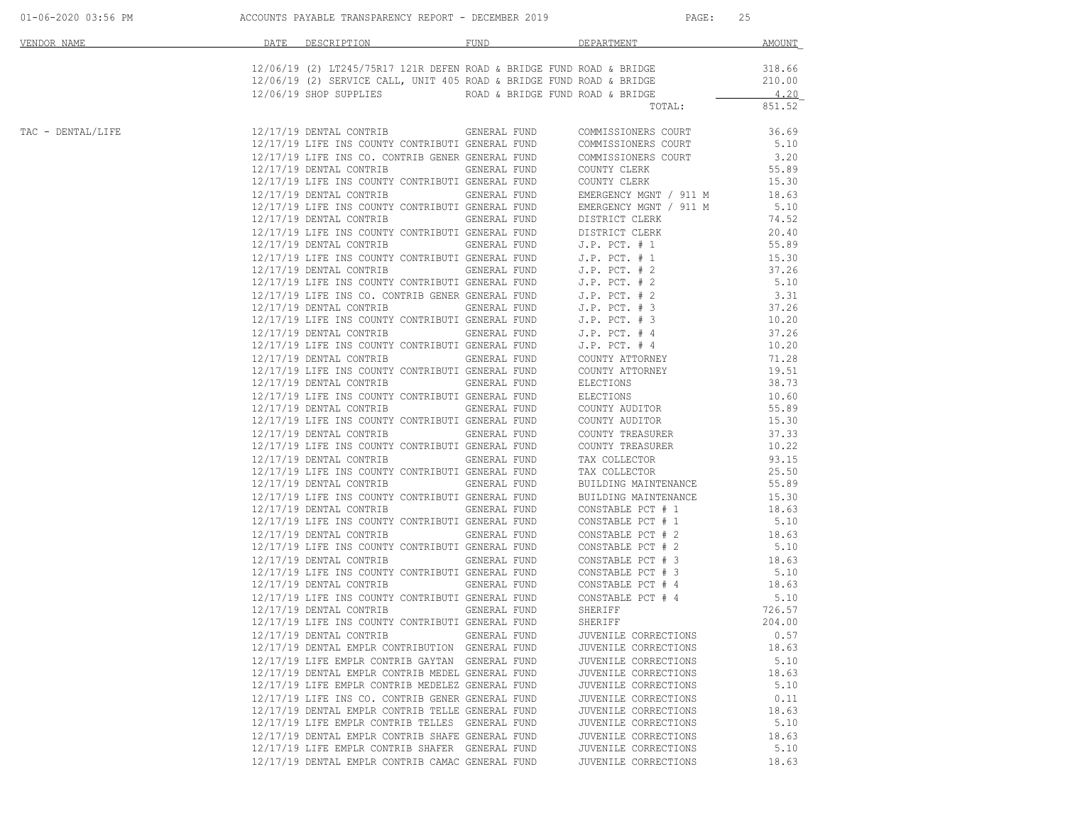| VENDOR NAME | DATE | DESCRIPTION | FUND | DEPARTMENT | AMOUNT |
|---|---|---|---|---|---|
| | 12/06/19 | (2) LT245/75R17 121R DEFEN | ROAD & BRIDGE FUND | ROAD & BRIDGE | 318.66 |
| | 12/06/19 | (2) SERVICE CALL, UNIT 405 | ROAD & BRIDGE FUND | ROAD & BRIDGE | 210.00 |
| | 12/06/19 | SHOP SUPPLIES | ROAD & BRIDGE FUND | ROAD & BRIDGE | 4.20 |
| | | | | TOTAL: | 851.52 |
| TAC - DENTAL/LIFE | 12/17/19 | DENTAL CONTRIB | GENERAL FUND | COMMISSIONERS COURT | 36.69 |
| | 12/17/19 | LIFE INS COUNTY CONTRIBUTI | GENERAL FUND | COMMISSIONERS COURT | 5.10 |
| | 12/17/19 | LIFE INS CO. CONTRIB GENER | GENERAL FUND | COMMISSIONERS COURT | 3.20 |
| | 12/17/19 | DENTAL CONTRIB | GENERAL FUND | COUNTY CLERK | 55.89 |
| | 12/17/19 | LIFE INS COUNTY CONTRIBUTI | GENERAL FUND | COUNTY CLERK | 15.30 |
| | 12/17/19 | DENTAL CONTRIB | GENERAL FUND | EMERGENCY MGNT / 911 M | 18.63 |
| | 12/17/19 | LIFE INS COUNTY CONTRIBUTI | GENERAL FUND | EMERGENCY MGNT / 911 M | 5.10 |
| | 12/17/19 | DENTAL CONTRIB | GENERAL FUND | DISTRICT CLERK | 74.52 |
| | 12/17/19 | LIFE INS COUNTY CONTRIBUTI | GENERAL FUND | DISTRICT CLERK | 20.40 |
| | 12/17/19 | DENTAL CONTRIB | GENERAL FUND | J.P. PCT. # 1 | 55.89 |
| | 12/17/19 | LIFE INS COUNTY CONTRIBUTI | GENERAL FUND | J.P. PCT. # 1 | 15.30 |
| | 12/17/19 | DENTAL CONTRIB | GENERAL FUND | J.P. PCT. # 2 | 37.26 |
| | 12/17/19 | LIFE INS COUNTY CONTRIBUTI | GENERAL FUND | J.P. PCT. # 2 | 5.10 |
| | 12/17/19 | LIFE INS CO. CONTRIB GENER | GENERAL FUND | J.P. PCT. # 2 | 3.31 |
| | 12/17/19 | DENTAL CONTRIB | GENERAL FUND | J.P. PCT. # 3 | 37.26 |
| | 12/17/19 | LIFE INS COUNTY CONTRIBUTI | GENERAL FUND | J.P. PCT. # 3 | 10.20 |
| | 12/17/19 | DENTAL CONTRIB | GENERAL FUND | J.P. PCT. # 4 | 37.26 |
| | 12/17/19 | LIFE INS COUNTY CONTRIBUTI | GENERAL FUND | J.P. PCT. # 4 | 10.20 |
| | 12/17/19 | DENTAL CONTRIB | GENERAL FUND | COUNTY ATTORNEY | 71.28 |
| | 12/17/19 | LIFE INS COUNTY CONTRIBUTI | GENERAL FUND | COUNTY ATTORNEY | 19.51 |
| | 12/17/19 | DENTAL CONTRIB | GENERAL FUND | ELECTIONS | 38.73 |
| | 12/17/19 | LIFE INS COUNTY CONTRIBUTI | GENERAL FUND | ELECTIONS | 10.60 |
| | 12/17/19 | DENTAL CONTRIB | GENERAL FUND | COUNTY AUDITOR | 55.89 |
| | 12/17/19 | LIFE INS COUNTY CONTRIBUTI | GENERAL FUND | COUNTY AUDITOR | 15.30 |
| | 12/17/19 | DENTAL CONTRIB | GENERAL FUND | COUNTY TREASURER | 37.33 |
| | 12/17/19 | LIFE INS COUNTY CONTRIBUTI | GENERAL FUND | COUNTY TREASURER | 10.22 |
| | 12/17/19 | DENTAL CONTRIB | GENERAL FUND | TAX COLLECTOR | 93.15 |
| | 12/17/19 | LIFE INS COUNTY CONTRIBUTI | GENERAL FUND | TAX COLLECTOR | 25.50 |
| | 12/17/19 | DENTAL CONTRIB | GENERAL FUND | BUILDING MAINTENANCE | 55.89 |
| | 12/17/19 | LIFE INS COUNTY CONTRIBUTI | GENERAL FUND | BUILDING MAINTENANCE | 15.30 |
| | 12/17/19 | DENTAL CONTRIB | GENERAL FUND | CONSTABLE PCT # 1 | 18.63 |
| | 12/17/19 | LIFE INS COUNTY CONTRIBUTI | GENERAL FUND | CONSTABLE PCT # 1 | 5.10 |
| | 12/17/19 | DENTAL CONTRIB | GENERAL FUND | CONSTABLE PCT # 2 | 18.63 |
| | 12/17/19 | LIFE INS COUNTY CONTRIBUTI | GENERAL FUND | CONSTABLE PCT # 2 | 5.10 |
| | 12/17/19 | DENTAL CONTRIB | GENERAL FUND | CONSTABLE PCT # 3 | 18.63 |
| | 12/17/19 | LIFE INS COUNTY CONTRIBUTI | GENERAL FUND | CONSTABLE PCT # 3 | 5.10 |
| | 12/17/19 | DENTAL CONTRIB | GENERAL FUND | CONSTABLE PCT # 4 | 18.63 |
| | 12/17/19 | LIFE INS COUNTY CONTRIBUTI | GENERAL FUND | CONSTABLE PCT # 4 | 5.10 |
| | 12/17/19 | DENTAL CONTRIB | GENERAL FUND | SHERIFF | 726.57 |
| | 12/17/19 | LIFE INS COUNTY CONTRIBUTI | GENERAL FUND | SHERIFF | 204.00 |
| | 12/17/19 | DENTAL CONTRIB | GENERAL FUND | JUVENILE CORRECTIONS | 0.57 |
| | 12/17/19 | DENTAL EMPLR CONTRIBUTION | GENERAL FUND | JUVENILE CORRECTIONS | 18.63 |
| | 12/17/19 | LIFE EMPLR CONTRIB GAYTAN | GENERAL FUND | JUVENILE CORRECTIONS | 5.10 |
| | 12/17/19 | DENTAL EMPLR CONTRIB MEDEL | GENERAL FUND | JUVENILE CORRECTIONS | 18.63 |
| | 12/17/19 | LIFE EMPLR CONTRIB MEDELEZ | GENERAL FUND | JUVENILE CORRECTIONS | 5.10 |
| | 12/17/19 | LIFE INS CO. CONTRIB GENER | GENERAL FUND | JUVENILE CORRECTIONS | 0.11 |
| | 12/17/19 | DENTAL EMPLR CONTRIB TELLE | GENERAL FUND | JUVENILE CORRECTIONS | 18.63 |
| | 12/17/19 | LIFE EMPLR CONTRIB TELLES | GENERAL FUND | JUVENILE CORRECTIONS | 5.10 |
| | 12/17/19 | DENTAL EMPLR CONTRIB SHAFE | GENERAL FUND | JUVENILE CORRECTIONS | 18.63 |
| | 12/17/19 | LIFE EMPLR CONTRIB SHAFER | GENERAL FUND | JUVENILE CORRECTIONS | 5.10 |
| | 12/17/19 | DENTAL EMPLR CONTRIB CAMAC | GENERAL FUND | JUVENILE CORRECTIONS | 18.63 |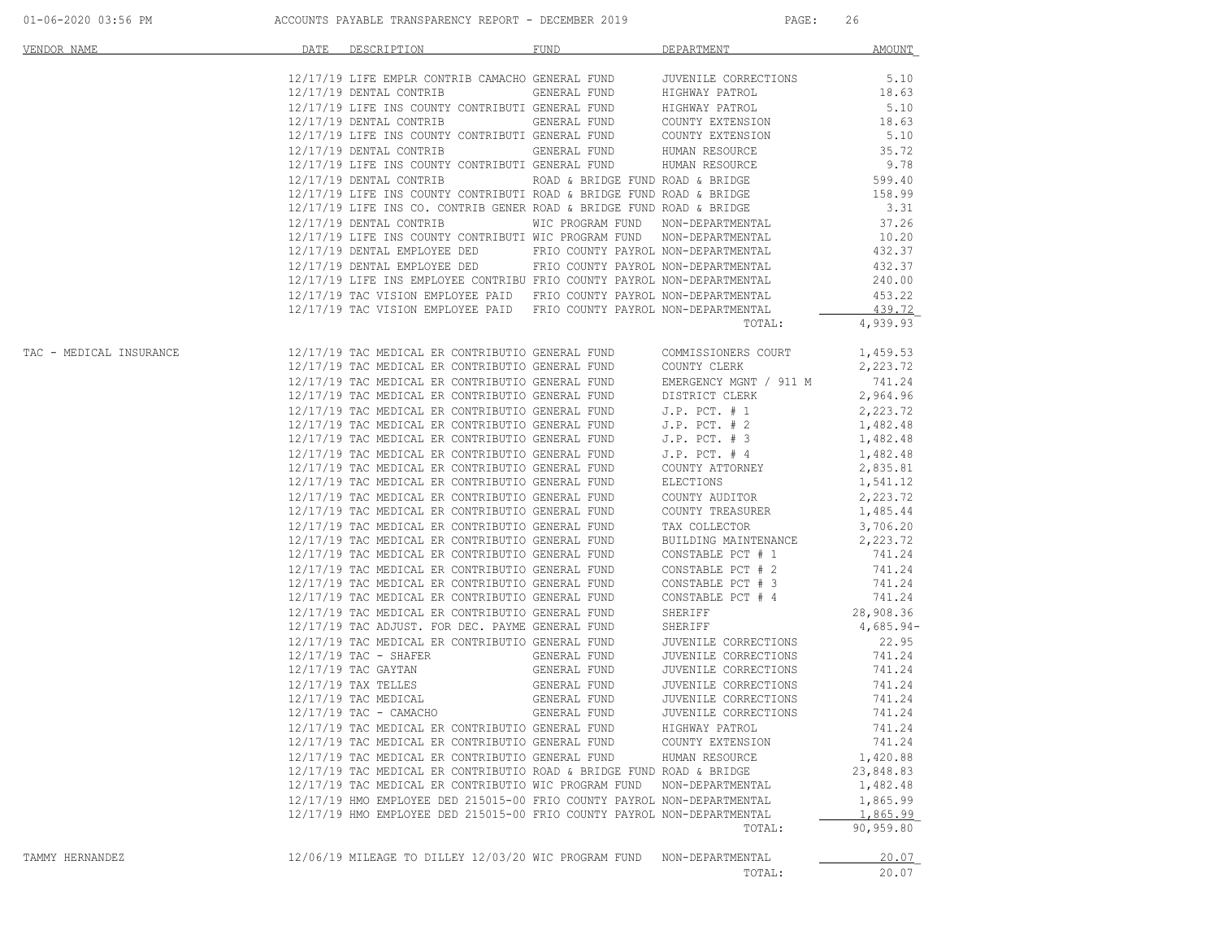# ACCOUNTS PAYABLE TRANSPARENCY REPORT - DECEMBER 2019

| VENDOR NAME | DATE | DESCRIPTION | FUND | DEPARTMENT | AMOUNT |
|---|---|---|---|---|---|
| | 12/17/19 | LIFE EMPLR CONTRIB CAMACHO | GENERAL FUND | JUVENILE CORRECTIONS | 5.10 |
| | 12/17/19 | DENTAL CONTRIB | GENERAL FUND | HIGHWAY PATROL | 18.63 |
| | 12/17/19 | LIFE INS COUNTY CONTRIBUTI | GENERAL FUND | HIGHWAY PATROL | 5.10 |
| | 12/17/19 | DENTAL CONTRIB | GENERAL FUND | COUNTY EXTENSION | 18.63 |
| | 12/17/19 | LIFE INS COUNTY CONTRIBUTI | GENERAL FUND | COUNTY EXTENSION | 5.10 |
| | 12/17/19 | DENTAL CONTRIB | GENERAL FUND | HUMAN RESOURCE | 35.72 |
| | 12/17/19 | LIFE INS COUNTY CONTRIBUTI | GENERAL FUND | HUMAN RESOURCE | 9.78 |
| | 12/17/19 | DENTAL CONTRIB | ROAD & BRIDGE FUND | ROAD & BRIDGE | 599.40 |
| | 12/17/19 | LIFE INS COUNTY CONTRIBUTI | ROAD & BRIDGE FUND | ROAD & BRIDGE | 158.99 |
| | 12/17/19 | LIFE INS CO. CONTRIB GENER | ROAD & BRIDGE FUND | ROAD & BRIDGE | 3.31 |
| | 12/17/19 | DENTAL CONTRIB | WIC PROGRAM FUND | NON-DEPARTMENTAL | 37.26 |
| | 12/17/19 | LIFE INS COUNTY CONTRIBUTI | WIC PROGRAM FUND | NON-DEPARTMENTAL | 10.20 |
| | 12/17/19 | DENTAL EMPLOYEE DED | FRIO COUNTY PAYROL | NON-DEPARTMENTAL | 432.37 |
| | 12/17/19 | DENTAL EMPLOYEE DED | FRIO COUNTY PAYROL | NON-DEPARTMENTAL | 432.37 |
| | 12/17/19 | LIFE INS EMPLOYEE CONTRIBU | FRIO COUNTY PAYROL | NON-DEPARTMENTAL | 240.00 |
| | 12/17/19 | TAC VISION EMPLOYEE PAID | FRIO COUNTY PAYROL | NON-DEPARTMENTAL | 453.22 |
| | 12/17/19 | TAC VISION EMPLOYEE PAID | FRIO COUNTY PAYROL | NON-DEPARTMENTAL | 439.72 |
| | | | | TOTAL: | 4,939.93 |
| TAC - MEDICAL INSURANCE | 12/17/19 | TAC MEDICAL ER CONTRIBUTIO | GENERAL FUND | COMMISSIONERS COURT | 1,459.53 |
| | 12/17/19 | TAC MEDICAL ER CONTRIBUTIO | GENERAL FUND | COUNTY CLERK | 2,223.72 |
| | 12/17/19 | TAC MEDICAL ER CONTRIBUTIO | GENERAL FUND | EMERGENCY MGNT / 911 M | 741.24 |
| | 12/17/19 | TAC MEDICAL ER CONTRIBUTIO | GENERAL FUND | DISTRICT CLERK | 2,964.96 |
| | 12/17/19 | TAC MEDICAL ER CONTRIBUTIO | GENERAL FUND | J.P. PCT. # 1 | 2,223.72 |
| | 12/17/19 | TAC MEDICAL ER CONTRIBUTIO | GENERAL FUND | J.P. PCT. # 2 | 1,482.48 |
| | 12/17/19 | TAC MEDICAL ER CONTRIBUTIO | GENERAL FUND | J.P. PCT. # 3 | 1,482.48 |
| | 12/17/19 | TAC MEDICAL ER CONTRIBUTIO | GENERAL FUND | J.P. PCT. # 4 | 1,482.48 |
| | 12/17/19 | TAC MEDICAL ER CONTRIBUTIO | GENERAL FUND | COUNTY ATTORNEY | 2,835.81 |
| | 12/17/19 | TAC MEDICAL ER CONTRIBUTIO | GENERAL FUND | ELECTIONS | 1,541.12 |
| | 12/17/19 | TAC MEDICAL ER CONTRIBUTIO | GENERAL FUND | COUNTY AUDITOR | 2,223.72 |
| | 12/17/19 | TAC MEDICAL ER CONTRIBUTIO | GENERAL FUND | COUNTY TREASURER | 1,485.44 |
| | 12/17/19 | TAC MEDICAL ER CONTRIBUTIO | GENERAL FUND | TAX COLLECTOR | 3,706.20 |
| | 12/17/19 | TAC MEDICAL ER CONTRIBUTIO | GENERAL FUND | BUILDING MAINTENANCE | 2,223.72 |
| | 12/17/19 | TAC MEDICAL ER CONTRIBUTIO | GENERAL FUND | CONSTABLE PCT # 1 | 741.24 |
| | 12/17/19 | TAC MEDICAL ER CONTRIBUTIO | GENERAL FUND | CONSTABLE PCT # 2 | 741.24 |
| | 12/17/19 | TAC MEDICAL ER CONTRIBUTIO | GENERAL FUND | CONSTABLE PCT # 3 | 741.24 |
| | 12/17/19 | TAC MEDICAL ER CONTRIBUTIO | GENERAL FUND | CONSTABLE PCT # 4 | 741.24 |
| | 12/17/19 | TAC MEDICAL ER CONTRIBUTIO | GENERAL FUND | SHERIFF | 28,908.36 |
| | 12/17/19 | TAC ADJUST. FOR DEC. PAYME | GENERAL FUND | SHERIFF | 4,685.94- |
| | 12/17/19 | TAC MEDICAL ER CONTRIBUTIO | GENERAL FUND | JUVENILE CORRECTIONS | 22.95 |
| | 12/17/19 | TAC - SHAFER | GENERAL FUND | JUVENILE CORRECTIONS | 741.24 |
| | 12/17/19 | TAC GAYTAN | GENERAL FUND | JUVENILE CORRECTIONS | 741.24 |
| | 12/17/19 | TAX TELLES | GENERAL FUND | JUVENILE CORRECTIONS | 741.24 |
| | 12/17/19 | TAC MEDICAL | GENERAL FUND | JUVENILE CORRECTIONS | 741.24 |
| | 12/17/19 | TAC - CAMACHO | GENERAL FUND | JUVENILE CORRECTIONS | 741.24 |
| | 12/17/19 | TAC MEDICAL ER CONTRIBUTIO | GENERAL FUND | HIGHWAY PATROL | 741.24 |
| | 12/17/19 | TAC MEDICAL ER CONTRIBUTIO | GENERAL FUND | COUNTY EXTENSION | 741.24 |
| | 12/17/19 | TAC MEDICAL ER CONTRIBUTIO | GENERAL FUND | HUMAN RESOURCE | 1,420.88 |
| | 12/17/19 | TAC MEDICAL ER CONTRIBUTIO | ROAD & BRIDGE FUND | ROAD & BRIDGE | 23,848.83 |
| | 12/17/19 | TAC MEDICAL ER CONTRIBUTIO | WIC PROGRAM FUND | NON-DEPARTMENTAL | 1,482.48 |
| | 12/17/19 | HMO EMPLOYEE DED 215015-00 | FRIO COUNTY PAYROL | NON-DEPARTMENTAL | 1,865.99 |
| | 12/17/19 | HMO EMPLOYEE DED 215015-00 | FRIO COUNTY PAYROL | NON-DEPARTMENTAL | 1,865.99 |
| | | | | TOTAL: | 90,959.80 |
| TAMMY HERNANDEZ | 12/06/19 | MILEAGE TO DILLEY 12/03/20 | WIC PROGRAM FUND | NON-DEPARTMENTAL | 20.07 |
| | | | | TOTAL: | 20.07 |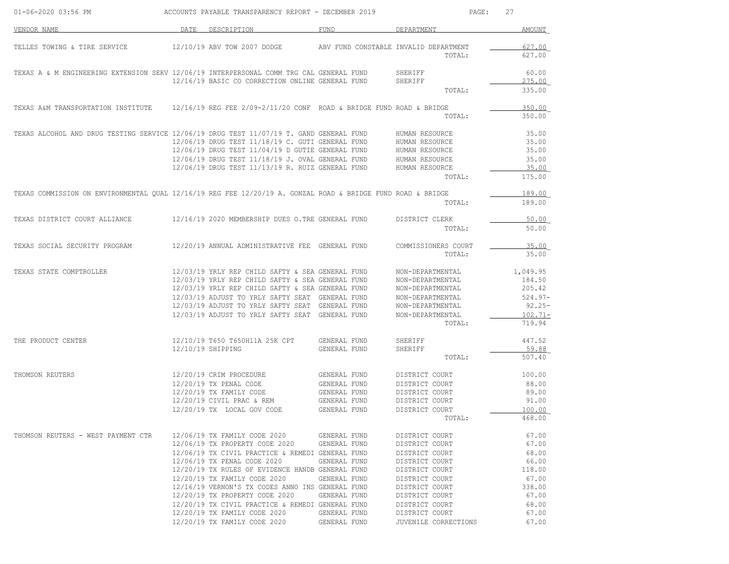ACCOUNTS PAYABLE TRANSPARENCY REPORT - DECEMBER 2019

| VENDOR NAME | DATE | DESCRIPTION | FUND | DEPARTMENT | AMOUNT |
|---|---|---|---|---|---|
| TELLES TOWING & TIRE SERVICE | 12/10/19 | ABV TOW 2007 DODGE | ABV FUND | CONSTABLE INVALID DEPARTMENT | 627.00 |
| | | | | TOTAL: | 627.00 |
| TEXAS A & M ENGINEERING EXTENSION SERV | 12/06/19 | INTERPERSONAL COMM TRG CAL | GENERAL FUND | SHERIFF | 60.00 |
| | 12/16/19 | BASIC CO CORRECTION ONLINE | GENERAL FUND | SHERIFF | 275.00 |
| | | | | TOTAL: | 335.00 |
| TEXAS A&M TRANSPORTATION INSTITUTE | 12/16/19 | REG FEE 2/09-2/11/20 CONF | ROAD & BRIDGE FUND | ROAD & BRIDGE | 350.00 |
| | | | | TOTAL: | 350.00 |
| TEXAS ALCOHOL AND DRUG TESTING SERVICE | 12/06/19 | DRUG TEST 11/07/19 T. GAND | GENERAL FUND | HUMAN RESOURCE | 35.00 |
| | 12/06/19 | DRUG TEST 11/18/19 C. GUTI | GENERAL FUND | HUMAN RESOURCE | 35.00 |
| | 12/06/19 | DRUG TEST 11/04/19 D GUTIE | GENERAL FUND | HUMAN RESOURCE | 35.00 |
| | 12/06/19 | DRUG TEST 11/18/19 J. OVAL | GENERAL FUND | HUMAN RESOURCE | 35.00 |
| | 12/06/19 | DRUG TEST 11/13/19 R. RUIZ | GENERAL FUND | HUMAN RESOURCE | 35.00 |
| | | | | TOTAL: | 175.00 |
| TEXAS COMMISSION ON ENVIRONMENTAL QUAL | 12/16/19 | REG FEE 12/20/19 A. GONZAL | ROAD & BRIDGE FUND | ROAD & BRIDGE | 189.00 |
| | | | | TOTAL: | 189.00 |
| TEXAS DISTRICT COURT ALLIANCE | 12/16/19 | 2020 MEMBERSHIP DUES O.TRE | GENERAL FUND | DISTRICT CLERK | 50.00 |
| | | | | TOTAL: | 50.00 |
| TEXAS SOCIAL SECURITY PROGRAM | 12/20/19 | ANNUAL ADMINISTRATIVE FEE | GENERAL FUND | COMMISSIONERS COURT | 35.00 |
| | | | | TOTAL: | 35.00 |
| TEXAS STATE COMPTROLLER | 12/03/19 | YRLY REP CHILD SAFTY & SEA | GENERAL FUND | NON-DEPARTMENTAL | 1,049.95 |
| | 12/03/19 | YRLY REP CHILD SAFTY & SEA | GENERAL FUND | NON-DEPARTMENTAL | 184.50 |
| | 12/03/19 | YRLY REP CHILD SAFTY & SEA | GENERAL FUND | NON-DEPARTMENTAL | 205.42 |
| | 12/03/19 | ADJUST TO YRLY SAFTY SEAT | GENERAL FUND | NON-DEPARTMENTAL | 524.97- |
| | 12/03/19 | ADJUST TO YRLY SAFTY SEAT | GENERAL FUND | NON-DEPARTMENTAL | 92.25- |
| | 12/03/19 | ADJUST TO YRLY SAFTY SEAT | GENERAL FUND | NON-DEPARTMENTAL | 102.71- |
| | | | | TOTAL: | 719.94 |
| THE PRODUCT CENTER | 12/10/19 | T650 T650H11A 25K CPT | GENERAL FUND | SHERIFF | 447.52 |
| | 12/10/19 | SHIPPING | GENERAL FUND | SHERIFF | 59.88 |
| | | | | TOTAL: | 507.40 |
| THOMSON REUTERS | 12/20/19 | CRIM PROCEDURE | GENERAL FUND | DISTRICT COURT | 100.00 |
| | 12/20/19 | TX PENAL CODE | GENERAL FUND | DISTRICT COURT | 88.00 |
| | 12/20/19 | TX FAMILY CODE | GENERAL FUND | DISTRICT COURT | 89.00 |
| | 12/20/19 | CIVIL PRAC & REM | GENERAL FUND | DISTRICT COURT | 91.00 |
| | 12/20/19 | TX LOCAL GOV CODE | GENERAL FUND | DISTRICT COURT | 100.00 |
| | | | | TOTAL: | 468.00 |
| THOMSON REUTERS - WEST PAYMENT CTR | 12/06/19 | TX FAMILY CODE 2020 | GENERAL FUND | DISTRICT COURT | 67.00 |
| | 12/06/19 | TX PROPERTY CODE 2020 | GENERAL FUND | DISTRICT COURT | 67.00 |
| | 12/06/19 | TX CIVIL PRACTICE & REMEDI | GENERAL FUND | DISTRICT COURT | 68.00 |
| | 12/06/19 | TX PENAL CODE 2020 | GENERAL FUND | DISTRICT COURT | 66.00 |
| | 12/20/19 | TX RULES OF EVIDENCE HANDB | GENERAL FUND | DISTRICT COURT | 118.00 |
| | 12/20/19 | TX FAMILY CODE 2020 | GENERAL FUND | DISTRICT COURT | 67.00 |
| | 12/16/19 | VERNON'S TX CODES ANNO INS | GENERAL FUND | DISTRICT COURT | 338.00 |
| | 12/20/19 | TX PROPERTY CODE 2020 | GENERAL FUND | DISTRICT COURT | 67.00 |
| | 12/20/19 | TX CIVIL PRACTICE & REMEDI | GENERAL FUND | DISTRICT COURT | 68.00 |
| | 12/20/19 | TX FAMILY CODE 2020 | GENERAL FUND | DISTRICT COURT | 67.00 |
| | 12/20/19 | TX FAMILY CODE 2020 | GENERAL FUND | JUVENILE CORRECTIONS | 67.00 |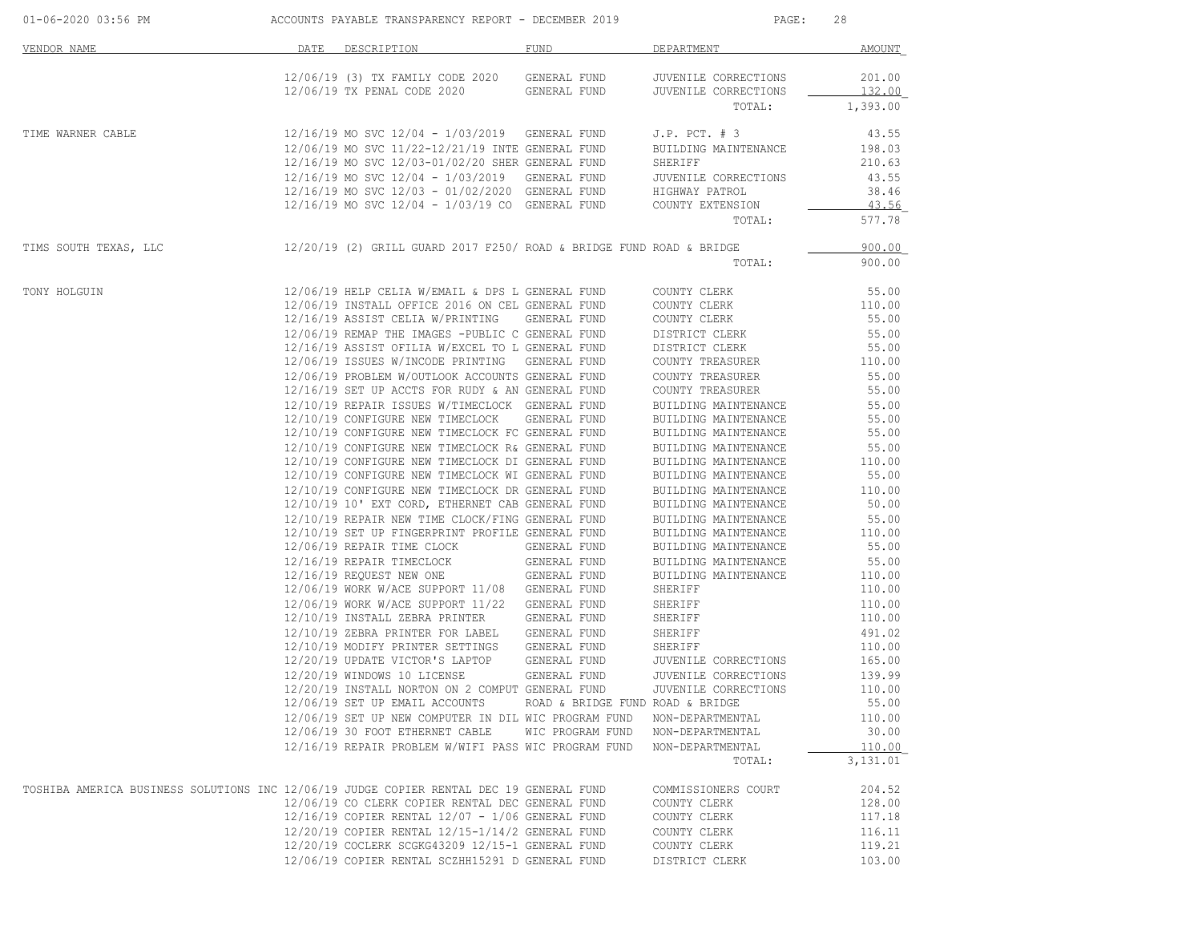ACCOUNTS PAYABLE TRANSPARENCY REPORT - DECEMBER 2019

| VENDOR NAME | DATE | DESCRIPTION | FUND | DEPARTMENT | AMOUNT |
|---|---|---|---|---|---|
| | 12/06/19 | (3) TX FAMILY CODE 2020 | GENERAL FUND | JUVENILE CORRECTIONS | 201.00 |
| | 12/06/19 | TX PENAL CODE 2020 | GENERAL FUND | JUVENILE CORRECTIONS | 132.00 |
| | | | | TOTAL: | 1,393.00 |
| TIME WARNER CABLE | 12/16/19 | MO SVC 12/04 - 1/03/2019 | GENERAL FUND | J.P. PCT. # 3 | 43.55 |
| | 12/06/19 | MO SVC 11/22-12/21/19 INTE | GENERAL FUND | BUILDING MAINTENANCE | 198.03 |
| | 12/16/19 | MO SVC 12/03-01/02/20 SHER | GENERAL FUND | SHERIFF | 210.63 |
| | 12/16/19 | MO SVC 12/04 - 1/03/2019 | GENERAL FUND | JUVENILE CORRECTIONS | 43.55 |
| | 12/16/19 | MO SVC 12/03 - 01/02/2020 | GENERAL FUND | HIGHWAY PATROL | 38.46 |
| | 12/16/19 | MO SVC 12/04 - 1/03/19 CO | GENERAL FUND | COUNTY EXTENSION | 43.56 |
| | | | | TOTAL: | 577.78 |
| TIMS SOUTH TEXAS, LLC | 12/20/19 | (2) GRILL GUARD 2017 F250/ | ROAD & BRIDGE FUND | ROAD & BRIDGE | 900.00 |
| | | | | TOTAL: | 900.00 |
| TONY HOLGUIN | 12/06/19 | HELP CELIA W/EMAIL & DPS L | GENERAL FUND | COUNTY CLERK | 55.00 |
| | 12/06/19 | INSTALL OFFICE 2016 ON CEL | GENERAL FUND | COUNTY CLERK | 110.00 |
| | 12/16/19 | ASSIST CELIA W/PRINTING | GENERAL FUND | COUNTY CLERK | 55.00 |
| | 12/06/19 | REMAP THE IMAGES -PUBLIC C | GENERAL FUND | DISTRICT CLERK | 55.00 |
| | 12/16/19 | ASSIST OFILIA W/EXCEL TO L | GENERAL FUND | DISTRICT CLERK | 55.00 |
| | 12/06/19 | ISSUES W/INCODE PRINTING | GENERAL FUND | COUNTY TREASURER | 110.00 |
| | 12/06/19 | PROBLEM W/OUTLOOK ACCOUNTS | GENERAL FUND | COUNTY TREASURER | 55.00 |
| | 12/16/19 | SET UP ACCTS FOR RUDY & AN | GENERAL FUND | COUNTY TREASURER | 55.00 |
| | 12/10/19 | REPAIR ISSUES W/TIMECLOCK | GENERAL FUND | BUILDING MAINTENANCE | 55.00 |
| | 12/10/19 | CONFIGURE NEW TIMECLOCK | GENERAL FUND | BUILDING MAINTENANCE | 55.00 |
| | 12/10/19 | CONFIGURE NEW TIMECLOCK FC | GENERAL FUND | BUILDING MAINTENANCE | 55.00 |
| | 12/10/19 | CONFIGURE NEW TIMECLOCK R& | GENERAL FUND | BUILDING MAINTENANCE | 55.00 |
| | 12/10/19 | CONFIGURE NEW TIMECLOCK DI | GENERAL FUND | BUILDING MAINTENANCE | 110.00 |
| | 12/10/19 | CONFIGURE NEW TIMECLOCK WI | GENERAL FUND | BUILDING MAINTENANCE | 55.00 |
| | 12/10/19 | CONFIGURE NEW TIMECLOCK DR | GENERAL FUND | BUILDING MAINTENANCE | 110.00 |
| | 12/10/19 | 10' EXT CORD, ETHERNET CAB | GENERAL FUND | BUILDING MAINTENANCE | 50.00 |
| | 12/10/19 | REPAIR NEW TIME CLOCK/FING | GENERAL FUND | BUILDING MAINTENANCE | 55.00 |
| | 12/10/19 | SET UP FINGERPRINT PROFILE | GENERAL FUND | BUILDING MAINTENANCE | 110.00 |
| | 12/06/19 | REPAIR TIME CLOCK | GENERAL FUND | BUILDING MAINTENANCE | 55.00 |
| | 12/16/19 | REPAIR TIMECLOCK | GENERAL FUND | BUILDING MAINTENANCE | 55.00 |
| | 12/16/19 | REQUEST NEW ONE | GENERAL FUND | BUILDING MAINTENANCE | 110.00 |
| | 12/06/19 | WORK W/ACE SUPPORT 11/08 | GENERAL FUND | SHERIFF | 110.00 |
| | 12/06/19 | WORK W/ACE SUPPORT 11/22 | GENERAL FUND | SHERIFF | 110.00 |
| | 12/10/19 | INSTALL ZEBRA PRINTER | GENERAL FUND | SHERIFF | 110.00 |
| | 12/10/19 | ZEBRA PRINTER FOR LABEL | GENERAL FUND | SHERIFF | 491.02 |
| | 12/10/19 | MODIFY PRINTER SETTINGS | GENERAL FUND | SHERIFF | 110.00 |
| | 12/20/19 | UPDATE VICTOR'S LAPTOP | GENERAL FUND | JUVENILE CORRECTIONS | 165.00 |
| | 12/20/19 | WINDOWS 10 LICENSE | GENERAL FUND | JUVENILE CORRECTIONS | 139.99 |
| | 12/20/19 | INSTALL NORTON ON 2 COMPUT | GENERAL FUND | JUVENILE CORRECTIONS | 110.00 |
| | 12/06/19 | SET UP EMAIL ACCOUNTS | ROAD & BRIDGE FUND | ROAD & BRIDGE | 55.00 |
| | 12/06/19 | SET UP NEW COMPUTER IN DIL | WIC PROGRAM FUND | NON-DEPARTMENTAL | 110.00 |
| | 12/06/19 | 30 FOOT ETHERNET CABLE | WIC PROGRAM FUND | NON-DEPARTMENTAL | 30.00 |
| | 12/16/19 | REPAIR PROBLEM W/WIFI PASS | WIC PROGRAM FUND | NON-DEPARTMENTAL | 110.00 |
| | | | | TOTAL: | 3,131.01 |
| TOSHIBA AMERICA BUSINESS SOLUTIONS INC | 12/06/19 | JUDGE COPIER RENTAL DEC 19 | GENERAL FUND | COMMISSIONERS COURT | 204.52 |
| | 12/06/19 | CO CLERK COPIER RENTAL DEC | GENERAL FUND | COUNTY CLERK | 128.00 |
| | 12/16/19 | COPIER RENTAL 12/07 - 1/06 | GENERAL FUND | COUNTY CLERK | 117.18 |
| | 12/20/19 | COPIER RENTAL 12/15-1/14/2 | GENERAL FUND | COUNTY CLERK | 116.11 |
| | 12/20/19 | COCLERK SCGKG43209 12/15-1 | GENERAL FUND | COUNTY CLERK | 119.21 |
| | 12/06/19 | COPIER RENTAL SCZHH15291 D | GENERAL FUND | DISTRICT CLERK | 103.00 |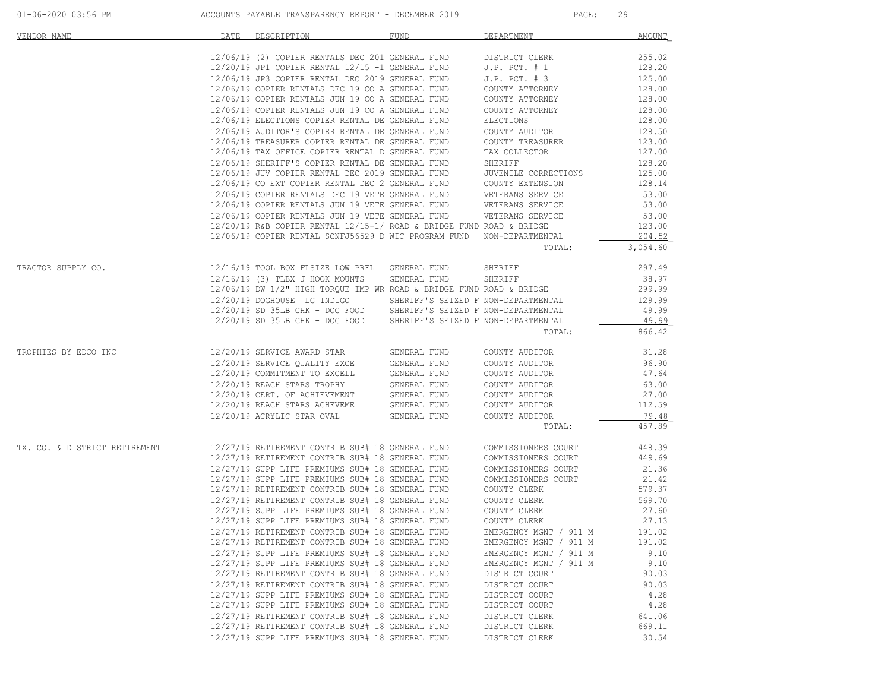ACCOUNTS PAYABLE TRANSPARENCY REPORT - DECEMBER 2019

| VENDOR NAME | DATE | DESCRIPTION | FUND | DEPARTMENT | AMOUNT |
|---|---|---|---|---|---|
| | 12/06/19 | (2) COPIER RENTALS DEC 201 | GENERAL FUND | DISTRICT CLERK | 255.02 |
| | 12/20/19 | JP1 COPIER RENTAL 12/15 -1 | GENERAL FUND | J.P. PCT. # 1 | 128.20 |
| | 12/06/19 | JP3 COPIER RENTAL DEC 2019 | GENERAL FUND | J.P. PCT. # 3 | 125.00 |
| | 12/06/19 | COPIER RENTALS DEC 19 CO A | GENERAL FUND | COUNTY ATTORNEY | 128.00 |
| | 12/06/19 | COPIER RENTALS JUN 19 CO A | GENERAL FUND | COUNTY ATTORNEY | 128.00 |
| | 12/06/19 | COPIER RENTALS JUN 19 CO A | GENERAL FUND | COUNTY ATTORNEY | 128.00 |
| | 12/06/19 | ELECTIONS COPIER RENTAL DE | GENERAL FUND | ELECTIONS | 128.00 |
| | 12/06/19 | AUDITOR'S COPIER RENTAL DE | GENERAL FUND | COUNTY AUDITOR | 128.50 |
| | 12/06/19 | TREASURER COPIER RENTAL DE | GENERAL FUND | COUNTY TREASURER | 123.00 |
| | 12/06/19 | TAX OFFICE COPIER RENTAL D | GENERAL FUND | TAX COLLECTOR | 127.00 |
| | 12/06/19 | SHERIFF'S COPIER RENTAL DE | GENERAL FUND | SHERIFF | 128.20 |
| | 12/06/19 | JUV COPIER RENTAL DEC 2019 | GENERAL FUND | JUVENILE CORRECTIONS | 125.00 |
| | 12/06/19 | CO EXT COPIER RENTAL DEC 2 | GENERAL FUND | COUNTY EXTENSION | 128.14 |
| | 12/06/19 | COPIER RENTALS DEC 19 VETE | GENERAL FUND | VETERANS SERVICE | 53.00 |
| | 12/06/19 | COPIER RENTALS JUN 19 VETE | GENERAL FUND | VETERANS SERVICE | 53.00 |
| | 12/06/19 | COPIER RENTALS JUN 19 VETE | GENERAL FUND | VETERANS SERVICE | 53.00 |
| | 12/20/19 | R&B COPIER RENTAL 12/15-1/ | ROAD & BRIDGE FUND | ROAD & BRIDGE | 123.00 |
| | 12/06/19 | COPIER RENTAL SCNFJ56529 D | WIC PROGRAM FUND | NON-DEPARTMENTAL | 204.52 |
| | | | | TOTAL: | 3,054.60 |
| TRACTOR SUPPLY CO. | 12/16/19 | TOOL BOX FLSIZE LOW PRFL | GENERAL FUND | SHERIFF | 297.49 |
| | 12/16/19 | (3) TLBX J HOOK MOUNTS | GENERAL FUND | SHERIFF | 38.97 |
| | 12/06/19 | DW 1/2" HIGH TORQUE IMP WR | ROAD & BRIDGE FUND | ROAD & BRIDGE | 299.99 |
| | 12/20/19 | DOGHOUSE LG INDIGO | SHERIFF'S SEIZED F | NON-DEPARTMENTAL | 129.99 |
| | 12/20/19 | SD 35LB CHK - DOG FOOD | SHERIFF'S SEIZED F | NON-DEPARTMENTAL | 49.99 |
| | 12/20/19 | SD 35LB CHK - DOG FOOD | SHERIFF'S SEIZED F | NON-DEPARTMENTAL | 49.99 |
| | | | | TOTAL: | 866.42 |
| TROPHIES BY EDCO INC | 12/20/19 | SERVICE AWARD STAR | GENERAL FUND | COUNTY AUDITOR | 31.28 |
| | 12/20/19 | SERVICE QUALITY EXCE | GENERAL FUND | COUNTY AUDITOR | 96.90 |
| | 12/20/19 | COMMITMENT TO EXCELL | GENERAL FUND | COUNTY AUDITOR | 47.64 |
| | 12/20/19 | REACH STARS TROPHY | GENERAL FUND | COUNTY AUDITOR | 63.00 |
| | 12/20/19 | CERT. OF ACHIEVEMENT | GENERAL FUND | COUNTY AUDITOR | 27.00 |
| | 12/20/19 | REACH STARS ACHEVEME | GENERAL FUND | COUNTY AUDITOR | 112.59 |
| | 12/20/19 | ACRYLIC STAR OVAL | GENERAL FUND | COUNTY AUDITOR | 79.48 |
| | | | | TOTAL: | 457.89 |
| TX. CO. & DISTRICT RETIREMENT | 12/27/19 | RETIREMENT CONTRIB SUB# 18 | GENERAL FUND | COMMISSIONERS COURT | 448.39 |
| | 12/27/19 | RETIREMENT CONTRIB SUB# 18 | GENERAL FUND | COMMISSIONERS COURT | 449.69 |
| | 12/27/19 | SUPP LIFE PREMIUMS SUB# 18 | GENERAL FUND | COMMISSIONERS COURT | 21.36 |
| | 12/27/19 | SUPP LIFE PREMIUMS SUB# 18 | GENERAL FUND | COMMISSIONERS COURT | 21.42 |
| | 12/27/19 | RETIREMENT CONTRIB SUB# 18 | GENERAL FUND | COUNTY CLERK | 579.37 |
| | 12/27/19 | RETIREMENT CONTRIB SUB# 18 | GENERAL FUND | COUNTY CLERK | 569.70 |
| | 12/27/19 | SUPP LIFE PREMIUMS SUB# 18 | GENERAL FUND | COUNTY CLERK | 27.60 |
| | 12/27/19 | SUPP LIFE PREMIUMS SUB# 18 | GENERAL FUND | COUNTY CLERK | 27.13 |
| | 12/27/19 | RETIREMENT CONTRIB SUB# 18 | GENERAL FUND | EMERGENCY MGNT / 911 M | 191.02 |
| | 12/27/19 | RETIREMENT CONTRIB SUB# 18 | GENERAL FUND | EMERGENCY MGNT / 911 M | 191.02 |
| | 12/27/19 | SUPP LIFE PREMIUMS SUB# 18 | GENERAL FUND | EMERGENCY MGNT / 911 M | 9.10 |
| | 12/27/19 | SUPP LIFE PREMIUMS SUB# 18 | GENERAL FUND | EMERGENCY MGNT / 911 M | 9.10 |
| | 12/27/19 | RETIREMENT CONTRIB SUB# 18 | GENERAL FUND | DISTRICT COURT | 90.03 |
| | 12/27/19 | RETIREMENT CONTRIB SUB# 18 | GENERAL FUND | DISTRICT COURT | 90.03 |
| | 12/27/19 | SUPP LIFE PREMIUMS SUB# 18 | GENERAL FUND | DISTRICT COURT | 4.28 |
| | 12/27/19 | SUPP LIFE PREMIUMS SUB# 18 | GENERAL FUND | DISTRICT COURT | 4.28 |
| | 12/27/19 | RETIREMENT CONTRIB SUB# 18 | GENERAL FUND | DISTRICT CLERK | 641.06 |
| | 12/27/19 | RETIREMENT CONTRIB SUB# 18 | GENERAL FUND | DISTRICT CLERK | 669.11 |
| | 12/27/19 | SUPP LIFE PREMIUMS SUB# 18 | GENERAL FUND | DISTRICT CLERK | 30.54 |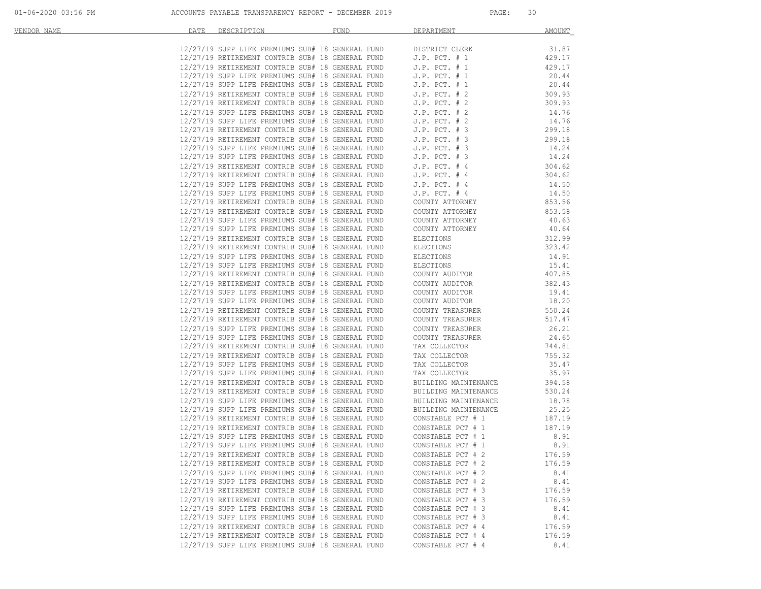| VENDOR NAME | DATE | DESCRIPTION | FUND | DEPARTMENT | AMOUNT |
|---|---|---|---|---|---|
| | 12/27/19 | SUPP LIFE PREMIUMS SUB# 18 | GENERAL FUND | DISTRICT CLERK | 31.87 |
| | 12/27/19 | RETIREMENT CONTRIB SUB# 18 | GENERAL FUND | J.P. PCT. # 1 | 429.17 |
| | 12/27/19 | RETIREMENT CONTRIB SUB# 18 | GENERAL FUND | J.P. PCT. # 1 | 429.17 |
| | 12/27/19 | SUPP LIFE PREMIUMS SUB# 18 | GENERAL FUND | J.P. PCT. # 1 | 20.44 |
| | 12/27/19 | SUPP LIFE PREMIUMS SUB# 18 | GENERAL FUND | J.P. PCT. # 1 | 20.44 |
| | 12/27/19 | RETIREMENT CONTRIB SUB# 18 | GENERAL FUND | J.P. PCT. # 2 | 309.93 |
| | 12/27/19 | RETIREMENT CONTRIB SUB# 18 | GENERAL FUND | J.P. PCT. # 2 | 309.93 |
| | 12/27/19 | SUPP LIFE PREMIUMS SUB# 18 | GENERAL FUND | J.P. PCT. # 2 | 14.76 |
| | 12/27/19 | SUPP LIFE PREMIUMS SUB# 18 | GENERAL FUND | J.P. PCT. # 2 | 14.76 |
| | 12/27/19 | RETIREMENT CONTRIB SUB# 18 | GENERAL FUND | J.P. PCT. # 3 | 299.18 |
| | 12/27/19 | RETIREMENT CONTRIB SUB# 18 | GENERAL FUND | J.P. PCT. # 3 | 299.18 |
| | 12/27/19 | SUPP LIFE PREMIUMS SUB# 18 | GENERAL FUND | J.P. PCT. # 3 | 14.24 |
| | 12/27/19 | SUPP LIFE PREMIUMS SUB# 18 | GENERAL FUND | J.P. PCT. # 3 | 14.24 |
| | 12/27/19 | RETIREMENT CONTRIB SUB# 18 | GENERAL FUND | J.P. PCT. # 4 | 304.62 |
| | 12/27/19 | RETIREMENT CONTRIB SUB# 18 | GENERAL FUND | J.P. PCT. # 4 | 304.62 |
| | 12/27/19 | SUPP LIFE PREMIUMS SUB# 18 | GENERAL FUND | J.P. PCT. # 4 | 14.50 |
| | 12/27/19 | SUPP LIFE PREMIUMS SUB# 18 | GENERAL FUND | J.P. PCT. # 4 | 14.50 |
| | 12/27/19 | RETIREMENT CONTRIB SUB# 18 | GENERAL FUND | COUNTY ATTORNEY | 853.56 |
| | 12/27/19 | RETIREMENT CONTRIB SUB# 18 | GENERAL FUND | COUNTY ATTORNEY | 853.58 |
| | 12/27/19 | SUPP LIFE PREMIUMS SUB# 18 | GENERAL FUND | COUNTY ATTORNEY | 40.63 |
| | 12/27/19 | SUPP LIFE PREMIUMS SUB# 18 | GENERAL FUND | COUNTY ATTORNEY | 40.64 |
| | 12/27/19 | RETIREMENT CONTRIB SUB# 18 | GENERAL FUND | ELECTIONS | 312.99 |
| | 12/27/19 | RETIREMENT CONTRIB SUB# 18 | GENERAL FUND | ELECTIONS | 323.42 |
| | 12/27/19 | SUPP LIFE PREMIUMS SUB# 18 | GENERAL FUND | ELECTIONS | 14.91 |
| | 12/27/19 | SUPP LIFE PREMIUMS SUB# 18 | GENERAL FUND | ELECTIONS | 15.41 |
| | 12/27/19 | RETIREMENT CONTRIB SUB# 18 | GENERAL FUND | COUNTY AUDITOR | 407.85 |
| | 12/27/19 | RETIREMENT CONTRIB SUB# 18 | GENERAL FUND | COUNTY AUDITOR | 382.43 |
| | 12/27/19 | SUPP LIFE PREMIUMS SUB# 18 | GENERAL FUND | COUNTY AUDITOR | 19.41 |
| | 12/27/19 | SUPP LIFE PREMIUMS SUB# 18 | GENERAL FUND | COUNTY AUDITOR | 18.20 |
| | 12/27/19 | RETIREMENT CONTRIB SUB# 18 | GENERAL FUND | COUNTY TREASURER | 550.24 |
| | 12/27/19 | RETIREMENT CONTRIB SUB# 18 | GENERAL FUND | COUNTY TREASURER | 517.47 |
| | 12/27/19 | SUPP LIFE PREMIUMS SUB# 18 | GENERAL FUND | COUNTY TREASURER | 26.21 |
| | 12/27/19 | SUPP LIFE PREMIUMS SUB# 18 | GENERAL FUND | COUNTY TREASURER | 24.65 |
| | 12/27/19 | RETIREMENT CONTRIB SUB# 18 | GENERAL FUND | TAX COLLECTOR | 744.81 |
| | 12/27/19 | RETIREMENT CONTRIB SUB# 18 | GENERAL FUND | TAX COLLECTOR | 755.32 |
| | 12/27/19 | SUPP LIFE PREMIUMS SUB# 18 | GENERAL FUND | TAX COLLECTOR | 35.47 |
| | 12/27/19 | SUPP LIFE PREMIUMS SUB# 18 | GENERAL FUND | TAX COLLECTOR | 35.97 |
| | 12/27/19 | RETIREMENT CONTRIB SUB# 18 | GENERAL FUND | BUILDING MAINTENANCE | 394.58 |
| | 12/27/19 | RETIREMENT CONTRIB SUB# 18 | GENERAL FUND | BUILDING MAINTENANCE | 530.24 |
| | 12/27/19 | SUPP LIFE PREMIUMS SUB# 18 | GENERAL FUND | BUILDING MAINTENANCE | 18.78 |
| | 12/27/19 | SUPP LIFE PREMIUMS SUB# 18 | GENERAL FUND | BUILDING MAINTENANCE | 25.25 |
| | 12/27/19 | RETIREMENT CONTRIB SUB# 18 | GENERAL FUND | CONSTABLE PCT # 1 | 187.19 |
| | 12/27/19 | RETIREMENT CONTRIB SUB# 18 | GENERAL FUND | CONSTABLE PCT # 1 | 187.19 |
| | 12/27/19 | SUPP LIFE PREMIUMS SUB# 18 | GENERAL FUND | CONSTABLE PCT # 1 | 8.91 |
| | 12/27/19 | SUPP LIFE PREMIUMS SUB# 18 | GENERAL FUND | CONSTABLE PCT # 1 | 8.91 |
| | 12/27/19 | RETIREMENT CONTRIB SUB# 18 | GENERAL FUND | CONSTABLE PCT # 2 | 176.59 |
| | 12/27/19 | RETIREMENT CONTRIB SUB# 18 | GENERAL FUND | CONSTABLE PCT # 2 | 176.59 |
| | 12/27/19 | SUPP LIFE PREMIUMS SUB# 18 | GENERAL FUND | CONSTABLE PCT # 2 | 8.41 |
| | 12/27/19 | SUPP LIFE PREMIUMS SUB# 18 | GENERAL FUND | CONSTABLE PCT # 2 | 8.41 |
| | 12/27/19 | RETIREMENT CONTRIB SUB# 18 | GENERAL FUND | CONSTABLE PCT # 3 | 176.59 |
| | 12/27/19 | RETIREMENT CONTRIB SUB# 18 | GENERAL FUND | CONSTABLE PCT # 3 | 176.59 |
| | 12/27/19 | SUPP LIFE PREMIUMS SUB# 18 | GENERAL FUND | CONSTABLE PCT # 3 | 8.41 |
| | 12/27/19 | SUPP LIFE PREMIUMS SUB# 18 | GENERAL FUND | CONSTABLE PCT # 3 | 8.41 |
| | 12/27/19 | RETIREMENT CONTRIB SUB# 18 | GENERAL FUND | CONSTABLE PCT # 4 | 176.59 |
| | 12/27/19 | RETIREMENT CONTRIB SUB# 18 | GENERAL FUND | CONSTABLE PCT # 4 | 176.59 |
| | 12/27/19 | SUPP LIFE PREMIUMS SUB# 18 | GENERAL FUND | CONSTABLE PCT # 4 | 8.41 |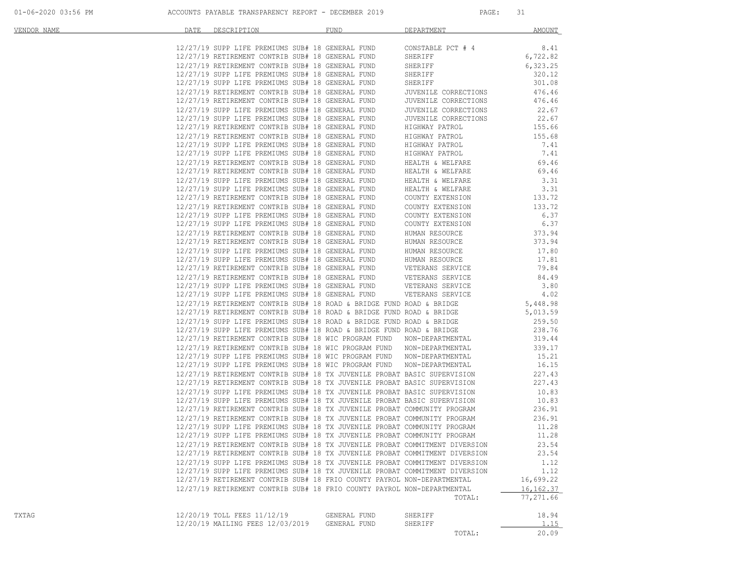ACCOUNTS PAYABLE TRANSPARENCY REPORT - DECEMBER 2019

| VENDOR NAME | DATE | DESCRIPTION | FUND | DEPARTMENT | AMOUNT |
|---|---|---|---|---|---|
| | 12/27/19 | SUPP LIFE PREMIUMS SUB# 18 | GENERAL FUND | CONSTABLE PCT # 4 | 8.41 |
| | 12/27/19 | RETIREMENT CONTRIB SUB# 18 | GENERAL FUND | SHERIFF | 6,722.82 |
| | 12/27/19 | RETIREMENT CONTRIB SUB# 18 | GENERAL FUND | SHERIFF | 6,323.25 |
| | 12/27/19 | SUPP LIFE PREMIUMS SUB# 18 | GENERAL FUND | SHERIFF | 320.12 |
| | 12/27/19 | SUPP LIFE PREMIUMS SUB# 18 | GENERAL FUND | SHERIFF | 301.08 |
| | 12/27/19 | RETIREMENT CONTRIB SUB# 18 | GENERAL FUND | JUVENILE CORRECTIONS | 476.46 |
| | 12/27/19 | RETIREMENT CONTRIB SUB# 18 | GENERAL FUND | JUVENILE CORRECTIONS | 476.46 |
| | 12/27/19 | SUPP LIFE PREMIUMS SUB# 18 | GENERAL FUND | JUVENILE CORRECTIONS | 22.67 |
| | 12/27/19 | SUPP LIFE PREMIUMS SUB# 18 | GENERAL FUND | JUVENILE CORRECTIONS | 22.67 |
| | 12/27/19 | RETIREMENT CONTRIB SUB# 18 | GENERAL FUND | HIGHWAY PATROL | 155.66 |
| | 12/27/19 | RETIREMENT CONTRIB SUB# 18 | GENERAL FUND | HIGHWAY PATROL | 155.68 |
| | 12/27/19 | SUPP LIFE PREMIUMS SUB# 18 | GENERAL FUND | HIGHWAY PATROL | 7.41 |
| | 12/27/19 | SUPP LIFE PREMIUMS SUB# 18 | GENERAL FUND | HIGHWAY PATROL | 7.41 |
| | 12/27/19 | RETIREMENT CONTRIB SUB# 18 | GENERAL FUND | HEALTH & WELFARE | 69.46 |
| | 12/27/19 | RETIREMENT CONTRIB SUB# 18 | GENERAL FUND | HEALTH & WELFARE | 69.46 |
| | 12/27/19 | SUPP LIFE PREMIUMS SUB# 18 | GENERAL FUND | HEALTH & WELFARE | 3.31 |
| | 12/27/19 | SUPP LIFE PREMIUMS SUB# 18 | GENERAL FUND | HEALTH & WELFARE | 3.31 |
| | 12/27/19 | RETIREMENT CONTRIB SUB# 18 | GENERAL FUND | COUNTY EXTENSION | 133.72 |
| | 12/27/19 | RETIREMENT CONTRIB SUB# 18 | GENERAL FUND | COUNTY EXTENSION | 133.72 |
| | 12/27/19 | SUPP LIFE PREMIUMS SUB# 18 | GENERAL FUND | COUNTY EXTENSION | 6.37 |
| | 12/27/19 | SUPP LIFE PREMIUMS SUB# 18 | GENERAL FUND | COUNTY EXTENSION | 6.37 |
| | 12/27/19 | RETIREMENT CONTRIB SUB# 18 | GENERAL FUND | HUMAN RESOURCE | 373.94 |
| | 12/27/19 | RETIREMENT CONTRIB SUB# 18 | GENERAL FUND | HUMAN RESOURCE | 373.94 |
| | 12/27/19 | SUPP LIFE PREMIUMS SUB# 18 | GENERAL FUND | HUMAN RESOURCE | 17.80 |
| | 12/27/19 | SUPP LIFE PREMIUMS SUB# 18 | GENERAL FUND | HUMAN RESOURCE | 17.81 |
| | 12/27/19 | RETIREMENT CONTRIB SUB# 18 | GENERAL FUND | VETERANS SERVICE | 79.84 |
| | 12/27/19 | RETIREMENT CONTRIB SUB# 18 | GENERAL FUND | VETERANS SERVICE | 84.49 |
| | 12/27/19 | SUPP LIFE PREMIUMS SUB# 18 | GENERAL FUND | VETERANS SERVICE | 3.80 |
| | 12/27/19 | SUPP LIFE PREMIUMS SUB# 18 | GENERAL FUND | VETERANS SERVICE | 4.02 |
| | 12/27/19 | RETIREMENT CONTRIB SUB# 18 | ROAD & BRIDGE FUND | ROAD & BRIDGE | 5,448.98 |
| | 12/27/19 | RETIREMENT CONTRIB SUB# 18 | ROAD & BRIDGE FUND | ROAD & BRIDGE | 5,013.59 |
| | 12/27/19 | SUPP LIFE PREMIUMS SUB# 18 | ROAD & BRIDGE FUND | ROAD & BRIDGE | 259.50 |
| | 12/27/19 | SUPP LIFE PREMIUMS SUB# 18 | ROAD & BRIDGE FUND | ROAD & BRIDGE | 238.76 |
| | 12/27/19 | RETIREMENT CONTRIB SUB# 18 | WIC PROGRAM FUND | NON-DEPARTMENTAL | 319.44 |
| | 12/27/19 | RETIREMENT CONTRIB SUB# 18 | WIC PROGRAM FUND | NON-DEPARTMENTAL | 339.17 |
| | 12/27/19 | SUPP LIFE PREMIUMS SUB# 18 | WIC PROGRAM FUND | NON-DEPARTMENTAL | 15.21 |
| | 12/27/19 | SUPP LIFE PREMIUMS SUB# 18 | WIC PROGRAM FUND | NON-DEPARTMENTAL | 16.15 |
| | 12/27/19 | RETIREMENT CONTRIB SUB# 18 | TX JUVENILE PROBAT | BASIC SUPERVISION | 227.43 |
| | 12/27/19 | RETIREMENT CONTRIB SUB# 18 | TX JUVENILE PROBAT | BASIC SUPERVISION | 227.43 |
| | 12/27/19 | SUPP LIFE PREMIUMS SUB# 18 | TX JUVENILE PROBAT | BASIC SUPERVISION | 10.83 |
| | 12/27/19 | SUPP LIFE PREMIUMS SUB# 18 | TX JUVENILE PROBAT | BASIC SUPERVISION | 10.83 |
| | 12/27/19 | RETIREMENT CONTRIB SUB# 18 | TX JUVENILE PROBAT | COMMUNITY PROGRAM | 236.91 |
| | 12/27/19 | RETIREMENT CONTRIB SUB# 18 | TX JUVENILE PROBAT | COMMUNITY PROGRAM | 236.91 |
| | 12/27/19 | SUPP LIFE PREMIUMS SUB# 18 | TX JUVENILE PROBAT | COMMUNITY PROGRAM | 11.28 |
| | 12/27/19 | SUPP LIFE PREMIUMS SUB# 18 | TX JUVENILE PROBAT | COMMUNITY PROGRAM | 11.28 |
| | 12/27/19 | RETIREMENT CONTRIB SUB# 18 | TX JUVENILE PROBAT | COMMITMENT DIVERSION | 23.54 |
| | 12/27/19 | RETIREMENT CONTRIB SUB# 18 | TX JUVENILE PROBAT | COMMITMENT DIVERSION | 23.54 |
| | 12/27/19 | SUPP LIFE PREMIUMS SUB# 18 | TX JUVENILE PROBAT | COMMITMENT DIVERSION | 1.12 |
| | 12/27/19 | SUPP LIFE PREMIUMS SUB# 18 | TX JUVENILE PROBAT | COMMITMENT DIVERSION | 1.12 |
| | 12/27/19 | RETIREMENT CONTRIB SUB# 18 | FRIO COUNTY PAYROL | NON-DEPARTMENTAL | 16,699.22 |
| | 12/27/19 | RETIREMENT CONTRIB SUB# 18 | FRIO COUNTY PAYROL | NON-DEPARTMENTAL | 16,162.37 |
| | | | | TOTAL: | 77,271.66 |
| TXTAG | 12/20/19 | TOLL FEES 11/12/19 | GENERAL FUND | SHERIFF | 18.94 |
| | 12/20/19 | MAILING FEES 12/03/2019 | GENERAL FUND | SHERIFF | 1.15 |
| | | | | TOTAL: | 20.09 |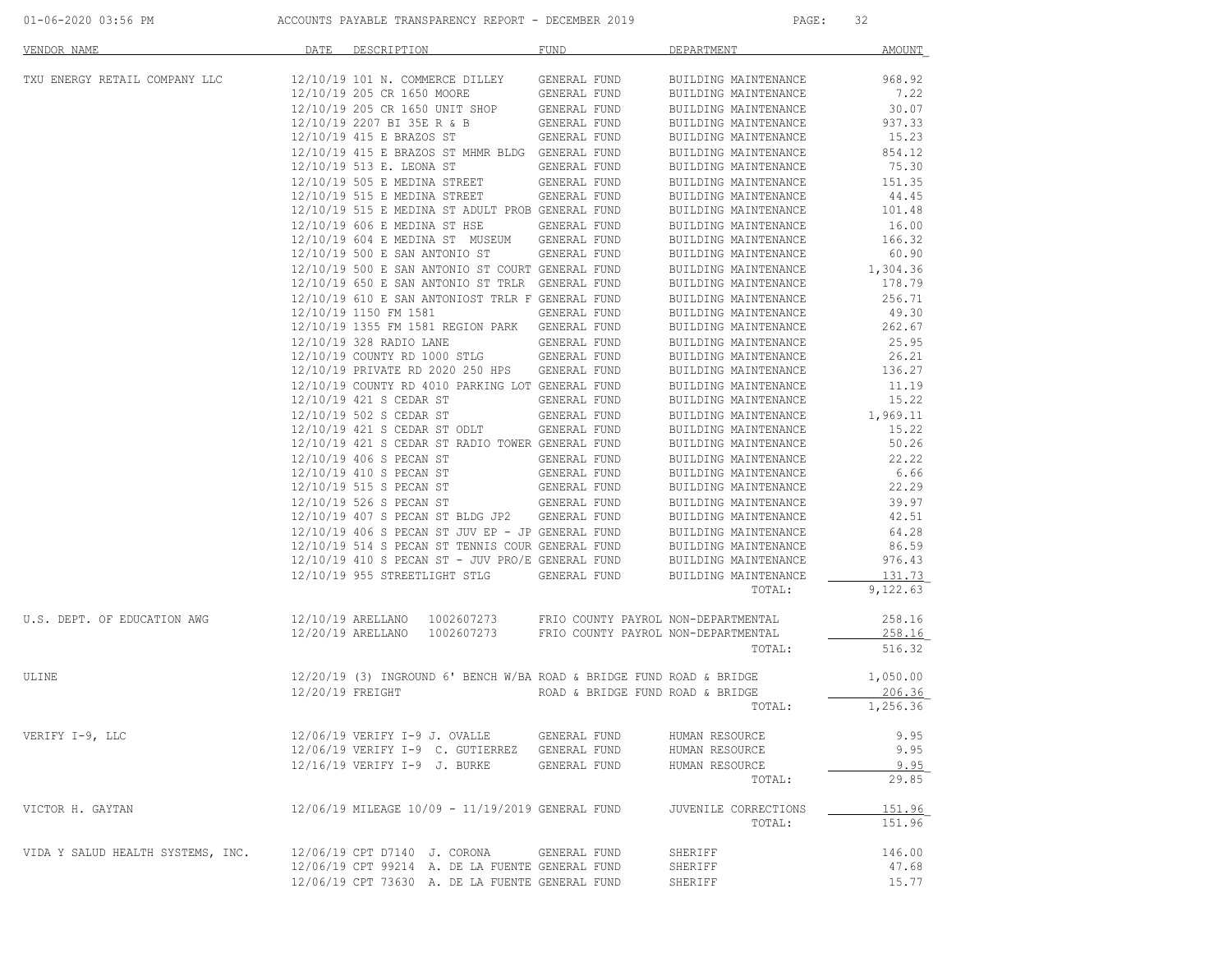ACCOUNTS PAYABLE TRANSPARENCY REPORT - DECEMBER 2019

| VENDOR NAME | DATE | DESCRIPTION | FUND | DEPARTMENT | AMOUNT |
|---|---|---|---|---|---|
| TXU ENERGY RETAIL COMPANY LLC | 12/10/19 | 101 N. COMMERCE DILLEY | GENERAL FUND | BUILDING MAINTENANCE | 968.92 |
| | 12/10/19 | 205 CR 1650 MOORE | GENERAL FUND | BUILDING MAINTENANCE | 7.22 |
| | 12/10/19 | 205 CR 1650 UNIT SHOP | GENERAL FUND | BUILDING MAINTENANCE | 30.07 |
| | 12/10/19 | 2207 BI 35E R & B | GENERAL FUND | BUILDING MAINTENANCE | 937.33 |
| | 12/10/19 | 415 E BRAZOS ST | GENERAL FUND | BUILDING MAINTENANCE | 15.23 |
| | 12/10/19 | 415 E BRAZOS ST MHMR BLDG | GENERAL FUND | BUILDING MAINTENANCE | 854.12 |
| | 12/10/19 | 513 E. LEONA ST | GENERAL FUND | BUILDING MAINTENANCE | 75.30 |
| | 12/10/19 | 505 E MEDINA STREET | GENERAL FUND | BUILDING MAINTENANCE | 151.35 |
| | 12/10/19 | 515 E MEDINA STREET | GENERAL FUND | BUILDING MAINTENANCE | 44.45 |
| | 12/10/19 | 515 E MEDINA ST ADULT PROB | GENERAL FUND | BUILDING MAINTENANCE | 101.48 |
| | 12/10/19 | 606 E MEDINA ST HSE | GENERAL FUND | BUILDING MAINTENANCE | 16.00 |
| | 12/10/19 | 604 E MEDINA ST MUSEUM | GENERAL FUND | BUILDING MAINTENANCE | 166.32 |
| | 12/10/19 | 500 E SAN ANTONIO ST | GENERAL FUND | BUILDING MAINTENANCE | 60.90 |
| | 12/10/19 | 500 E SAN ANTONIO ST COURT | GENERAL FUND | BUILDING MAINTENANCE | 1,304.36 |
| | 12/10/19 | 650 E SAN ANTONIO ST TRLR | GENERAL FUND | BUILDING MAINTENANCE | 178.79 |
| | 12/10/19 | 610 E SAN ANTONIOST TRLR F | GENERAL FUND | BUILDING MAINTENANCE | 256.71 |
| | 12/10/19 | 1150 FM 1581 | GENERAL FUND | BUILDING MAINTENANCE | 49.30 |
| | 12/10/19 | 1355 FM 1581 REGION PARK | GENERAL FUND | BUILDING MAINTENANCE | 262.67 |
| | 12/10/19 | 328 RADIO LANE | GENERAL FUND | BUILDING MAINTENANCE | 25.95 |
| | 12/10/19 | COUNTY RD 1000 STLG | GENERAL FUND | BUILDING MAINTENANCE | 26.21 |
| | 12/10/19 | PRIVATE RD 2020 250 HPS | GENERAL FUND | BUILDING MAINTENANCE | 136.27 |
| | 12/10/19 | COUNTY RD 4010 PARKING LOT | GENERAL FUND | BUILDING MAINTENANCE | 11.19 |
| | 12/10/19 | 421 S CEDAR ST | GENERAL FUND | BUILDING MAINTENANCE | 15.22 |
| | 12/10/19 | 502 S CEDAR ST | GENERAL FUND | BUILDING MAINTENANCE | 1,969.11 |
| | 12/10/19 | 421 S CEDAR ST ODLT | GENERAL FUND | BUILDING MAINTENANCE | 15.22 |
| | 12/10/19 | 421 S CEDAR ST RADIO TOWER | GENERAL FUND | BUILDING MAINTENANCE | 50.26 |
| | 12/10/19 | 406 S PECAN ST | GENERAL FUND | BUILDING MAINTENANCE | 22.22 |
| | 12/10/19 | 410 S PECAN ST | GENERAL FUND | BUILDING MAINTENANCE | 6.66 |
| | 12/10/19 | 515 S PECAN ST | GENERAL FUND | BUILDING MAINTENANCE | 22.29 |
| | 12/10/19 | 526 S PECAN ST | GENERAL FUND | BUILDING MAINTENANCE | 39.97 |
| | 12/10/19 | 407 S PECAN ST BLDG JP2 | GENERAL FUND | BUILDING MAINTENANCE | 42.51 |
| | 12/10/19 | 406 S PECAN ST JUV EP - JP | GENERAL FUND | BUILDING MAINTENANCE | 64.28 |
| | 12/10/19 | 514 S PECAN ST TENNIS COUR | GENERAL FUND | BUILDING MAINTENANCE | 86.59 |
| | 12/10/19 | 410 S PECAN ST - JUV PRO/E | GENERAL FUND | BUILDING MAINTENANCE | 976.43 |
| | 12/10/19 | 955 STREETLIGHT STLG | GENERAL FUND | BUILDING MAINTENANCE | 131.73 |
| | | | | TOTAL: | 9,122.63 |
| U.S. DEPT. OF EDUCATION AWG | 12/10/19 | ARELLANO 1002607273 | FRIO COUNTY PAYROL | NON-DEPARTMENTAL | 258.16 |
| | 12/20/19 | ARELLANO 1002607273 | FRIO COUNTY PAYROL | NON-DEPARTMENTAL | 258.16 |
| | | | | TOTAL: | 516.32 |
| ULINE | 12/20/19 | (3) INGROUND 6' BENCH W/BA | ROAD & BRIDGE FUND | ROAD & BRIDGE | 1,050.00 |
| | 12/20/19 | FREIGHT | ROAD & BRIDGE FUND | ROAD & BRIDGE | 206.36 |
| | | | | TOTAL: | 1,256.36 |
| VERIFY I-9, LLC | 12/06/19 | VERIFY I-9 J. OVALLE | GENERAL FUND | HUMAN RESOURCE | 9.95 |
| | 12/06/19 | VERIFY I-9 C. GUTIERREZ | GENERAL FUND | HUMAN RESOURCE | 9.95 |
| | 12/16/19 | VERIFY I-9 J. BURKE | GENERAL FUND | HUMAN RESOURCE | 9.95 |
| | | | | TOTAL: | 29.85 |
| VICTOR H. GAYTAN | 12/06/19 | MILEAGE 10/09 - 11/19/2019 | GENERAL FUND | JUVENILE CORRECTIONS | 151.96 |
| | | | | TOTAL: | 151.96 |
| VIDA Y SALUD HEALTH SYSTEMS, INC. | 12/06/19 | CPT D7140 J. CORONA | GENERAL FUND | SHERIFF | 146.00 |
| | 12/06/19 | CPT 99214 A. DE LA FUENTE | GENERAL FUND | SHERIFF | 47.68 |
| | 12/06/19 | CPT 73630 A. DE LA FUENTE | GENERAL FUND | SHERIFF | 15.77 |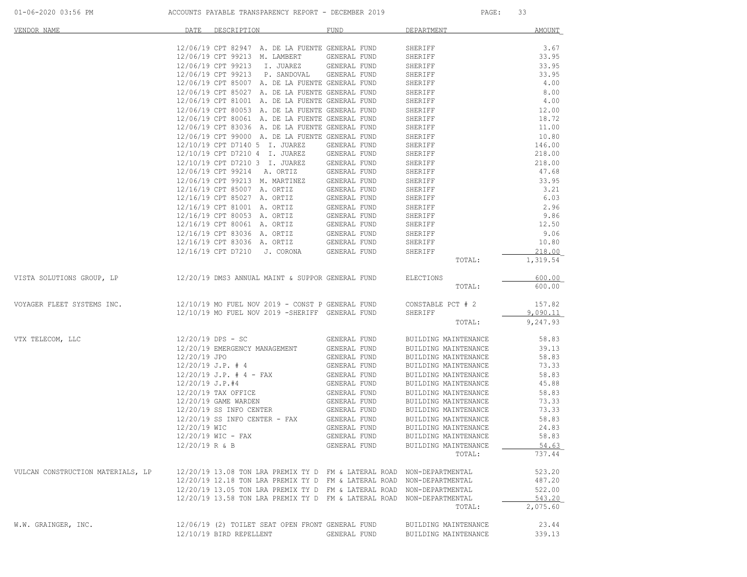| VENDOR NAME | DATE | DESCRIPTION | FUND | DEPARTMENT | AMOUNT |
|---|---|---|---|---|---|
| | 12/06/19 | CPT 82947 A. DE LA FUENTE | GENERAL FUND | SHERIFF | 3.67 |
| | 12/06/19 | CPT 99213 M. LAMBERT | GENERAL FUND | SHERIFF | 33.95 |
| | 12/06/19 | CPT 99213 I. JUAREZ | GENERAL FUND | SHERIFF | 33.95 |
| | 12/06/19 | CPT 99213 P. SANDOVAL | GENERAL FUND | SHERIFF | 33.95 |
| | 12/06/19 | CPT 85007 A. DE LA FUENTE | GENERAL FUND | SHERIFF | 4.00 |
| | 12/06/19 | CPT 85027 A. DE LA FUENTE | GENERAL FUND | SHERIFF | 8.00 |
| | 12/06/19 | CPT 81001 A. DE LA FUENTE | GENERAL FUND | SHERIFF | 4.00 |
| | 12/06/19 | CPT 80053 A. DE LA FUENTE | GENERAL FUND | SHERIFF | 12.00 |
| | 12/06/19 | CPT 80061 A. DE LA FUENTE | GENERAL FUND | SHERIFF | 18.72 |
| | 12/06/19 | CPT 83036 A. DE LA FUENTE | GENERAL FUND | SHERIFF | 11.00 |
| | 12/06/19 | CPT 99000 A. DE LA FUENTE | GENERAL FUND | SHERIFF | 10.80 |
| | 12/10/19 | CPT D7140 5 I. JUAREZ | GENERAL FUND | SHERIFF | 146.00 |
| | 12/10/19 | CPT D7210 4 I. JUAREZ | GENERAL FUND | SHERIFF | 218.00 |
| | 12/10/19 | CPT D7210 3 I. JUAREZ | GENERAL FUND | SHERIFF | 218.00 |
| | 12/06/19 | CPT 99214 A. ORTIZ | GENERAL FUND | SHERIFF | 47.68 |
| | 12/06/19 | CPT 99213 M. MARTINEZ | GENERAL FUND | SHERIFF | 33.95 |
| | 12/16/19 | CPT 85007 A. ORTIZ | GENERAL FUND | SHERIFF | 3.21 |
| | 12/16/19 | CPT 85027 A. ORTIZ | GENERAL FUND | SHERIFF | 6.03 |
| | 12/16/19 | CPT 81001 A. ORTIZ | GENERAL FUND | SHERIFF | 2.96 |
| | 12/16/19 | CPT 80053 A. ORTIZ | GENERAL FUND | SHERIFF | 9.86 |
| | 12/16/19 | CPT 80061 A. ORTIZ | GENERAL FUND | SHERIFF | 12.50 |
| | 12/16/19 | CPT 83036 A. ORTIZ | GENERAL FUND | SHERIFF | 9.06 |
| | 12/16/19 | CPT 83036 A. ORTIZ | GENERAL FUND | SHERIFF | 10.80 |
| | 12/16/19 | CPT D7210 J. CORONA | GENERAL FUND | SHERIFF | 218.00 |
| | | | | TOTAL: | 1,319.54 |
| VISTA SOLUTIONS GROUP, LP | 12/20/19 | DMS3 ANNUAL MAINT & SUPPOR | GENERAL FUND | ELECTIONS | 600.00 |
| | | | | TOTAL: | 600.00 |
| VOYAGER FLEET SYSTEMS INC. | 12/10/19 | MO FUEL NOV 2019 - CONST P | GENERAL FUND | CONSTABLE PCT # 2 | 157.82 |
| | 12/10/19 | MO FUEL NOV 2019 -SHERIFF | GENERAL FUND | SHERIFF | 9,090.11 |
| | | | | TOTAL: | 9,247.93 |
| VTX TELECOM, LLC | 12/20/19 | DPS - SC | GENERAL FUND | BUILDING MAINTENANCE | 58.83 |
| | 12/20/19 | EMERGENCY MANAGEMENT | GENERAL FUND | BUILDING MAINTENANCE | 39.13 |
| | 12/20/19 | JPO | GENERAL FUND | BUILDING MAINTENANCE | 58.83 |
| | 12/20/19 | J.P. # 4 | GENERAL FUND | BUILDING MAINTENANCE | 73.33 |
| | 12/20/19 | J.P. # 4 - FAX | GENERAL FUND | BUILDING MAINTENANCE | 58.83 |
| | 12/20/19 | J.P.#4 | GENERAL FUND | BUILDING MAINTENANCE | 45.88 |
| | 12/20/19 | TAX OFFICE | GENERAL FUND | BUILDING MAINTENANCE | 58.83 |
| | 12/20/19 | GAME WARDEN | GENERAL FUND | BUILDING MAINTENANCE | 73.33 |
| | 12/20/19 | SS INFO CENTER | GENERAL FUND | BUILDING MAINTENANCE | 73.33 |
| | 12/20/19 | SS INFO CENTER - FAX | GENERAL FUND | BUILDING MAINTENANCE | 58.83 |
| | 12/20/19 | WIC | GENERAL FUND | BUILDING MAINTENANCE | 24.83 |
| | 12/20/19 | WIC - FAX | GENERAL FUND | BUILDING MAINTENANCE | 58.83 |
| | 12/20/19 | R & B | GENERAL FUND | BUILDING MAINTENANCE | 54.63 |
| | | | | TOTAL: | 737.44 |
| VULCAN CONSTRUCTION MATERIALS, LP | 12/20/19 | 13.08 TON LRA PREMIX TY D | FM & LATERAL ROAD | NON-DEPARTMENTAL | 523.20 |
| | 12/20/19 | 12.18 TON LRA PREMIX TY D | FM & LATERAL ROAD | NON-DEPARTMENTAL | 487.20 |
| | 12/20/19 | 13.05 TON LRA PREMIX TY D | FM & LATERAL ROAD | NON-DEPARTMENTAL | 522.00 |
| | 12/20/19 | 13.58 TON LRA PREMIX TY D | FM & LATERAL ROAD | NON-DEPARTMENTAL | 543.20 |
| | | | | TOTAL: | 2,075.60 |
| W.W. GRAINGER, INC. | 12/06/19 | (2) TOILET SEAT OPEN FRONT | GENERAL FUND | BUILDING MAINTENANCE | 23.44 |
| | 12/10/19 | BIRD REPELLENT | GENERAL FUND | BUILDING MAINTENANCE | 339.13 |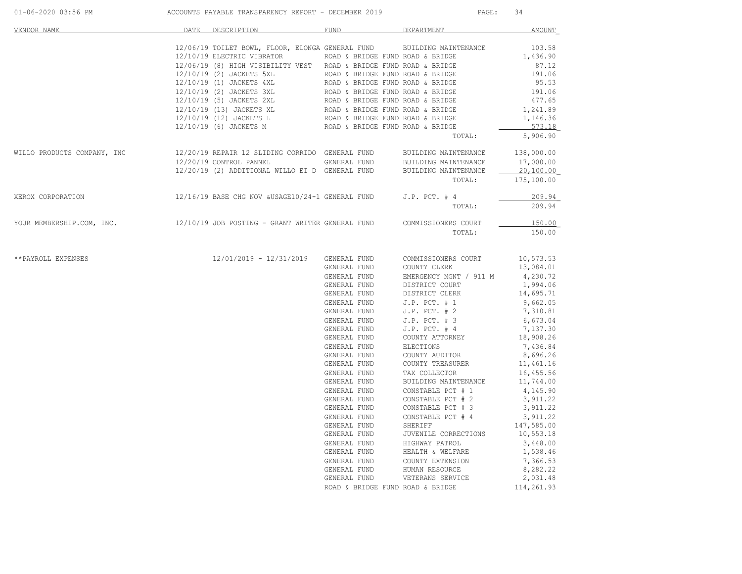| VENDOR NAME | DATE | DESCRIPTION | FUND | DEPARTMENT | AMOUNT |
|---|---|---|---|---|---|
| | 12/06/19 | TOILET BOWL, FLOOR, ELONGA | GENERAL FUND | BUILDING MAINTENANCE | 103.58 |
| | 12/10/19 | ELECTRIC VIBRATOR | ROAD & BRIDGE FUND | ROAD & BRIDGE | 1,436.90 |
| | 12/06/19 | (8) HIGH VISIBILITY VEST | ROAD & BRIDGE FUND | ROAD & BRIDGE | 87.12 |
| | 12/10/19 | (2) JACKETS 5XL | ROAD & BRIDGE FUND | ROAD & BRIDGE | 191.06 |
| | 12/10/19 | (1) JACKETS 4XL | ROAD & BRIDGE FUND | ROAD & BRIDGE | 95.53 |
| | 12/10/19 | (2) JACKETS 3XL | ROAD & BRIDGE FUND | ROAD & BRIDGE | 191.06 |
| | 12/10/19 | (5) JACKETS 2XL | ROAD & BRIDGE FUND | ROAD & BRIDGE | 477.65 |
| | 12/10/19 | (13) JACKETS XL | ROAD & BRIDGE FUND | ROAD & BRIDGE | 1,241.89 |
| | 12/10/19 | (12) JACKETS L | ROAD & BRIDGE FUND | ROAD & BRIDGE | 1,146.36 |
| | 12/10/19 | (6) JACKETS M | ROAD & BRIDGE FUND | ROAD & BRIDGE | 573.18 |
| | | | | TOTAL: | 5,906.90 |
| WILLO PRODUCTS COMPANY, INC | 12/20/19 | REPAIR 12 SLIDING CORRIDO | GENERAL FUND | BUILDING MAINTENANCE | 138,000.00 |
| | 12/20/19 | CONTROL PANNEL | GENERAL FUND | BUILDING MAINTENANCE | 17,000.00 |
| | 12/20/19 | (2) ADDITIONAL WILLO EI D | GENERAL FUND | BUILDING MAINTENANCE | 20,100.00 |
| | | | | TOTAL: | 175,100.00 |
| XEROX CORPORATION | 12/16/19 | BASE CHG NOV &USAGE10/24-1 | GENERAL FUND | J.P. PCT. # 4 | 209.94 |
| | | | | TOTAL: | 209.94 |
| YOUR MEMBERSHIP.COM, INC. | 12/10/19 | JOB POSTING - GRANT WRITER | GENERAL FUND | COMMISSIONERS COURT | 150.00 |
| | | | | TOTAL: | 150.00 |
| **PAYROLL EXPENSES | | 12/01/2019 - 12/31/2019 | GENERAL FUND | COMMISSIONERS COURT | 10,573.53 |
| | | | GENERAL FUND | COUNTY CLERK | 13,084.01 |
| | | | GENERAL FUND | EMERGENCY MGNT / 911 M | 4,230.72 |
| | | | GENERAL FUND | DISTRICT COURT | 1,994.06 |
| | | | GENERAL FUND | DISTRICT CLERK | 14,695.71 |
| | | | GENERAL FUND | J.P. PCT. # 1 | 9,662.05 |
| | | | GENERAL FUND | J.P. PCT. # 2 | 7,310.81 |
| | | | GENERAL FUND | J.P. PCT. # 3 | 6,673.04 |
| | | | GENERAL FUND | J.P. PCT. # 4 | 7,137.30 |
| | | | GENERAL FUND | COUNTY ATTORNEY | 18,908.26 |
| | | | GENERAL FUND | ELECTIONS | 7,436.84 |
| | | | GENERAL FUND | COUNTY AUDITOR | 8,696.26 |
| | | | GENERAL FUND | COUNTY TREASURER | 11,461.16 |
| | | | GENERAL FUND | TAX COLLECTOR | 16,455.56 |
| | | | GENERAL FUND | BUILDING MAINTENANCE | 11,744.00 |
| | | | GENERAL FUND | CONSTABLE PCT # 1 | 4,145.90 |
| | | | GENERAL FUND | CONSTABLE PCT # 2 | 3,911.22 |
| | | | GENERAL FUND | CONSTABLE PCT # 3 | 3,911.22 |
| | | | GENERAL FUND | CONSTABLE PCT # 4 | 3,911.22 |
| | | | GENERAL FUND | SHERIFF | 147,585.00 |
| | | | GENERAL FUND | JUVENILE CORRECTIONS | 10,553.18 |
| | | | GENERAL FUND | HIGHWAY PATROL | 3,448.00 |
| | | | GENERAL FUND | HEALTH & WELFARE | 1,538.46 |
| | | | GENERAL FUND | COUNTY EXTENSION | 7,366.53 |
| | | | GENERAL FUND | HUMAN RESOURCE | 8,282.22 |
| | | | GENERAL FUND | VETERANS SERVICE | 2,031.48 |
| | | | ROAD & BRIDGE FUND | ROAD & BRIDGE | 114,261.93 |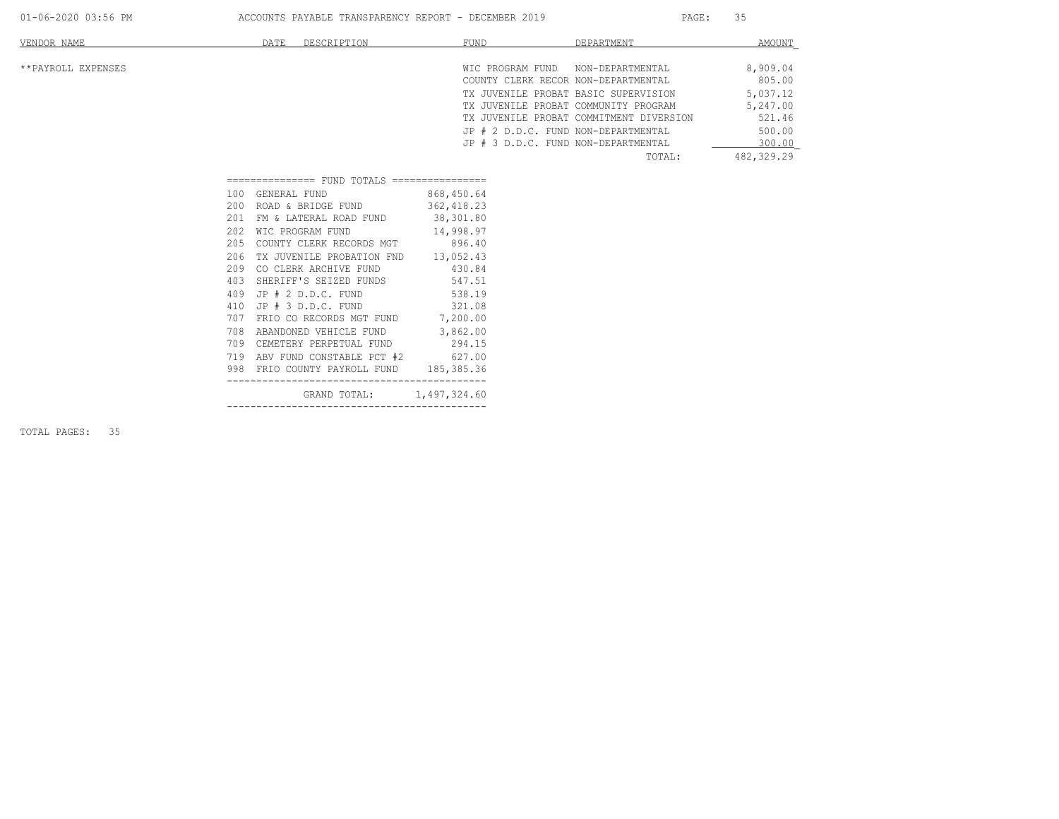| VENDOR NAME | DATE | DESCRIPTION | FUND | DEPARTMENT | AMOUNT |
|---|---|---|---|---|---|
| **PAYROLL EXPENSES | | | WIC PROGRAM FUND | NON-DEPARTMENTAL | 8,909.04 |
| | | | COUNTY CLERK RECOR | NON-DEPARTMENTAL | 805.00 |
| | | | TX JUVENILE PROBAT | BASIC SUPERVISION | 5,037.12 |
| | | | TX JUVENILE PROBAT | COMMUNITY PROGRAM | 5,247.00 |
| | | | TX JUVENILE PROBAT | COMMITMENT DIVERSION | 521.46 |
| | | | JP # 2 D.D.C. FUND | NON-DEPARTMENTAL | 500.00 |
| | | | JP # 3 D.D.C. FUND | NON-DEPARTMENTAL | 300.00 |
| | | | | TOTAL: | 482,329.29 |

=============== FUND TOTALS ================

| | FUND | AMOUNT |
|---|---|---|
| 100 | GENERAL FUND | 868,450.64 |
| 200 | ROAD & BRIDGE FUND | 362,418.23 |
| 201 | FM & LATERAL ROAD FUND | 38,301.80 |
| 202 | WIC PROGRAM FUND | 14,998.97 |
| 205 | COUNTY CLERK RECORDS MGT | 896.40 |
| 206 | TX JUVENILE PROBATION FND | 13,052.43 |
| 209 | CO CLERK ARCHIVE FUND | 430.84 |
| 403 | SHERIFF'S SEIZED FUNDS | 547.51 |
| 409 | JP # 2 D.D.C. FUND | 538.19 |
| 410 | JP # 3 D.D.C. FUND | 321.08 |
| 707 | FRIO CO RECORDS MGT FUND | 7,200.00 |
| 708 | ABANDONED VEHICLE FUND | 3,862.00 |
| 709 | CEMETERY PERPETUAL FUND | 294.15 |
| 719 | ABV FUND CONSTABLE PCT #2 | 627.00 |
| 998 | FRIO COUNTY PAYROLL FUND | 185,385.36 |
| | GRAND TOTAL: | 1,497,324.60 |

TOTAL PAGES: 35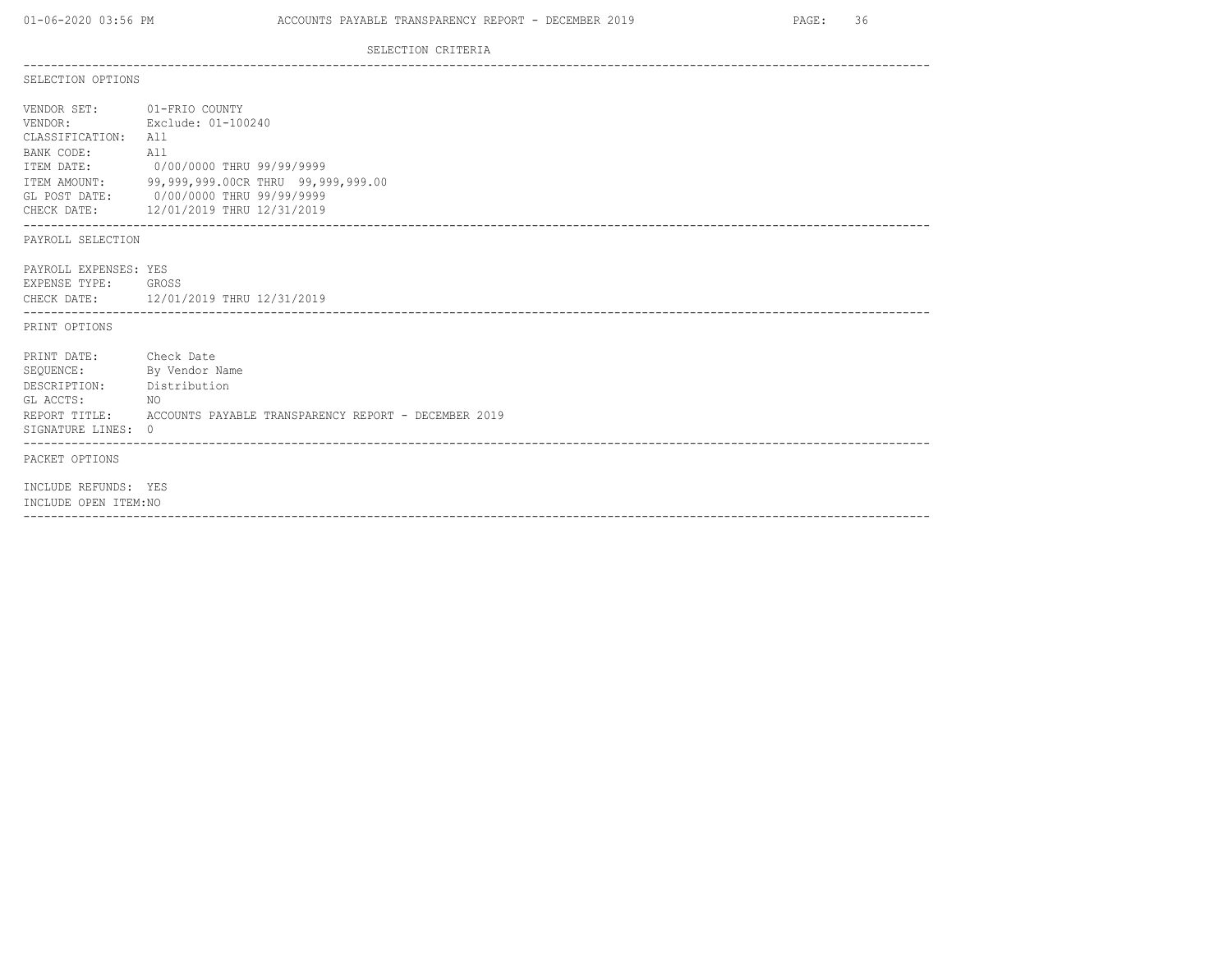## SELECTION CRITERIA

### SELECTION OPTIONS

VENDOR SET: 01-FRIO COUNTY
VENDOR: Exclude: 01-100240
CLASSIFICATION: All
BANK CODE: All
ITEM DATE: 0/00/0000 THRU 99/99/9999
ITEM AMOUNT: 99,999,999.00CR THRU 99,999,999.00
GL POST DATE: 0/00/0000 THRU 99/99/9999
CHECK DATE: 12/01/2019 THRU 12/31/2019

### PAYROLL SELECTION

PAYROLL EXPENSES: YES
EXPENSE TYPE: GROSS
CHECK DATE: 12/01/2019 THRU 12/31/2019

### PRINT OPTIONS

PRINT DATE: Check Date
SEQUENCE: By Vendor Name
DESCRIPTION: Distribution
GL ACCTS: NO
REPORT TITLE: ACCOUNTS PAYABLE TRANSPARENCY REPORT - DECEMBER 2019
SIGNATURE LINES: 0

### PACKET OPTIONS

INCLUDE REFUNDS: YES
INCLUDE OPEN ITEM:NO